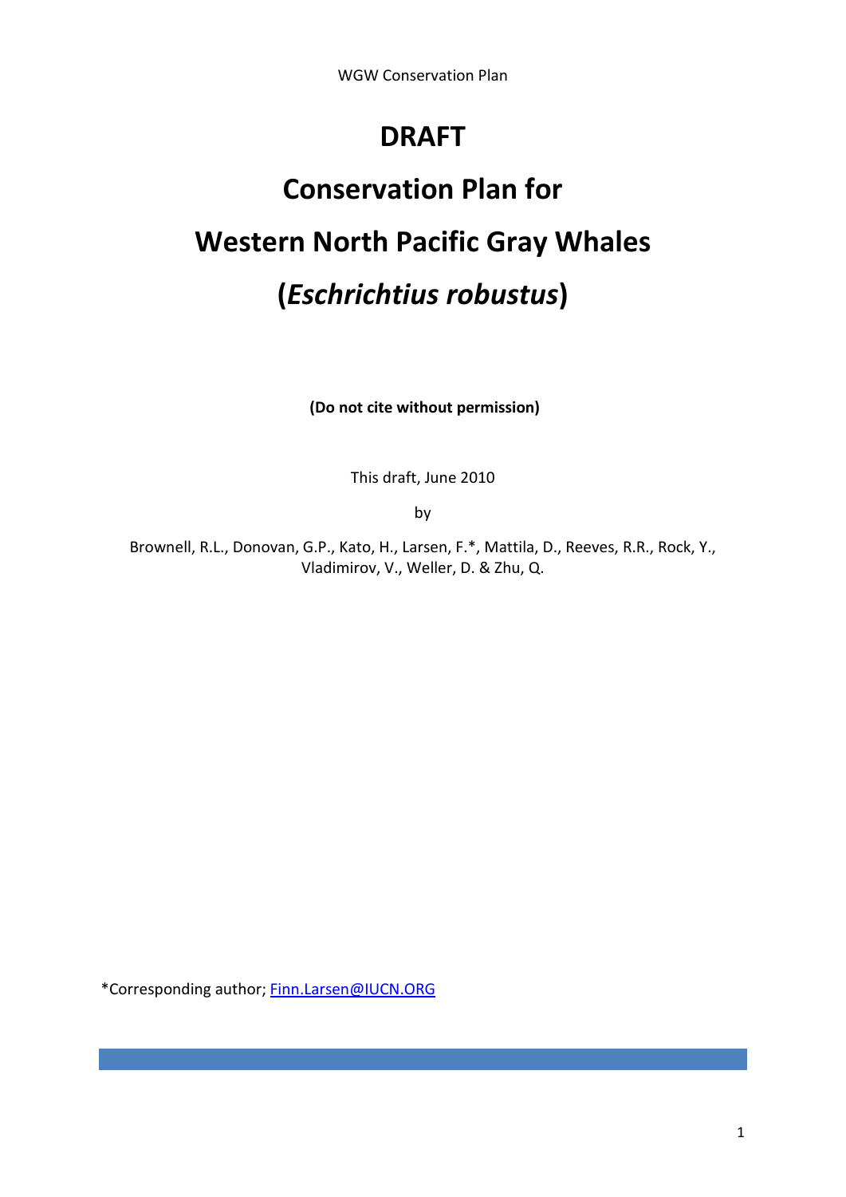# DRAFT

# Conservation Plan for

# Western North Pacific Gray Whales

# (*Eschrichtius robustus*)

**(Do not cite without permission)**

This draft, June 2010

by

Brownell, R.L., Donovan, G.P., Kato, H., Larsen, F.*, Mattila, D., Reeves, R.R., Rock, Y., Vladimirov, V., Weller, D. & Zhu, Q.

*Corresponding author; Finn.Larsen@IUCN.ORG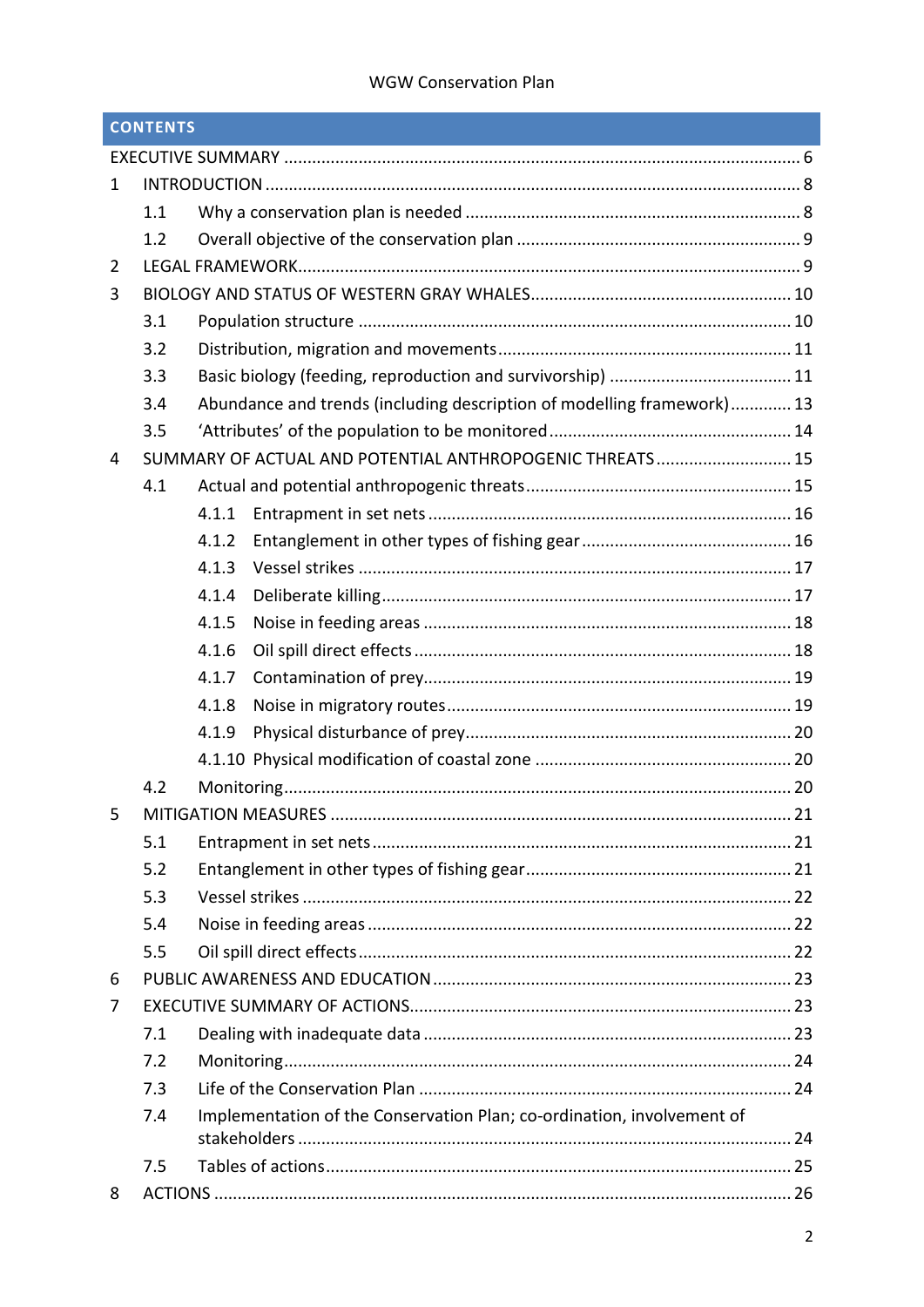## CONTENTS

- EXECUTIVE SUMMARY ....... 6
- 1 INTRODUCTION ....... 8
  - 1.1 Why a conservation plan is needed ....... 8
  - 1.2 Overall objective of the conservation plan ....... 9
- 2 LEGAL FRAMEWORK ....... 9
- 3 BIOLOGY AND STATUS OF WESTERN GRAY WHALES ....... 10
  - 3.1 Population structure ....... 10
  - 3.2 Distribution, migration and movements ....... 11
  - 3.3 Basic biology (feeding, reproduction and survivorship) ....... 11
  - 3.4 Abundance and trends (including description of modelling framework) ....... 13
  - 3.5 'Attributes' of the population to be monitored ....... 14
- 4 SUMMARY OF ACTUAL AND POTENTIAL ANTHROPOGENIC THREATS ....... 15
  - 4.1 Actual and potential anthropogenic threats ....... 15
    - 4.1.1 Entrapment in set nets ....... 16
    - 4.1.2 Entanglement in other types of fishing gear ....... 16
    - 4.1.3 Vessel strikes ....... 17
    - 4.1.4 Deliberate killing ....... 17
    - 4.1.5 Noise in feeding areas ....... 18
    - 4.1.6 Oil spill direct effects ....... 18
    - 4.1.7 Contamination of prey ....... 19
    - 4.1.8 Noise in migratory routes ....... 19
    - 4.1.9 Physical disturbance of prey ....... 20
    - 4.1.10 Physical modification of coastal zone ....... 20
  - 4.2 Monitoring ....... 20
- 5 MITIGATION MEASURES ....... 21
  - 5.1 Entrapment in set nets ....... 21
  - 5.2 Entanglement in other types of fishing gear ....... 21
  - 5.3 Vessel strikes ....... 22
  - 5.4 Noise in feeding areas ....... 22
  - 5.5 Oil spill direct effects ....... 22
- 6 PUBLIC AWARENESS AND EDUCATION ....... 23
- 7 EXECUTIVE SUMMARY OF ACTIONS ....... 23
  - 7.1 Dealing with inadequate data ....... 23
  - 7.2 Monitoring ....... 24
  - 7.3 Life of the Conservation Plan ....... 24
  - 7.4 Implementation of the Conservation Plan; co-ordination, involvement of stakeholders ....... 24
  - 7.5 Tables of actions ....... 25
- 8 ACTIONS ....... 26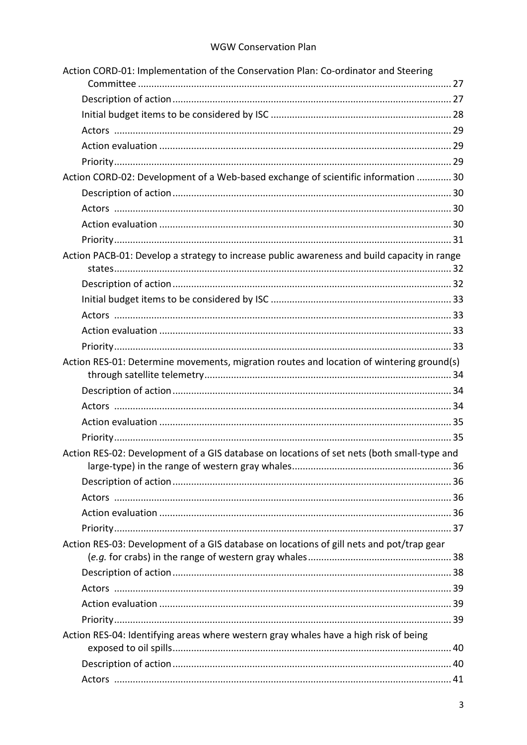Action CORD-01: Implementation of the Conservation Plan: Co-ordinator and Steering Committee ..... 27

- Description of action ..... 27
- Initial budget items to be considered by ISC ..... 28
- Actors ..... 29
- Action evaluation ..... 29
- Priority ..... 29

Action CORD-02: Development of a Web-based exchange of scientific information ..... 30

- Description of action ..... 30
- Actors ..... 30
- Action evaluation ..... 30
- Priority ..... 31

Action PACB-01: Develop a strategy to increase public awareness and build capacity in range states ..... 32

- Description of action ..... 32
- Initial budget items to be considered by ISC ..... 33
- Actors ..... 33
- Action evaluation ..... 33
- Priority ..... 33

Action RES-01: Determine movements, migration routes and location of wintering ground(s) through satellite telemetry ..... 34

- Description of action ..... 34
- Actors ..... 34
- Action evaluation ..... 35
- Priority ..... 35

Action RES-02: Development of a GIS database on locations of set nets (both small-type and large-type) in the range of western gray whales ..... 36

- Description of action ..... 36
- Actors ..... 36
- Action evaluation ..... 36
- Priority ..... 37

Action RES-03: Development of a GIS database on locations of gill nets and pot/trap gear (*e.g.* for crabs) in the range of western gray whales ..... 38

- Description of action ..... 38
- Actors ..... 39
- Action evaluation ..... 39
- Priority ..... 39

Action RES-04: Identifying areas where western gray whales have a high risk of being exposed to oil spills ..... 40

- Description of action ..... 40
- Actors ..... 41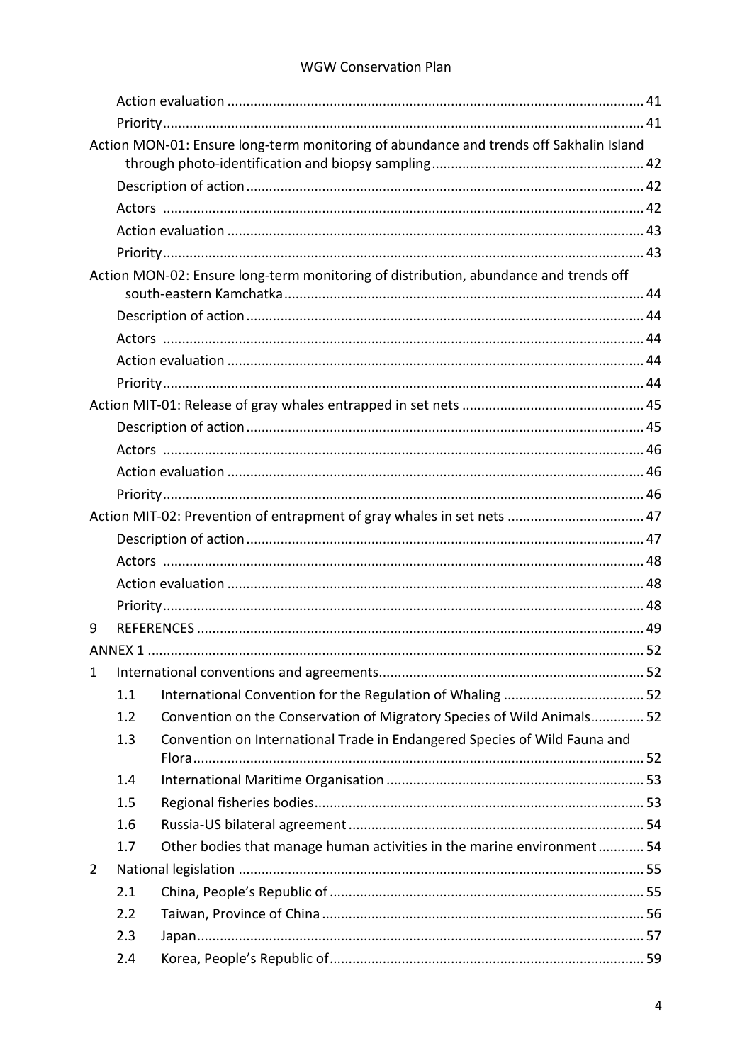Action evaluation ............ 41

Priority ............ 41

Action MON-01: Ensure long-term monitoring of abundance and trends off Sakhalin Island through photo-identification and biopsy sampling ............ 42

Description of action ............ 42

Actors ............ 42

Action evaluation ............ 43

Priority ............ 43

Action MON-02: Ensure long-term monitoring of distribution, abundance and trends off south-eastern Kamchatka ............ 44

Description of action ............ 44

Actors ............ 44

Action evaluation ............ 44

Priority ............ 44

Action MIT-01: Release of gray whales entrapped in set nets ............ 45

Description of action ............ 45

Actors ............ 46

Action evaluation ............ 46

Priority ............ 46

Action MIT-02: Prevention of entrapment of gray whales in set nets ............ 47

Description of action ............ 47

Actors ............ 48

Action evaluation ............ 48

Priority ............ 48

9 REFERENCES ............ 49

ANNEX 1 ............ 52

1 International conventions and agreements ............ 52

1.1 International Convention for the Regulation of Whaling ............ 52

1.2 Convention on the Conservation of Migratory Species of Wild Animals ............ 52

1.3 Convention on International Trade in Endangered Species of Wild Fauna and Flora ............ 52

1.4 International Maritime Organisation ............ 53

1.5 Regional fisheries bodies ............ 53

1.6 Russia-US bilateral agreement ............ 54

1.7 Other bodies that manage human activities in the marine environment ............ 54

2 National legislation ............ 55

2.1 China, People's Republic of ............ 55

2.2 Taiwan, Province of China ............ 56

2.3 Japan ............ 57

2.4 Korea, People's Republic of ............ 59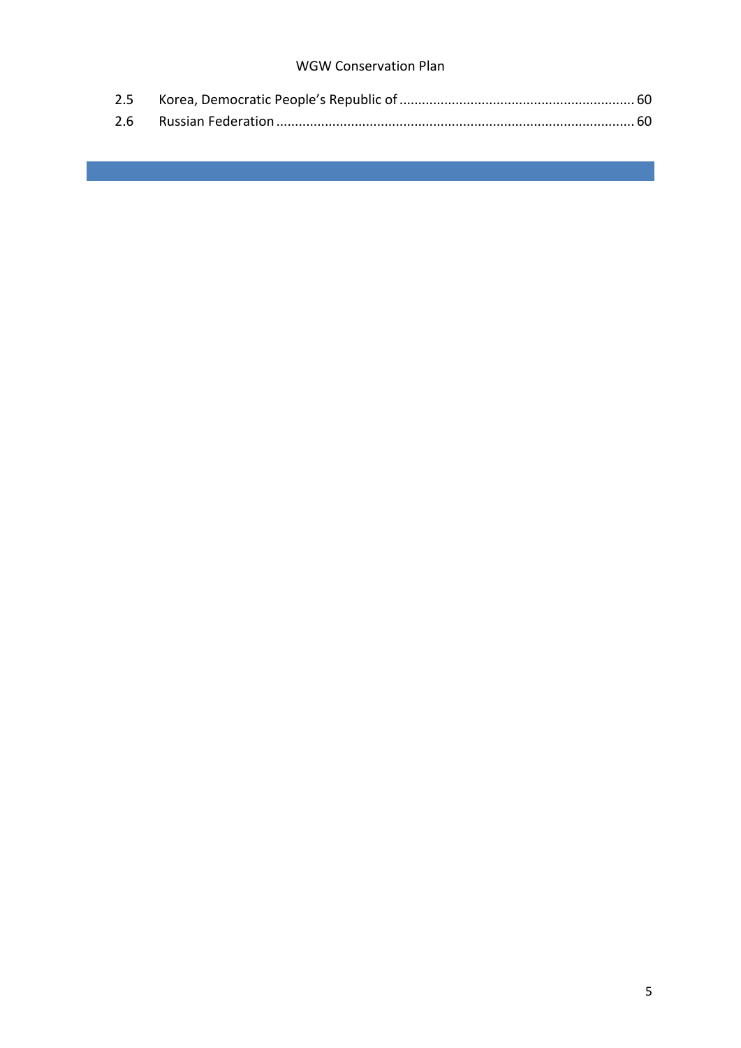2.5 Korea, Democratic People's Republic of ............................................................. 60

2.6 Russian Federation ............................................................................................. 60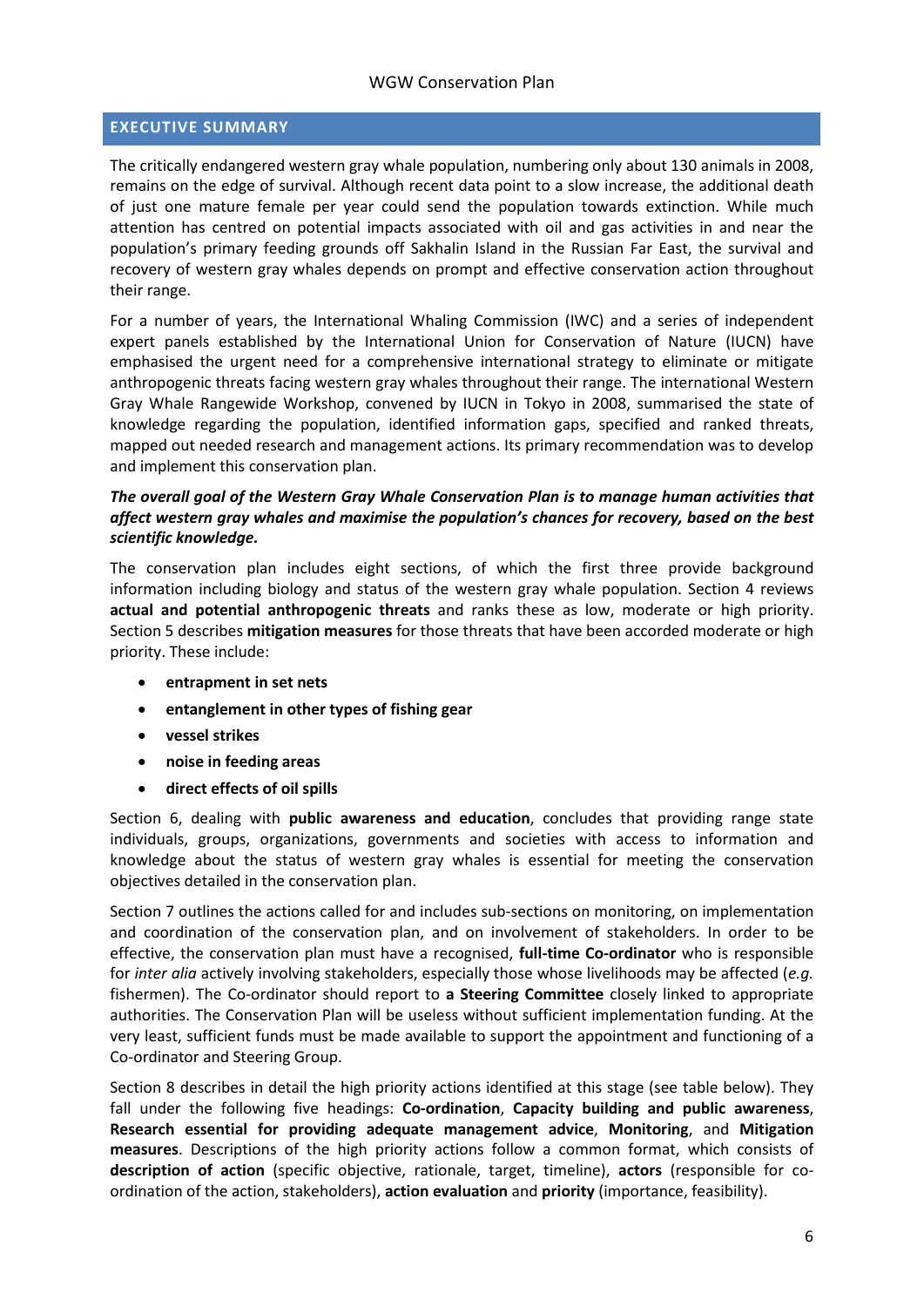## EXECUTIVE SUMMARY

The critically endangered western gray whale population, numbering only about 130 animals in 2008, remains on the edge of survival. Although recent data point to a slow increase, the additional death of just one mature female per year could send the population towards extinction. While much attention has centred on potential impacts associated with oil and gas activities in and near the population's primary feeding grounds off Sakhalin Island in the Russian Far East, the survival and recovery of western gray whales depends on prompt and effective conservation action throughout their range.

For a number of years, the International Whaling Commission (IWC) and a series of independent expert panels established by the International Union for Conservation of Nature (IUCN) have emphasised the urgent need for a comprehensive international strategy to eliminate or mitigate anthropogenic threats facing western gray whales throughout their range. The international Western Gray Whale Rangewide Workshop, convened by IUCN in Tokyo in 2008, summarised the state of knowledge regarding the population, identified information gaps, specified and ranked threats, mapped out needed research and management actions. Its primary recommendation was to develop and implement this conservation plan.

***The overall goal of the Western Gray Whale Conservation Plan is to manage human activities that affect western gray whales and maximise the population's chances for recovery, based on the best scientific knowledge.***

The conservation plan includes eight sections, of which the first three provide background information including biology and status of the western gray whale population. Section 4 reviews **actual and potential anthropogenic threats** and ranks these as low, moderate or high priority. Section 5 describes **mitigation measures** for those threats that have been accorded moderate or high priority. These include:

- **entrapment in set nets**
- **entanglement in other types of fishing gear**
- **vessel strikes**
- **noise in feeding areas**
- **direct effects of oil spills**

Section 6, dealing with **public awareness and education**, concludes that providing range state individuals, groups, organizations, governments and societies with access to information and knowledge about the status of western gray whales is essential for meeting the conservation objectives detailed in the conservation plan.

Section 7 outlines the actions called for and includes sub-sections on monitoring, on implementation and coordination of the conservation plan, and on involvement of stakeholders. In order to be effective, the conservation plan must have a recognised, **full-time Co-ordinator** who is responsible for *inter alia* actively involving stakeholders, especially those whose livelihoods may be affected (*e.g.* fishermen). The Co-ordinator should report to **a Steering Committee** closely linked to appropriate authorities. The Conservation Plan will be useless without sufficient implementation funding. At the very least, sufficient funds must be made available to support the appointment and functioning of a Co-ordinator and Steering Group.

Section 8 describes in detail the high priority actions identified at this stage (see table below). They fall under the following five headings: **Co-ordination**, **Capacity building and public awareness**, **Research essential for providing adequate management advice**, **Monitoring**, and **Mitigation measures**. Descriptions of the high priority actions follow a common format, which consists of **description of action** (specific objective, rationale, target, timeline), **actors** (responsible for co-ordination of the action, stakeholders), **action evaluation** and **priority** (importance, feasibility).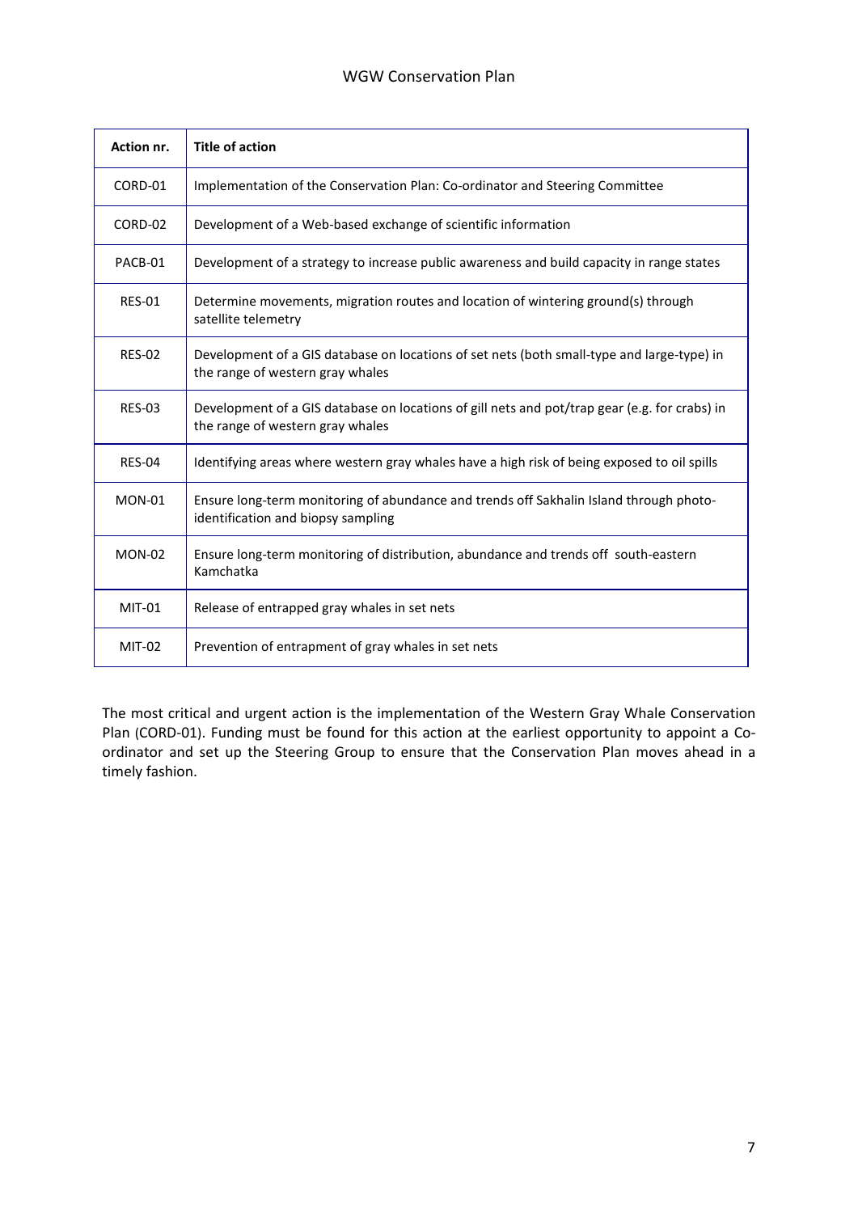| Action nr. | Title of action |
|---|---|
| CORD-01 | Implementation of the Conservation Plan: Co-ordinator and Steering Committee |
| CORD-02 | Development of a Web-based exchange of scientific information |
| PACB-01 | Development of a strategy to increase public awareness and build capacity in range states |
| RES-01 | Determine movements, migration routes and location of wintering ground(s) through satellite telemetry |
| RES-02 | Development of a GIS database on locations of set nets (both small-type and large-type) in the range of western gray whales |
| RES-03 | Development of a GIS database on locations of gill nets and pot/trap gear (e.g. for crabs) in the range of western gray whales |
| RES-04 | Identifying areas where western gray whales have a high risk of being exposed to oil spills |
| MON-01 | Ensure long-term monitoring of abundance and trends off Sakhalin Island through photo-identification and biopsy sampling |
| MON-02 | Ensure long-term monitoring of distribution, abundance and trends off south-eastern Kamchatka |
| MIT-01 | Release of entrapped gray whales in set nets |
| MIT-02 | Prevention of entrapment of gray whales in set nets |

The most critical and urgent action is the implementation of the Western Gray Whale Conservation Plan (CORD-01). Funding must be found for this action at the earliest opportunity to appoint a Co-ordinator and set up the Steering Group to ensure that the Conservation Plan moves ahead in a timely fashion.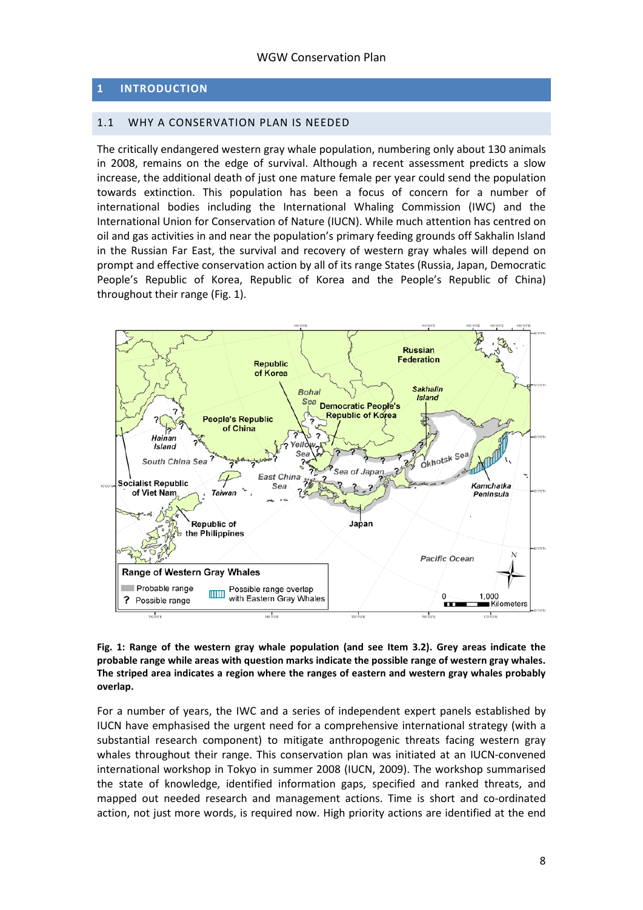# 1 INTRODUCTION

## 1.1 WHY A CONSERVATION PLAN IS NEEDED

The critically endangered western gray whale population, numbering only about 130 animals in 2008, remains on the edge of survival. Although a recent assessment predicts a slow increase, the additional death of just one mature female per year could send the population towards extinction. This population has been a focus of concern for a number of international bodies including the International Whaling Commission (IWC) and the International Union for Conservation of Nature (IUCN). While much attention has centred on oil and gas activities in and near the population's primary feeding grounds off Sakhalin Island in the Russian Far East, the survival and recovery of western gray whales will depend on prompt and effective conservation action by all of its range States (Russia, Japan, Democratic People's Republic of Korea, Republic of Korea and the People's Republic of China) throughout their range (Fig. 1).

**Fig. 1: Range of the western gray whale population (and see Item 3.2). Grey areas indicate the probable range while areas with question marks indicate the possible range of western gray whales. The striped area indicates a region where the ranges of eastern and western gray whales probably overlap.**

For a number of years, the IWC and a series of independent expert panels established by IUCN have emphasised the urgent need for a comprehensive international strategy (with a substantial research component) to mitigate anthropogenic threats facing western gray whales throughout their range. This conservation plan was initiated at an IUCN-convened international workshop in Tokyo in summer 2008 (IUCN, 2009). The workshop summarised the state of knowledge, identified information gaps, specified and ranked threats, and mapped out needed research and management actions. Time is short and co-ordinated action, not just more words, is required now. High priority actions are identified at the end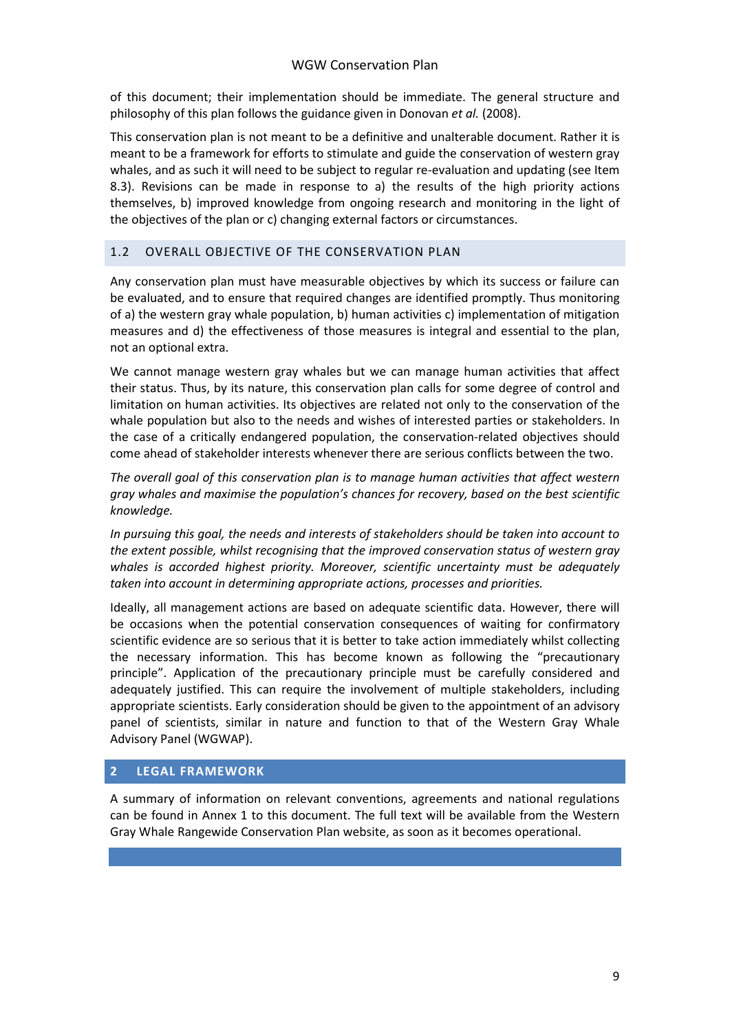of this document; their implementation should be immediate. The general structure and philosophy of this plan follows the guidance given in Donovan *et al.* (2008).

This conservation plan is not meant to be a definitive and unalterable document. Rather it is meant to be a framework for efforts to stimulate and guide the conservation of western gray whales, and as such it will need to be subject to regular re-evaluation and updating (see Item 8.3). Revisions can be made in response to a) the results of the high priority actions themselves, b) improved knowledge from ongoing research and monitoring in the light of the objectives of the plan or c) changing external factors or circumstances.

### 1.2 OVERALL OBJECTIVE OF THE CONSERVATION PLAN

Any conservation plan must have measurable objectives by which its success or failure can be evaluated, and to ensure that required changes are identified promptly. Thus monitoring of a) the western gray whale population, b) human activities c) implementation of mitigation measures and d) the effectiveness of those measures is integral and essential to the plan, not an optional extra.

We cannot manage western gray whales but we can manage human activities that affect their status. Thus, by its nature, this conservation plan calls for some degree of control and limitation on human activities. Its objectives are related not only to the conservation of the whale population but also to the needs and wishes of interested parties or stakeholders. In the case of a critically endangered population, the conservation-related objectives should come ahead of stakeholder interests whenever there are serious conflicts between the two.

*The overall goal of this conservation plan is to manage human activities that affect western gray whales and maximise the population's chances for recovery, based on the best scientific knowledge.*

*In pursuing this goal, the needs and interests of stakeholders should be taken into account to the extent possible, whilst recognising that the improved conservation status of western gray whales is accorded highest priority. Moreover, scientific uncertainty must be adequately taken into account in determining appropriate actions, processes and priorities.*

Ideally, all management actions are based on adequate scientific data. However, there will be occasions when the potential conservation consequences of waiting for confirmatory scientific evidence are so serious that it is better to take action immediately whilst collecting the necessary information. This has become known as following the "precautionary principle". Application of the precautionary principle must be carefully considered and adequately justified. This can require the involvement of multiple stakeholders, including appropriate scientists. Early consideration should be given to the appointment of an advisory panel of scientists, similar in nature and function to that of the Western Gray Whale Advisory Panel (WGWAP).

## 2 LEGAL FRAMEWORK

A summary of information on relevant conventions, agreements and national regulations can be found in Annex 1 to this document. The full text will be available from the Western Gray Whale Rangewide Conservation Plan website, as soon as it becomes operational.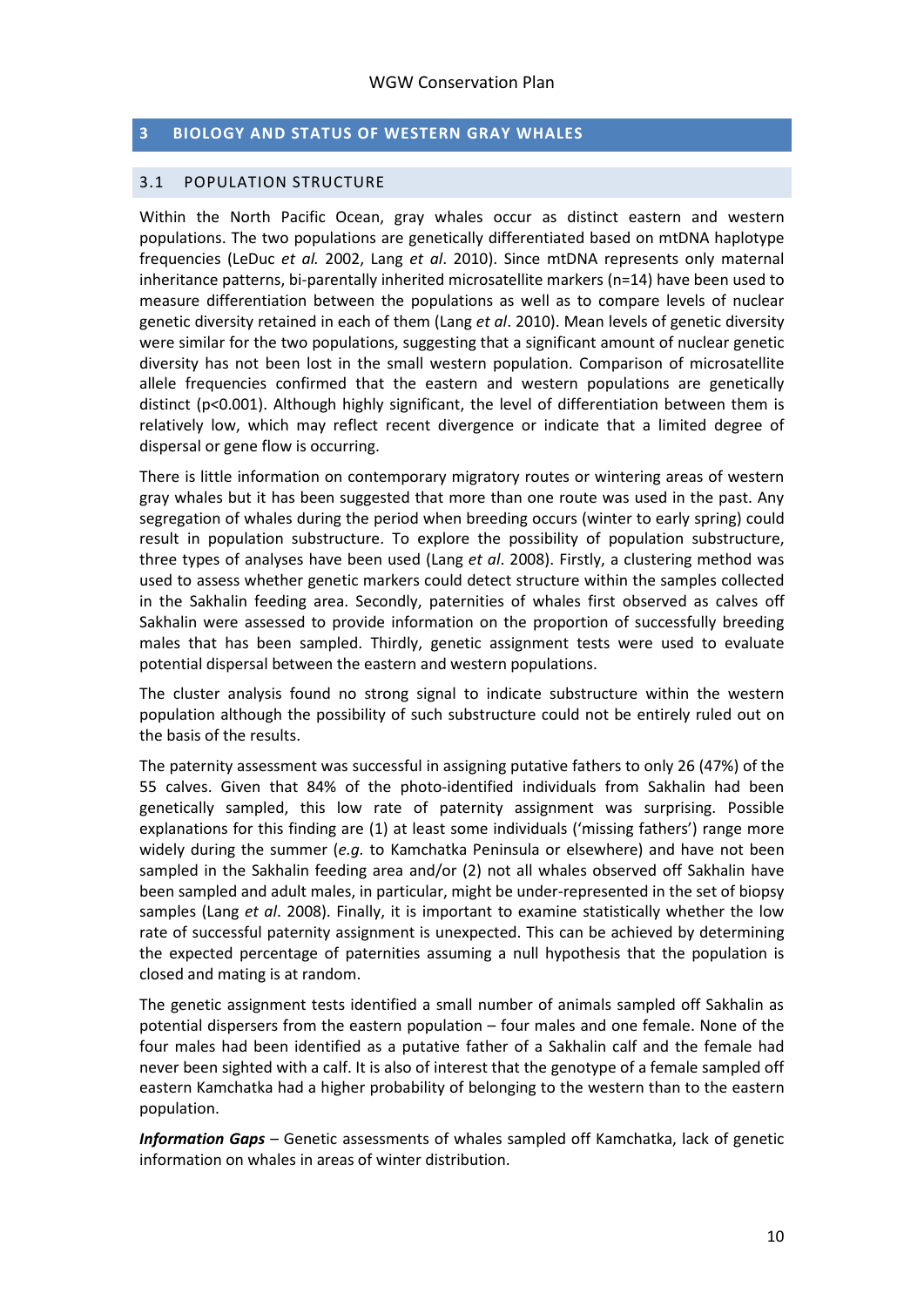## 3 BIOLOGY AND STATUS OF WESTERN GRAY WHALES

### 3.1 POPULATION STRUCTURE

Within the North Pacific Ocean, gray whales occur as distinct eastern and western populations. The two populations are genetically differentiated based on mtDNA haplotype frequencies (LeDuc *et al.* 2002, Lang *et al*. 2010). Since mtDNA represents only maternal inheritance patterns, bi-parentally inherited microsatellite markers (n=14) have been used to measure differentiation between the populations as well as to compare levels of nuclear genetic diversity retained in each of them (Lang *et al*. 2010). Mean levels of genetic diversity were similar for the two populations, suggesting that a significant amount of nuclear genetic diversity has not been lost in the small western population. Comparison of microsatellite allele frequencies confirmed that the eastern and western populations are genetically distinct ($p<0.001$). Although highly significant, the level of differentiation between them is relatively low, which may reflect recent divergence or indicate that a limited degree of dispersal or gene flow is occurring.

There is little information on contemporary migratory routes or wintering areas of western gray whales but it has been suggested that more than one route was used in the past. Any segregation of whales during the period when breeding occurs (winter to early spring) could result in population substructure. To explore the possibility of population substructure, three types of analyses have been used (Lang *et al*. 2008). Firstly, a clustering method was used to assess whether genetic markers could detect structure within the samples collected in the Sakhalin feeding area. Secondly, paternities of whales first observed as calves off Sakhalin were assessed to provide information on the proportion of successfully breeding males that has been sampled. Thirdly, genetic assignment tests were used to evaluate potential dispersal between the eastern and western populations.

The cluster analysis found no strong signal to indicate substructure within the western population although the possibility of such substructure could not be entirely ruled out on the basis of the results.

The paternity assessment was successful in assigning putative fathers to only 26 (47%) of the 55 calves. Given that 84% of the photo-identified individuals from Sakhalin had been genetically sampled, this low rate of paternity assignment was surprising. Possible explanations for this finding are (1) at least some individuals ('missing fathers') range more widely during the summer (*e.g.* to Kamchatka Peninsula or elsewhere) and have not been sampled in the Sakhalin feeding area and/or (2) not all whales observed off Sakhalin have been sampled and adult males, in particular, might be under-represented in the set of biopsy samples (Lang *et al*. 2008). Finally, it is important to examine statistically whether the low rate of successful paternity assignment is unexpected. This can be achieved by determining the expected percentage of paternities assuming a null hypothesis that the population is closed and mating is at random.

The genetic assignment tests identified a small number of animals sampled off Sakhalin as potential dispersers from the eastern population – four males and one female. None of the four males had been identified as a putative father of a Sakhalin calf and the female had never been sighted with a calf. It is also of interest that the genotype of a female sampled off eastern Kamchatka had a higher probability of belonging to the western than to the eastern population.

***Information Gaps*** – Genetic assessments of whales sampled off Kamchatka, lack of genetic information on whales in areas of winter distribution.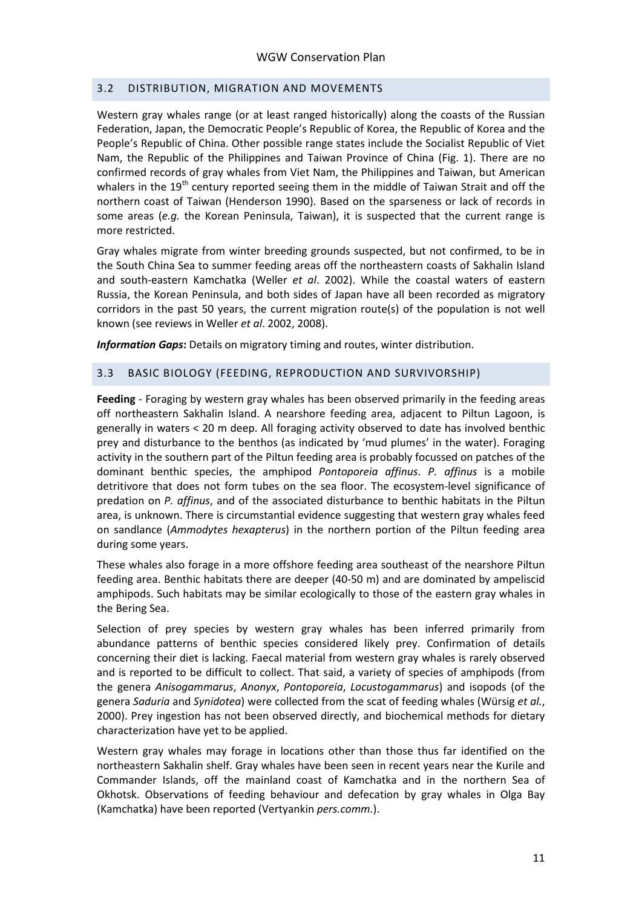## 3.2 DISTRIBUTION, MIGRATION AND MOVEMENTS

Western gray whales range (or at least ranged historically) along the coasts of the Russian Federation, Japan, the Democratic People's Republic of Korea, the Republic of Korea and the People's Republic of China. Other possible range states include the Socialist Republic of Viet Nam, the Republic of the Philippines and Taiwan Province of China (Fig. 1). There are no confirmed records of gray whales from Viet Nam, the Philippines and Taiwan, but American whalers in the 19$^{th}$ century reported seeing them in the middle of Taiwan Strait and off the northern coast of Taiwan (Henderson 1990). Based on the sparseness or lack of records in some areas (*e.g.* the Korean Peninsula, Taiwan), it is suspected that the current range is more restricted.

Gray whales migrate from winter breeding grounds suspected, but not confirmed, to be in the South China Sea to summer feeding areas off the northeastern coasts of Sakhalin Island and south-eastern Kamchatka (Weller *et al*. 2002). While the coastal waters of eastern Russia, the Korean Peninsula, and both sides of Japan have all been recorded as migratory corridors in the past 50 years, the current migration route(s) of the population is not well known (see reviews in Weller *et al*. 2002, 2008).

***Information Gaps*:** Details on migratory timing and routes, winter distribution.

## 3.3 BASIC BIOLOGY (FEEDING, REPRODUCTION AND SURVIVORSHIP)

**Feeding** - Foraging by western gray whales has been observed primarily in the feeding areas off northeastern Sakhalin Island. A nearshore feeding area, adjacent to Piltun Lagoon, is generally in waters < 20 m deep. All foraging activity observed to date has involved benthic prey and disturbance to the benthos (as indicated by 'mud plumes' in the water). Foraging activity in the southern part of the Piltun feeding area is probably focussed on patches of the dominant benthic species, the amphipod *Pontoporeia affinus*. *P. affinus* is a mobile detritivore that does not form tubes on the sea floor. The ecosystem-level significance of predation on *P. affinus*, and of the associated disturbance to benthic habitats in the Piltun area, is unknown. There is circumstantial evidence suggesting that western gray whales feed on sandlance (*Ammodytes hexapterus*) in the northern portion of the Piltun feeding area during some years.

These whales also forage in a more offshore feeding area southeast of the nearshore Piltun feeding area. Benthic habitats there are deeper (40-50 m) and are dominated by ampeliscid amphipods. Such habitats may be similar ecologically to those of the eastern gray whales in the Bering Sea.

Selection of prey species by western gray whales has been inferred primarily from abundance patterns of benthic species considered likely prey. Confirmation of details concerning their diet is lacking. Faecal material from western gray whales is rarely observed and is reported to be difficult to collect. That said, a variety of species of amphipods (from the genera *Anisogammarus*, *Anonyx*, *Pontoporeia*, *Locustogammarus*) and isopods (of the genera *Saduria* and *Synidotea*) were collected from the scat of feeding whales (Würsig *et al.*, 2000). Prey ingestion has not been observed directly, and biochemical methods for dietary characterization have yet to be applied.

Western gray whales may forage in locations other than those thus far identified on the northeastern Sakhalin shelf. Gray whales have been seen in recent years near the Kurile and Commander Islands, off the mainland coast of Kamchatka and in the northern Sea of Okhotsk. Observations of feeding behaviour and defecation by gray whales in Olga Bay (Kamchatka) have been reported (Vertyankin *pers.comm.*).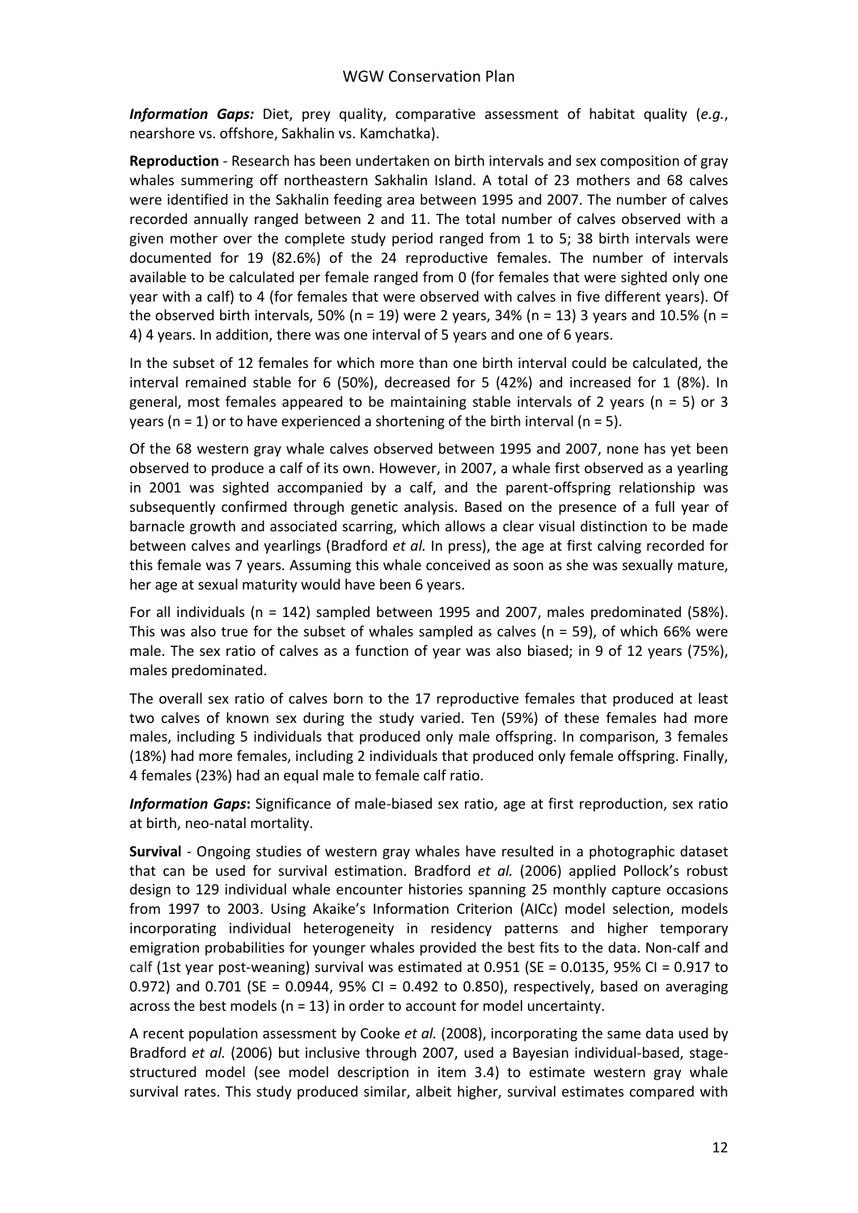***Information Gaps:*** Diet, prey quality, comparative assessment of habitat quality (*e.g.*, nearshore vs. offshore, Sakhalin vs. Kamchatka).

**Reproduction** - Research has been undertaken on birth intervals and sex composition of gray whales summering off northeastern Sakhalin Island. A total of 23 mothers and 68 calves were identified in the Sakhalin feeding area between 1995 and 2007. The number of calves recorded annually ranged between 2 and 11. The total number of calves observed with a given mother over the complete study period ranged from 1 to 5; 38 birth intervals were documented for 19 (82.6%) of the 24 reproductive females. The number of intervals available to be calculated per female ranged from 0 (for females that were sighted only one year with a calf) to 4 (for females that were observed with calves in five different years). Of the observed birth intervals, 50% (n = 19) were 2 years, 34% (n = 13) 3 years and 10.5% (n = 4) 4 years. In addition, there was one interval of 5 years and one of 6 years.

In the subset of 12 females for which more than one birth interval could be calculated, the interval remained stable for 6 (50%), decreased for 5 (42%) and increased for 1 (8%). In general, most females appeared to be maintaining stable intervals of 2 years (n = 5) or 3 years (n = 1) or to have experienced a shortening of the birth interval (n = 5).

Of the 68 western gray whale calves observed between 1995 and 2007, none has yet been observed to produce a calf of its own. However, in 2007, a whale first observed as a yearling in 2001 was sighted accompanied by a calf, and the parent-offspring relationship was subsequently confirmed through genetic analysis. Based on the presence of a full year of barnacle growth and associated scarring, which allows a clear visual distinction to be made between calves and yearlings (Bradford *et al.* In press), the age at first calving recorded for this female was 7 years. Assuming this whale conceived as soon as she was sexually mature, her age at sexual maturity would have been 6 years.

For all individuals (n = 142) sampled between 1995 and 2007, males predominated (58%). This was also true for the subset of whales sampled as calves (n = 59), of which 66% were male. The sex ratio of calves as a function of year was also biased; in 9 of 12 years (75%), males predominated.

The overall sex ratio of calves born to the 17 reproductive females that produced at least two calves of known sex during the study varied. Ten (59%) of these females had more males, including 5 individuals that produced only male offspring. In comparison, 3 females (18%) had more females, including 2 individuals that produced only female offspring. Finally, 4 females (23%) had an equal male to female calf ratio.

***Information Gaps*****:** Significance of male-biased sex ratio, age at first reproduction, sex ratio at birth, neo-natal mortality.

**Survival** - Ongoing studies of western gray whales have resulted in a photographic dataset that can be used for survival estimation. Bradford *et al.* (2006) applied Pollock's robust design to 129 individual whale encounter histories spanning 25 monthly capture occasions from 1997 to 2003. Using Akaike's Information Criterion (AICc) model selection, models incorporating individual heterogeneity in residency patterns and higher temporary emigration probabilities for younger whales provided the best fits to the data. Non-calf and calf (1st year post-weaning) survival was estimated at 0.951 (SE = 0.0135, 95% CI = 0.917 to 0.972) and 0.701 (SE = 0.0944, 95% CI = 0.492 to 0.850), respectively, based on averaging across the best models (n = 13) in order to account for model uncertainty.

A recent population assessment by Cooke *et al.* (2008), incorporating the same data used by Bradford *et al.* (2006) but inclusive through 2007, used a Bayesian individual-based, stage-structured model (see model description in item 3.4) to estimate western gray whale survival rates. This study produced similar, albeit higher, survival estimates compared with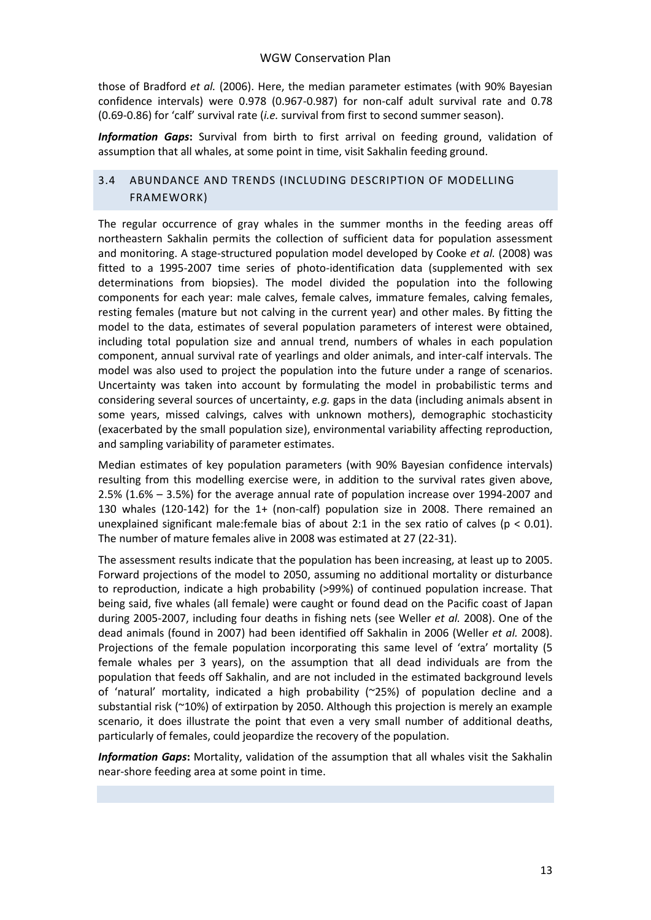those of Bradford *et al.* (2006). Here, the median parameter estimates (with 90% Bayesian confidence intervals) were 0.978 (0.967-0.987) for non-calf adult survival rate and 0.78 (0.69-0.86) for 'calf' survival rate (*i.e.* survival from first to second summer season).

***Information Gaps*:** Survival from birth to first arrival on feeding ground, validation of assumption that all whales, at some point in time, visit Sakhalin feeding ground.

## 3.4 ABUNDANCE AND TRENDS (INCLUDING DESCRIPTION OF MODELLING FRAMEWORK)

The regular occurrence of gray whales in the summer months in the feeding areas off northeastern Sakhalin permits the collection of sufficient data for population assessment and monitoring. A stage-structured population model developed by Cooke *et al.* (2008) was fitted to a 1995-2007 time series of photo-identification data (supplemented with sex determinations from biopsies). The model divided the population into the following components for each year: male calves, female calves, immature females, calving females, resting females (mature but not calving in the current year) and other males. By fitting the model to the data, estimates of several population parameters of interest were obtained, including total population size and annual trend, numbers of whales in each population component, annual survival rate of yearlings and older animals, and inter-calf intervals. The model was also used to project the population into the future under a range of scenarios. Uncertainty was taken into account by formulating the model in probabilistic terms and considering several sources of uncertainty, *e.g.* gaps in the data (including animals absent in some years, missed calvings, calves with unknown mothers), demographic stochasticity (exacerbated by the small population size), environmental variability affecting reproduction, and sampling variability of parameter estimates.

Median estimates of key population parameters (with 90% Bayesian confidence intervals) resulting from this modelling exercise were, in addition to the survival rates given above, 2.5% (1.6% – 3.5%) for the average annual rate of population increase over 1994-2007 and 130 whales (120-142) for the 1+ (non-calf) population size in 2008. There remained an unexplained significant male:female bias of about 2:1 in the sex ratio of calves ($p < 0.01$). The number of mature females alive in 2008 was estimated at 27 (22-31).

The assessment results indicate that the population has been increasing, at least up to 2005. Forward projections of the model to 2050, assuming no additional mortality or disturbance to reproduction, indicate a high probability (>99%) of continued population increase. That being said, five whales (all female) were caught or found dead on the Pacific coast of Japan during 2005-2007, including four deaths in fishing nets (see Weller *et al.* 2008). One of the dead animals (found in 2007) had been identified off Sakhalin in 2006 (Weller *et al.* 2008). Projections of the female population incorporating this same level of 'extra' mortality (5 female whales per 3 years), on the assumption that all dead individuals are from the population that feeds off Sakhalin, and are not included in the estimated background levels of 'natural' mortality, indicated a high probability (~25%) of population decline and a substantial risk (~10%) of extirpation by 2050. Although this projection is merely an example scenario, it does illustrate the point that even a very small number of additional deaths, particularly of females, could jeopardize the recovery of the population.

***Information Gaps*:** Mortality, validation of the assumption that all whales visit the Sakhalin near-shore feeding area at some point in time.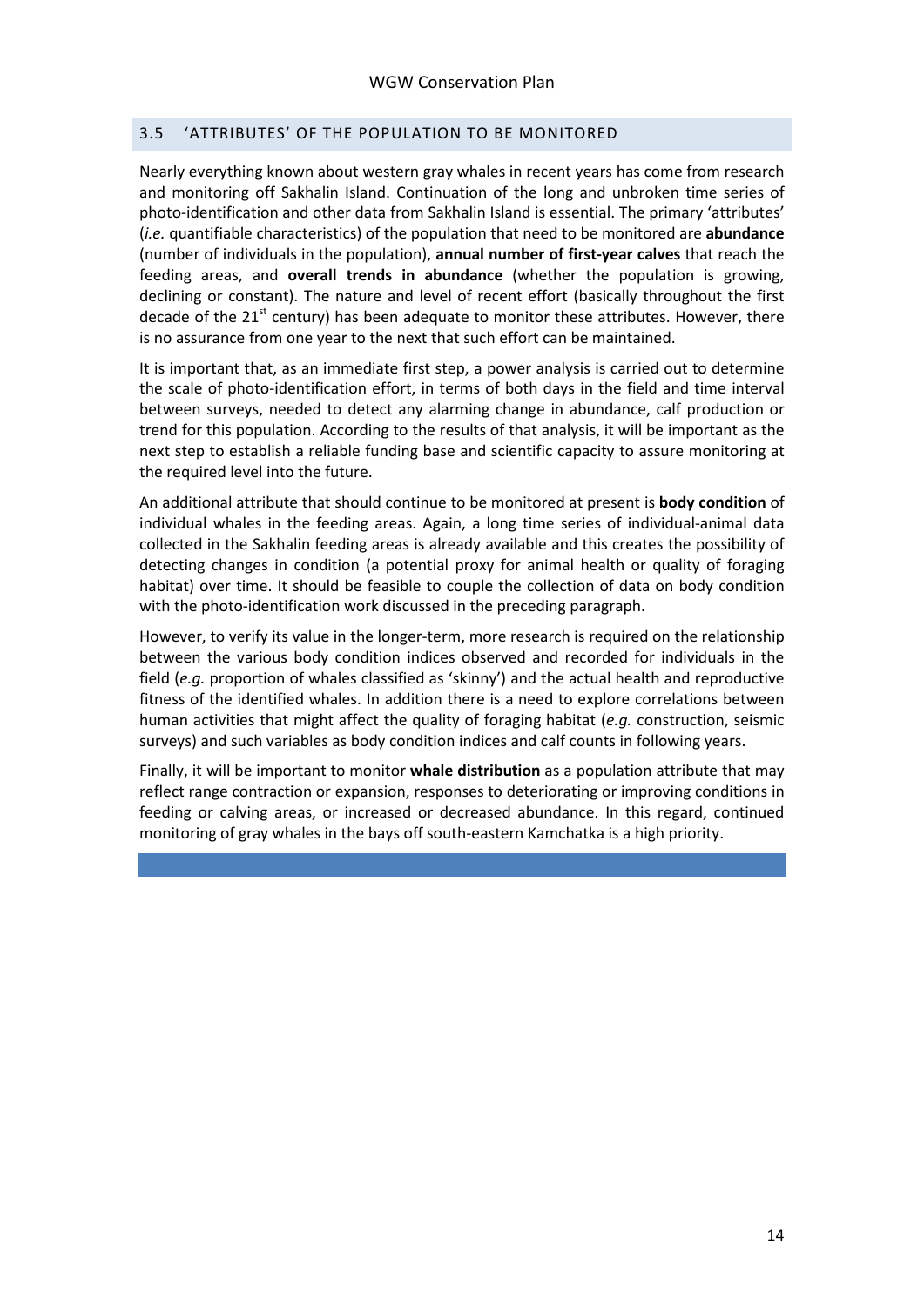## 3.5 'ATTRIBUTES' OF THE POPULATION TO BE MONITORED

Nearly everything known about western gray whales in recent years has come from research and monitoring off Sakhalin Island. Continuation of the long and unbroken time series of photo-identification and other data from Sakhalin Island is essential. The primary 'attributes' (*i.e.* quantifiable characteristics) of the population that need to be monitored are **abundance** (number of individuals in the population), **annual number of first-year calves** that reach the feeding areas, and **overall trends in abundance** (whether the population is growing, declining or constant). The nature and level of recent effort (basically throughout the first decade of the 21st century) has been adequate to monitor these attributes. However, there is no assurance from one year to the next that such effort can be maintained.

It is important that, as an immediate first step, a power analysis is carried out to determine the scale of photo-identification effort, in terms of both days in the field and time interval between surveys, needed to detect any alarming change in abundance, calf production or trend for this population. According to the results of that analysis, it will be important as the next step to establish a reliable funding base and scientific capacity to assure monitoring at the required level into the future.

An additional attribute that should continue to be monitored at present is **body condition** of individual whales in the feeding areas. Again, a long time series of individual-animal data collected in the Sakhalin feeding areas is already available and this creates the possibility of detecting changes in condition (a potential proxy for animal health or quality of foraging habitat) over time. It should be feasible to couple the collection of data on body condition with the photo-identification work discussed in the preceding paragraph.

However, to verify its value in the longer-term, more research is required on the relationship between the various body condition indices observed and recorded for individuals in the field (*e.g.* proportion of whales classified as 'skinny') and the actual health and reproductive fitness of the identified whales. In addition there is a need to explore correlations between human activities that might affect the quality of foraging habitat (*e.g.* construction, seismic surveys) and such variables as body condition indices and calf counts in following years.

Finally, it will be important to monitor **whale distribution** as a population attribute that may reflect range contraction or expansion, responses to deteriorating or improving conditions in feeding or calving areas, or increased or decreased abundance. In this regard, continued monitoring of gray whales in the bays off south-eastern Kamchatka is a high priority.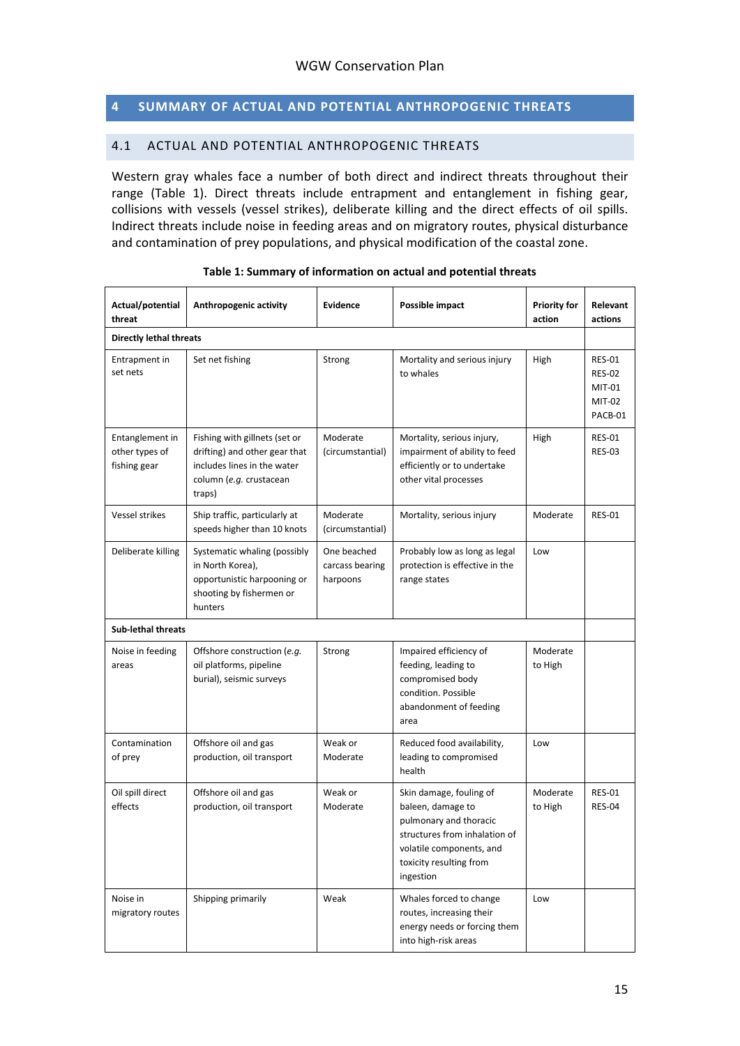## 4 SUMMARY OF ACTUAL AND POTENTIAL ANTHROPOGENIC THREATS

### 4.1 ACTUAL AND POTENTIAL ANTHROPOGENIC THREATS

Western gray whales face a number of both direct and indirect threats throughout their range (Table 1). Direct threats include entrapment and entanglement in fishing gear, collisions with vessels (vessel strikes), deliberate killing and the direct effects of oil spills. Indirect threats include noise in feeding areas and on migratory routes, physical disturbance and contamination of prey populations, and physical modification of the coastal zone.

**Table 1: Summary of information on actual and potential threats**

| Actual/potential threat | Anthropogenic activity | Evidence | Possible impact | Priority for action | Relevant actions |
|---|---|---|---|---|---|
| **Directly lethal threats** | | | | | |
| Entrapment in set nets | Set net fishing | Strong | Mortality and serious injury to whales | High | RES-01<br>RES-02<br>MIT-01<br>MIT-02<br>PACB-01 |
| Entanglement in other types of fishing gear | Fishing with gillnets (set or drifting) and other gear that includes lines in the water column (*e.g.* crustacean traps) | Moderate (circumstantial) | Mortality, serious injury, impairment of ability to feed efficiently or to undertake other vital processes | High | RES-01<br>RES-03 |
| Vessel strikes | Ship traffic, particularly at speeds higher than 10 knots | Moderate (circumstantial) | Mortality, serious injury | Moderate | RES-01 |
| Deliberate killing | Systematic whaling (possibly in North Korea), opportunistic harpooning or shooting by fishermen or hunters | One beached carcass bearing harpoons | Probably low as long as legal protection is effective in the range states | Low | |
| **Sub-lethal threats** | | | | | |
| Noise in feeding areas | Offshore construction (*e.g.* oil platforms, pipeline burial), seismic surveys | Strong | Impaired efficiency of feeding, leading to compromised body condition. Possible abandonment of feeding area | Moderate to High | |
| Contamination of prey | Offshore oil and gas production, oil transport | Weak or Moderate | Reduced food availability, leading to compromised health | Low | |
| Oil spill direct effects | Offshore oil and gas production, oil transport | Weak or Moderate | Skin damage, fouling of baleen, damage to pulmonary and thoracic structures from inhalation of volatile components, and toxicity resulting from ingestion | Moderate to High | RES-01<br>RES-04 |
| Noise in migratory routes | Shipping primarily | Weak | Whales forced to change routes, increasing their energy needs or forcing them into high-risk areas | Low | |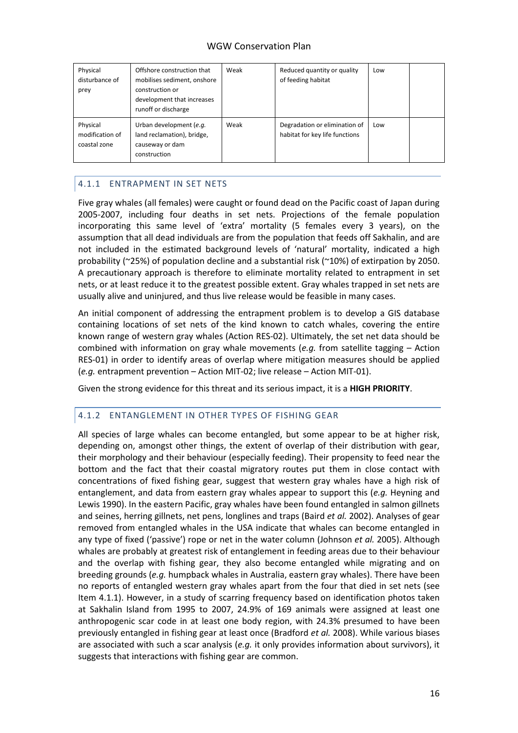| Physical disturbance of prey | Offshore construction that mobilises sediment, onshore construction or development that increases runoff or discharge | Weak | Reduced quantity or quality of feeding habitat | Low | |
|---|---|---|---|---|---|
| Physical modification of coastal zone | Urban development (*e.g.* land reclamation), bridge, causeway or dam construction | Weak | Degradation or elimination of habitat for key life functions | Low | |

### 4.1.1 ENTRAPMENT IN SET NETS

Five gray whales (all females) were caught or found dead on the Pacific coast of Japan during 2005-2007, including four deaths in set nets. Projections of the female population incorporating this same level of 'extra' mortality (5 females every 3 years), on the assumption that all dead individuals are from the population that feeds off Sakhalin, and are not included in the estimated background levels of 'natural' mortality, indicated a high probability (~25%) of population decline and a substantial risk (~10%) of extirpation by 2050. A precautionary approach is therefore to eliminate mortality related to entrapment in set nets, or at least reduce it to the greatest possible extent. Gray whales trapped in set nets are usually alive and uninjured, and thus live release would be feasible in many cases.

An initial component of addressing the entrapment problem is to develop a GIS database containing locations of set nets of the kind known to catch whales, covering the entire known range of western gray whales (Action RES-02). Ultimately, the set net data should be combined with information on gray whale movements (*e.g.* from satellite tagging – Action RES-01) in order to identify areas of overlap where mitigation measures should be applied (*e.g.* entrapment prevention – Action MIT-02; live release – Action MIT-01).

Given the strong evidence for this threat and its serious impact, it is a **HIGH PRIORITY**.

### 4.1.2 ENTANGLEMENT IN OTHER TYPES OF FISHING GEAR

All species of large whales can become entangled, but some appear to be at higher risk, depending on, amongst other things, the extent of overlap of their distribution with gear, their morphology and their behaviour (especially feeding). Their propensity to feed near the bottom and the fact that their coastal migratory routes put them in close contact with concentrations of fixed fishing gear, suggest that western gray whales have a high risk of entanglement, and data from eastern gray whales appear to support this (*e.g.* Heyning and Lewis 1990). In the eastern Pacific, gray whales have been found entangled in salmon gillnets and seines, herring gillnets, net pens, longlines and traps (Baird *et al.* 2002). Analyses of gear removed from entangled whales in the USA indicate that whales can become entangled in any type of fixed ('passive') rope or net in the water column (Johnson *et al.* 2005). Although whales are probably at greatest risk of entanglement in feeding areas due to their behaviour and the overlap with fishing gear, they also become entangled while migrating and on breeding grounds (*e.g.* humpback whales in Australia, eastern gray whales). There have been no reports of entangled western gray whales apart from the four that died in set nets (see Item 4.1.1). However, in a study of scarring frequency based on identification photos taken at Sakhalin Island from 1995 to 2007, 24.9% of 169 animals were assigned at least one anthropogenic scar code in at least one body region, with 24.3% presumed to have been previously entangled in fishing gear at least once (Bradford *et al.* 2008). While various biases are associated with such a scar analysis (*e.g.* it only provides information about survivors), it suggests that interactions with fishing gear are common.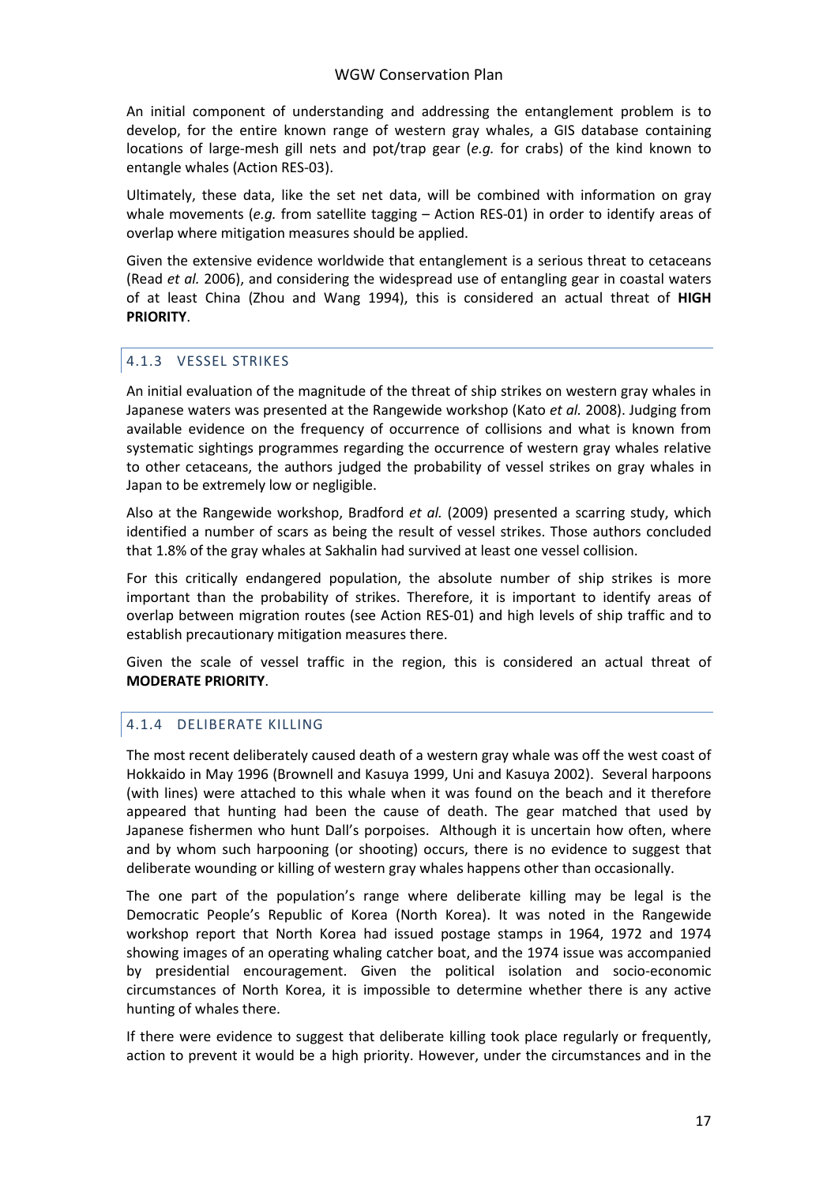An initial component of understanding and addressing the entanglement problem is to develop, for the entire known range of western gray whales, a GIS database containing locations of large-mesh gill nets and pot/trap gear (*e.g.* for crabs) of the kind known to entangle whales (Action RES-03).

Ultimately, these data, like the set net data, will be combined with information on gray whale movements (*e.g.* from satellite tagging – Action RES-01) in order to identify areas of overlap where mitigation measures should be applied.

Given the extensive evidence worldwide that entanglement is a serious threat to cetaceans (Read *et al.* 2006), and considering the widespread use of entangling gear in coastal waters of at least China (Zhou and Wang 1994), this is considered an actual threat of **HIGH PRIORITY**.

### 4.1.3 VESSEL STRIKES

An initial evaluation of the magnitude of the threat of ship strikes on western gray whales in Japanese waters was presented at the Rangewide workshop (Kato *et al.* 2008). Judging from available evidence on the frequency of occurrence of collisions and what is known from systematic sightings programmes regarding the occurrence of western gray whales relative to other cetaceans, the authors judged the probability of vessel strikes on gray whales in Japan to be extremely low or negligible.

Also at the Rangewide workshop, Bradford *et al.* (2009) presented a scarring study, which identified a number of scars as being the result of vessel strikes. Those authors concluded that 1.8% of the gray whales at Sakhalin had survived at least one vessel collision.

For this critically endangered population, the absolute number of ship strikes is more important than the probability of strikes. Therefore, it is important to identify areas of overlap between migration routes (see Action RES-01) and high levels of ship traffic and to establish precautionary mitigation measures there.

Given the scale of vessel traffic in the region, this is considered an actual threat of **MODERATE PRIORITY**.

### 4.1.4 DELIBERATE KILLING

The most recent deliberately caused death of a western gray whale was off the west coast of Hokkaido in May 1996 (Brownell and Kasuya 1999, Uni and Kasuya 2002). Several harpoons (with lines) were attached to this whale when it was found on the beach and it therefore appeared that hunting had been the cause of death. The gear matched that used by Japanese fishermen who hunt Dall's porpoises. Although it is uncertain how often, where and by whom such harpooning (or shooting) occurs, there is no evidence to suggest that deliberate wounding or killing of western gray whales happens other than occasionally.

The one part of the population's range where deliberate killing may be legal is the Democratic People's Republic of Korea (North Korea). It was noted in the Rangewide workshop report that North Korea had issued postage stamps in 1964, 1972 and 1974 showing images of an operating whaling catcher boat, and the 1974 issue was accompanied by presidential encouragement. Given the political isolation and socio-economic circumstances of North Korea, it is impossible to determine whether there is any active hunting of whales there.

If there were evidence to suggest that deliberate killing took place regularly or frequently, action to prevent it would be a high priority. However, under the circumstances and in the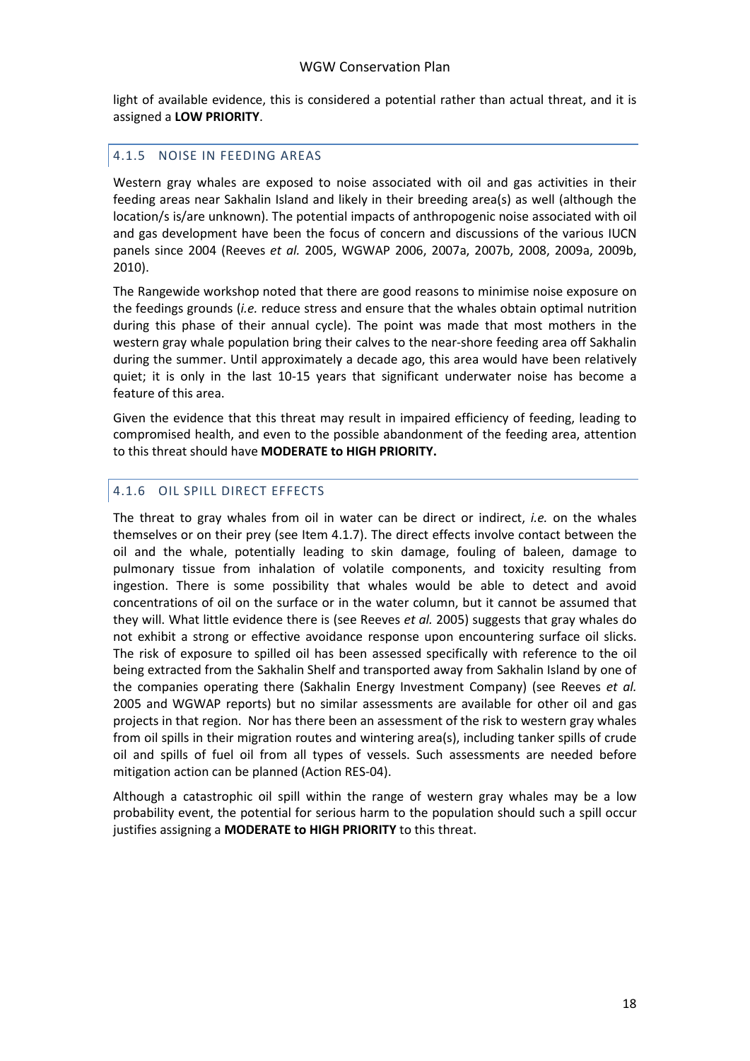light of available evidence, this is considered a potential rather than actual threat, and it is assigned a **LOW PRIORITY**.

### 4.1.5 NOISE IN FEEDING AREAS

Western gray whales are exposed to noise associated with oil and gas activities in their feeding areas near Sakhalin Island and likely in their breeding area(s) as well (although the location/s is/are unknown). The potential impacts of anthropogenic noise associated with oil and gas development have been the focus of concern and discussions of the various IUCN panels since 2004 (Reeves *et al.* 2005, WGWAP 2006, 2007a, 2007b, 2008, 2009a, 2009b, 2010).

The Rangewide workshop noted that there are good reasons to minimise noise exposure on the feedings grounds (*i.e.* reduce stress and ensure that the whales obtain optimal nutrition during this phase of their annual cycle). The point was made that most mothers in the western gray whale population bring their calves to the near-shore feeding area off Sakhalin during the summer. Until approximately a decade ago, this area would have been relatively quiet; it is only in the last 10-15 years that significant underwater noise has become a feature of this area.

Given the evidence that this threat may result in impaired efficiency of feeding, leading to compromised health, and even to the possible abandonment of the feeding area, attention to this threat should have **MODERATE to HIGH PRIORITY.**

### 4.1.6 OIL SPILL DIRECT EFFECTS

The threat to gray whales from oil in water can be direct or indirect, *i.e.* on the whales themselves or on their prey (see Item 4.1.7). The direct effects involve contact between the oil and the whale, potentially leading to skin damage, fouling of baleen, damage to pulmonary tissue from inhalation of volatile components, and toxicity resulting from ingestion. There is some possibility that whales would be able to detect and avoid concentrations of oil on the surface or in the water column, but it cannot be assumed that they will. What little evidence there is (see Reeves *et al.* 2005) suggests that gray whales do not exhibit a strong or effective avoidance response upon encountering surface oil slicks. The risk of exposure to spilled oil has been assessed specifically with reference to the oil being extracted from the Sakhalin Shelf and transported away from Sakhalin Island by one of the companies operating there (Sakhalin Energy Investment Company) (see Reeves *et al.* 2005 and WGWAP reports) but no similar assessments are available for other oil and gas projects in that region. Nor has there been an assessment of the risk to western gray whales from oil spills in their migration routes and wintering area(s), including tanker spills of crude oil and spills of fuel oil from all types of vessels. Such assessments are needed before mitigation action can be planned (Action RES-04).

Although a catastrophic oil spill within the range of western gray whales may be a low probability event, the potential for serious harm to the population should such a spill occur justifies assigning a **MODERATE to HIGH PRIORITY** to this threat.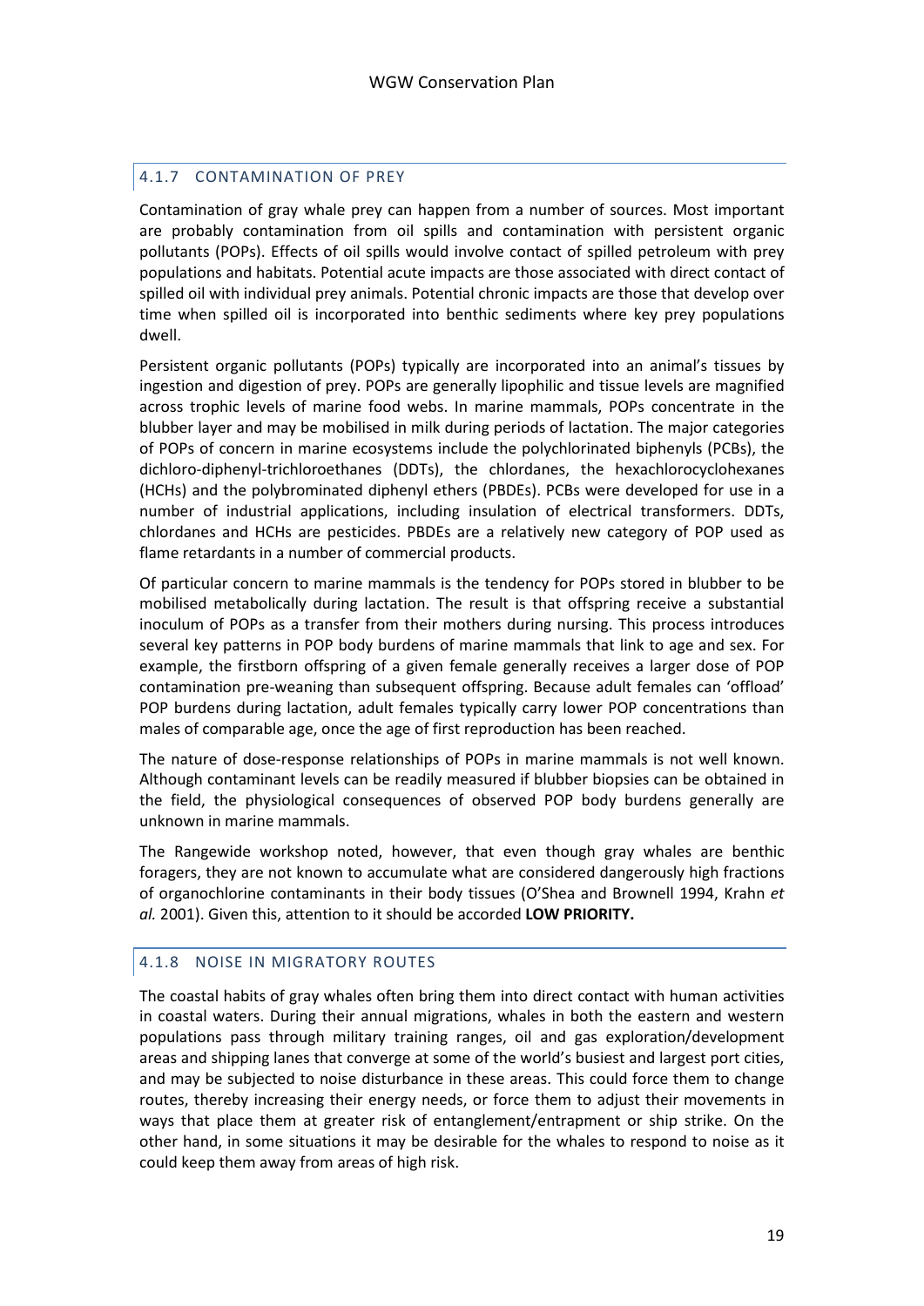### 4.1.7 CONTAMINATION OF PREY

Contamination of gray whale prey can happen from a number of sources. Most important are probably contamination from oil spills and contamination with persistent organic pollutants (POPs). Effects of oil spills would involve contact of spilled petroleum with prey populations and habitats. Potential acute impacts are those associated with direct contact of spilled oil with individual prey animals. Potential chronic impacts are those that develop over time when spilled oil is incorporated into benthic sediments where key prey populations dwell.

Persistent organic pollutants (POPs) typically are incorporated into an animal's tissues by ingestion and digestion of prey. POPs are generally lipophilic and tissue levels are magnified across trophic levels of marine food webs. In marine mammals, POPs concentrate in the blubber layer and may be mobilised in milk during periods of lactation. The major categories of POPs of concern in marine ecosystems include the polychlorinated biphenyls (PCBs), the dichloro-diphenyl-trichloroethanes (DDTs), the chlordanes, the hexachlorocyclohexanes (HCHs) and the polybrominated diphenyl ethers (PBDEs). PCBs were developed for use in a number of industrial applications, including insulation of electrical transformers. DDTs, chlordanes and HCHs are pesticides. PBDEs are a relatively new category of POP used as flame retardants in a number of commercial products.

Of particular concern to marine mammals is the tendency for POPs stored in blubber to be mobilised metabolically during lactation. The result is that offspring receive a substantial inoculum of POPs as a transfer from their mothers during nursing. This process introduces several key patterns in POP body burdens of marine mammals that link to age and sex. For example, the firstborn offspring of a given female generally receives a larger dose of POP contamination pre-weaning than subsequent offspring. Because adult females can 'offload' POP burdens during lactation, adult females typically carry lower POP concentrations than males of comparable age, once the age of first reproduction has been reached.

The nature of dose-response relationships of POPs in marine mammals is not well known. Although contaminant levels can be readily measured if blubber biopsies can be obtained in the field, the physiological consequences of observed POP body burdens generally are unknown in marine mammals.

The Rangewide workshop noted, however, that even though gray whales are benthic foragers, they are not known to accumulate what are considered dangerously high fractions of organochlorine contaminants in their body tissues (O'Shea and Brownell 1994, Krahn *et al.* 2001). Given this, attention to it should be accorded **LOW PRIORITY.**

### 4.1.8 NOISE IN MIGRATORY ROUTES

The coastal habits of gray whales often bring them into direct contact with human activities in coastal waters. During their annual migrations, whales in both the eastern and western populations pass through military training ranges, oil and gas exploration/development areas and shipping lanes that converge at some of the world's busiest and largest port cities, and may be subjected to noise disturbance in these areas. This could force them to change routes, thereby increasing their energy needs, or force them to adjust their movements in ways that place them at greater risk of entanglement/entrapment or ship strike. On the other hand, in some situations it may be desirable for the whales to respond to noise as it could keep them away from areas of high risk.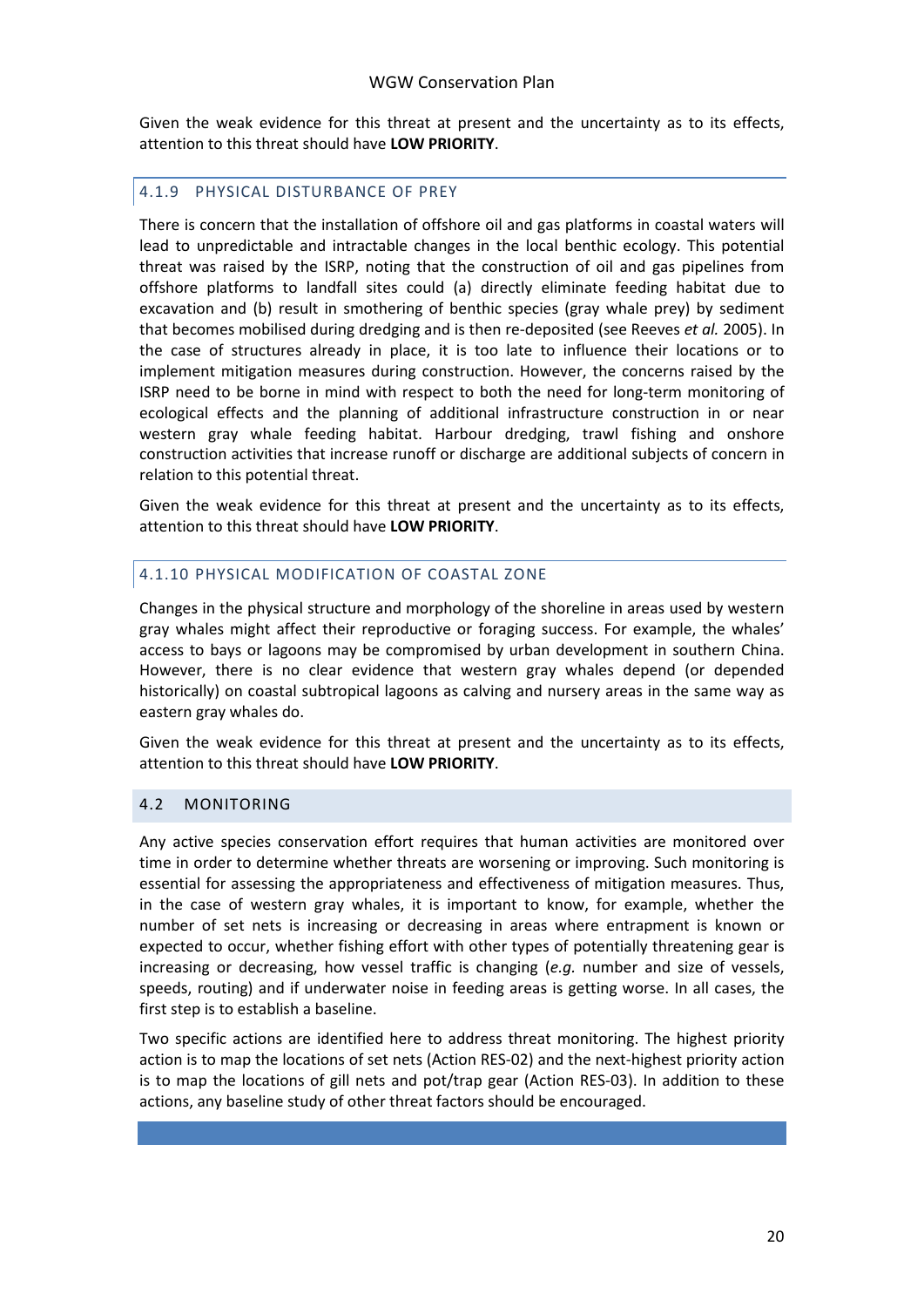Given the weak evidence for this threat at present and the uncertainty as to its effects, attention to this threat should have **LOW PRIORITY**.

### 4.1.9 PHYSICAL DISTURBANCE OF PREY

There is concern that the installation of offshore oil and gas platforms in coastal waters will lead to unpredictable and intractable changes in the local benthic ecology. This potential threat was raised by the ISRP, noting that the construction of oil and gas pipelines from offshore platforms to landfall sites could (a) directly eliminate feeding habitat due to excavation and (b) result in smothering of benthic species (gray whale prey) by sediment that becomes mobilised during dredging and is then re-deposited (see Reeves *et al.* 2005). In the case of structures already in place, it is too late to influence their locations or to implement mitigation measures during construction. However, the concerns raised by the ISRP need to be borne in mind with respect to both the need for long-term monitoring of ecological effects and the planning of additional infrastructure construction in or near western gray whale feeding habitat. Harbour dredging, trawl fishing and onshore construction activities that increase runoff or discharge are additional subjects of concern in relation to this potential threat.

Given the weak evidence for this threat at present and the uncertainty as to its effects, attention to this threat should have **LOW PRIORITY**.

### 4.1.10 PHYSICAL MODIFICATION OF COASTAL ZONE

Changes in the physical structure and morphology of the shoreline in areas used by western gray whales might affect their reproductive or foraging success. For example, the whales' access to bays or lagoons may be compromised by urban development in southern China. However, there is no clear evidence that western gray whales depend (or depended historically) on coastal subtropical lagoons as calving and nursery areas in the same way as eastern gray whales do.

Given the weak evidence for this threat at present and the uncertainty as to its effects, attention to this threat should have **LOW PRIORITY**.

## 4.2 MONITORING

Any active species conservation effort requires that human activities are monitored over time in order to determine whether threats are worsening or improving. Such monitoring is essential for assessing the appropriateness and effectiveness of mitigation measures. Thus, in the case of western gray whales, it is important to know, for example, whether the number of set nets is increasing or decreasing in areas where entrapment is known or expected to occur, whether fishing effort with other types of potentially threatening gear is increasing or decreasing, how vessel traffic is changing (*e.g.* number and size of vessels, speeds, routing) and if underwater noise in feeding areas is getting worse. In all cases, the first step is to establish a baseline.

Two specific actions are identified here to address threat monitoring. The highest priority action is to map the locations of set nets (Action RES-02) and the next-highest priority action is to map the locations of gill nets and pot/trap gear (Action RES-03). In addition to these actions, any baseline study of other threat factors should be encouraged.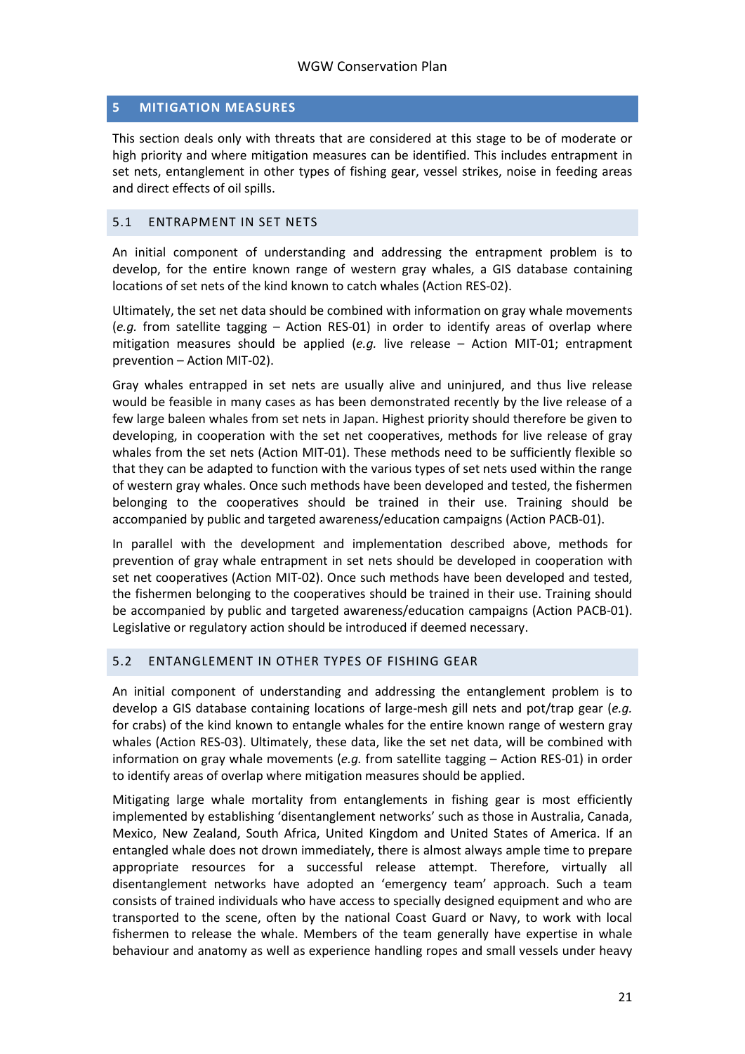## 5 MITIGATION MEASURES

This section deals only with threats that are considered at this stage to be of moderate or high priority and where mitigation measures can be identified. This includes entrapment in set nets, entanglement in other types of fishing gear, vessel strikes, noise in feeding areas and direct effects of oil spills.

### 5.1 ENTRAPMENT IN SET NETS

An initial component of understanding and addressing the entrapment problem is to develop, for the entire known range of western gray whales, a GIS database containing locations of set nets of the kind known to catch whales (Action RES-02).

Ultimately, the set net data should be combined with information on gray whale movements (*e.g.* from satellite tagging – Action RES-01) in order to identify areas of overlap where mitigation measures should be applied (*e.g.* live release – Action MIT-01; entrapment prevention – Action MIT-02).

Gray whales entrapped in set nets are usually alive and uninjured, and thus live release would be feasible in many cases as has been demonstrated recently by the live release of a few large baleen whales from set nets in Japan. Highest priority should therefore be given to developing, in cooperation with the set net cooperatives, methods for live release of gray whales from the set nets (Action MIT-01). These methods need to be sufficiently flexible so that they can be adapted to function with the various types of set nets used within the range of western gray whales. Once such methods have been developed and tested, the fishermen belonging to the cooperatives should be trained in their use. Training should be accompanied by public and targeted awareness/education campaigns (Action PACB-01).

In parallel with the development and implementation described above, methods for prevention of gray whale entrapment in set nets should be developed in cooperation with set net cooperatives (Action MIT-02). Once such methods have been developed and tested, the fishermen belonging to the cooperatives should be trained in their use. Training should be accompanied by public and targeted awareness/education campaigns (Action PACB-01). Legislative or regulatory action should be introduced if deemed necessary.

### 5.2 ENTANGLEMENT IN OTHER TYPES OF FISHING GEAR

An initial component of understanding and addressing the entanglement problem is to develop a GIS database containing locations of large-mesh gill nets and pot/trap gear (*e.g.* for crabs) of the kind known to entangle whales for the entire known range of western gray whales (Action RES-03). Ultimately, these data, like the set net data, will be combined with information on gray whale movements (*e.g.* from satellite tagging – Action RES-01) in order to identify areas of overlap where mitigation measures should be applied.

Mitigating large whale mortality from entanglements in fishing gear is most efficiently implemented by establishing 'disentanglement networks' such as those in Australia, Canada, Mexico, New Zealand, South Africa, United Kingdom and United States of America. If an entangled whale does not drown immediately, there is almost always ample time to prepare appropriate resources for a successful release attempt. Therefore, virtually all disentanglement networks have adopted an 'emergency team' approach. Such a team consists of trained individuals who have access to specially designed equipment and who are transported to the scene, often by the national Coast Guard or Navy, to work with local fishermen to release the whale. Members of the team generally have expertise in whale behaviour and anatomy as well as experience handling ropes and small vessels under heavy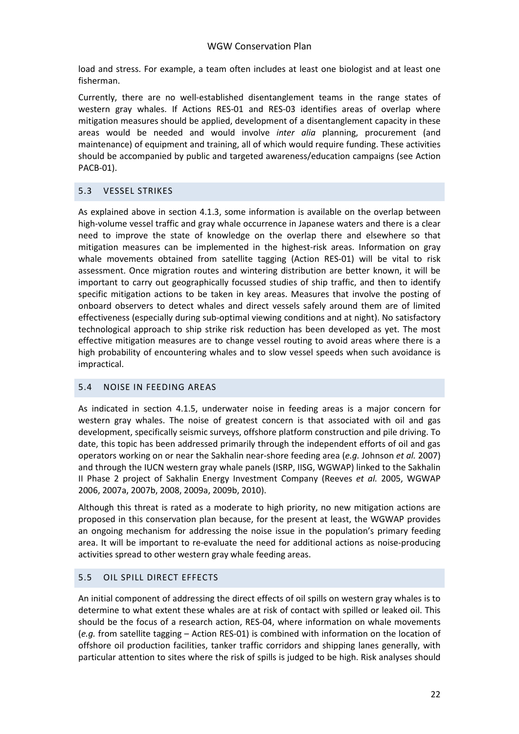load and stress. For example, a team often includes at least one biologist and at least one fisherman.

Currently, there are no well-established disentanglement teams in the range states of western gray whales. If Actions RES-01 and RES-03 identifies areas of overlap where mitigation measures should be applied, development of a disentanglement capacity in these areas would be needed and would involve *inter alia* planning, procurement (and maintenance) of equipment and training, all of which would require funding. These activities should be accompanied by public and targeted awareness/education campaigns (see Action PACB-01).

## 5.3 VESSEL STRIKES

As explained above in section 4.1.3, some information is available on the overlap between high-volume vessel traffic and gray whale occurrence in Japanese waters and there is a clear need to improve the state of knowledge on the overlap there and elsewhere so that mitigation measures can be implemented in the highest-risk areas. Information on gray whale movements obtained from satellite tagging (Action RES-01) will be vital to risk assessment. Once migration routes and wintering distribution are better known, it will be important to carry out geographically focussed studies of ship traffic, and then to identify specific mitigation actions to be taken in key areas. Measures that involve the posting of onboard observers to detect whales and direct vessels safely around them are of limited effectiveness (especially during sub-optimal viewing conditions and at night). No satisfactory technological approach to ship strike risk reduction has been developed as yet. The most effective mitigation measures are to change vessel routing to avoid areas where there is a high probability of encountering whales and to slow vessel speeds when such avoidance is impractical.

## 5.4 NOISE IN FEEDING AREAS

As indicated in section 4.1.5, underwater noise in feeding areas is a major concern for western gray whales. The noise of greatest concern is that associated with oil and gas development, specifically seismic surveys, offshore platform construction and pile driving. To date, this topic has been addressed primarily through the independent efforts of oil and gas operators working on or near the Sakhalin near-shore feeding area (*e.g.* Johnson *et al.* 2007) and through the IUCN western gray whale panels (ISRP, IISG, WGWAP) linked to the Sakhalin II Phase 2 project of Sakhalin Energy Investment Company (Reeves *et al.* 2005, WGWAP 2006, 2007a, 2007b, 2008, 2009a, 2009b, 2010).

Although this threat is rated as a moderate to high priority, no new mitigation actions are proposed in this conservation plan because, for the present at least, the WGWAP provides an ongoing mechanism for addressing the noise issue in the population's primary feeding area. It will be important to re-evaluate the need for additional actions as noise-producing activities spread to other western gray whale feeding areas.

## 5.5 OIL SPILL DIRECT EFFECTS

An initial component of addressing the direct effects of oil spills on western gray whales is to determine to what extent these whales are at risk of contact with spilled or leaked oil. This should be the focus of a research action, RES-04, where information on whale movements (*e.g.* from satellite tagging – Action RES-01) is combined with information on the location of offshore oil production facilities, tanker traffic corridors and shipping lanes generally, with particular attention to sites where the risk of spills is judged to be high. Risk analyses should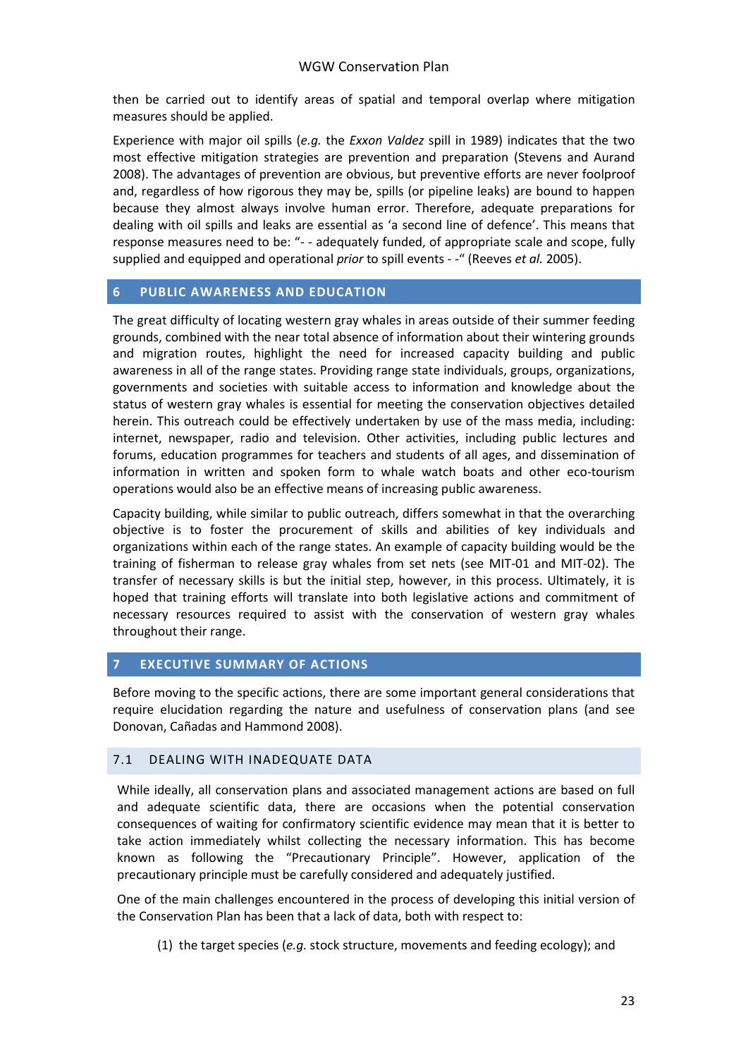then be carried out to identify areas of spatial and temporal overlap where mitigation measures should be applied.

Experience with major oil spills (*e.g.* the *Exxon Valdez* spill in 1989) indicates that the two most effective mitigation strategies are prevention and preparation (Stevens and Aurand 2008). The advantages of prevention are obvious, but preventive efforts are never foolproof and, regardless of how rigorous they may be, spills (or pipeline leaks) are bound to happen because they almost always involve human error. Therefore, adequate preparations for dealing with oil spills and leaks are essential as 'a second line of defence'. This means that response measures need to be: "- - adequately funded, of appropriate scale and scope, fully supplied and equipped and operational *prior* to spill events - -" (Reeves *et al.* 2005).

## 6 PUBLIC AWARENESS AND EDUCATION

The great difficulty of locating western gray whales in areas outside of their summer feeding grounds, combined with the near total absence of information about their wintering grounds and migration routes, highlight the need for increased capacity building and public awareness in all of the range states. Providing range state individuals, groups, organizations, governments and societies with suitable access to information and knowledge about the status of western gray whales is essential for meeting the conservation objectives detailed herein. This outreach could be effectively undertaken by use of the mass media, including: internet, newspaper, radio and television. Other activities, including public lectures and forums, education programmes for teachers and students of all ages, and dissemination of information in written and spoken form to whale watch boats and other eco-tourism operations would also be an effective means of increasing public awareness.

Capacity building, while similar to public outreach, differs somewhat in that the overarching objective is to foster the procurement of skills and abilities of key individuals and organizations within each of the range states. An example of capacity building would be the training of fisherman to release gray whales from set nets (see MIT-01 and MIT-02). The transfer of necessary skills is but the initial step, however, in this process. Ultimately, it is hoped that training efforts will translate into both legislative actions and commitment of necessary resources required to assist with the conservation of western gray whales throughout their range.

## 7 EXECUTIVE SUMMARY OF ACTIONS

Before moving to the specific actions, there are some important general considerations that require elucidation regarding the nature and usefulness of conservation plans (and see Donovan, Cañadas and Hammond 2008).

### 7.1 DEALING WITH INADEQUATE DATA

While ideally, all conservation plans and associated management actions are based on full and adequate scientific data, there are occasions when the potential conservation consequences of waiting for confirmatory scientific evidence may mean that it is better to take action immediately whilst collecting the necessary information. This has become known as following the "Precautionary Principle". However, application of the precautionary principle must be carefully considered and adequately justified.

One of the main challenges encountered in the process of developing this initial version of the Conservation Plan has been that a lack of data, both with respect to:

(1) the target species (*e.g.* stock structure, movements and feeding ecology); and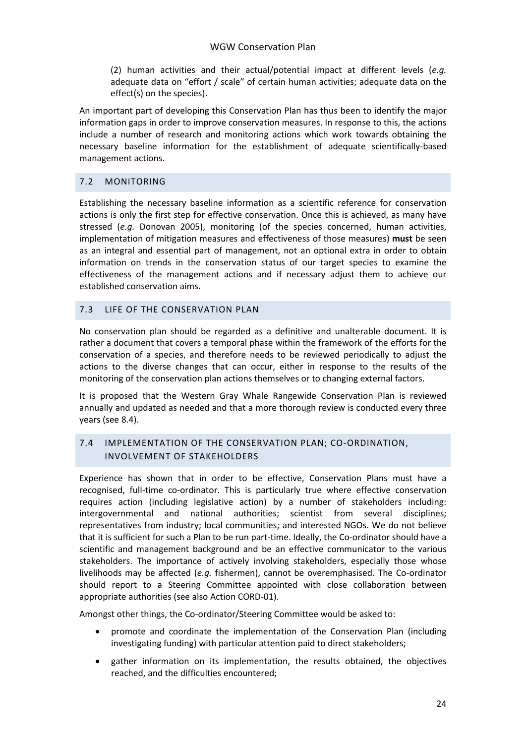(2) human activities and their actual/potential impact at different levels (*e.g.* adequate data on "effort / scale" of certain human activities; adequate data on the effect(s) on the species).

An important part of developing this Conservation Plan has thus been to identify the major information gaps in order to improve conservation measures. In response to this, the actions include a number of research and monitoring actions which work towards obtaining the necessary baseline information for the establishment of adequate scientifically-based management actions.

## 7.2 MONITORING

Establishing the necessary baseline information as a scientific reference for conservation actions is only the first step for effective conservation. Once this is achieved, as many have stressed (*e.g.* Donovan 2005), monitoring (of the species concerned, human activities, implementation of mitigation measures and effectiveness of those measures) **must** be seen as an integral and essential part of management, not an optional extra in order to obtain information on trends in the conservation status of our target species to examine the effectiveness of the management actions and if necessary adjust them to achieve our established conservation aims.

## 7.3 LIFE OF THE CONSERVATION PLAN

No conservation plan should be regarded as a definitive and unalterable document. It is rather a document that covers a temporal phase within the framework of the efforts for the conservation of a species, and therefore needs to be reviewed periodically to adjust the actions to the diverse changes that can occur, either in response to the results of the monitoring of the conservation plan actions themselves or to changing external factors.

It is proposed that the Western Gray Whale Rangewide Conservation Plan is reviewed annually and updated as needed and that a more thorough review is conducted every three years (see 8.4).

## 7.4 IMPLEMENTATION OF THE CONSERVATION PLAN; CO-ORDINATION, INVOLVEMENT OF STAKEHOLDERS

Experience has shown that in order to be effective, Conservation Plans must have a recognised, full-time co-ordinator. This is particularly true where effective conservation requires action (including legislative action) by a number of stakeholders including: intergovernmental and national authorities; scientist from several disciplines; representatives from industry; local communities; and interested NGOs. We do not believe that it is sufficient for such a Plan to be run part-time. Ideally, the Co-ordinator should have a scientific and management background and be an effective communicator to the various stakeholders. The importance of actively involving stakeholders, especially those whose livelihoods may be affected (*e.g.* fishermen), cannot be overemphasised. The Co-ordinator should report to a Steering Committee appointed with close collaboration between appropriate authorities (see also Action CORD-01).

Amongst other things, the Co-ordinator/Steering Committee would be asked to:

- promote and coordinate the implementation of the Conservation Plan (including investigating funding) with particular attention paid to direct stakeholders;
- gather information on its implementation, the results obtained, the objectives reached, and the difficulties encountered;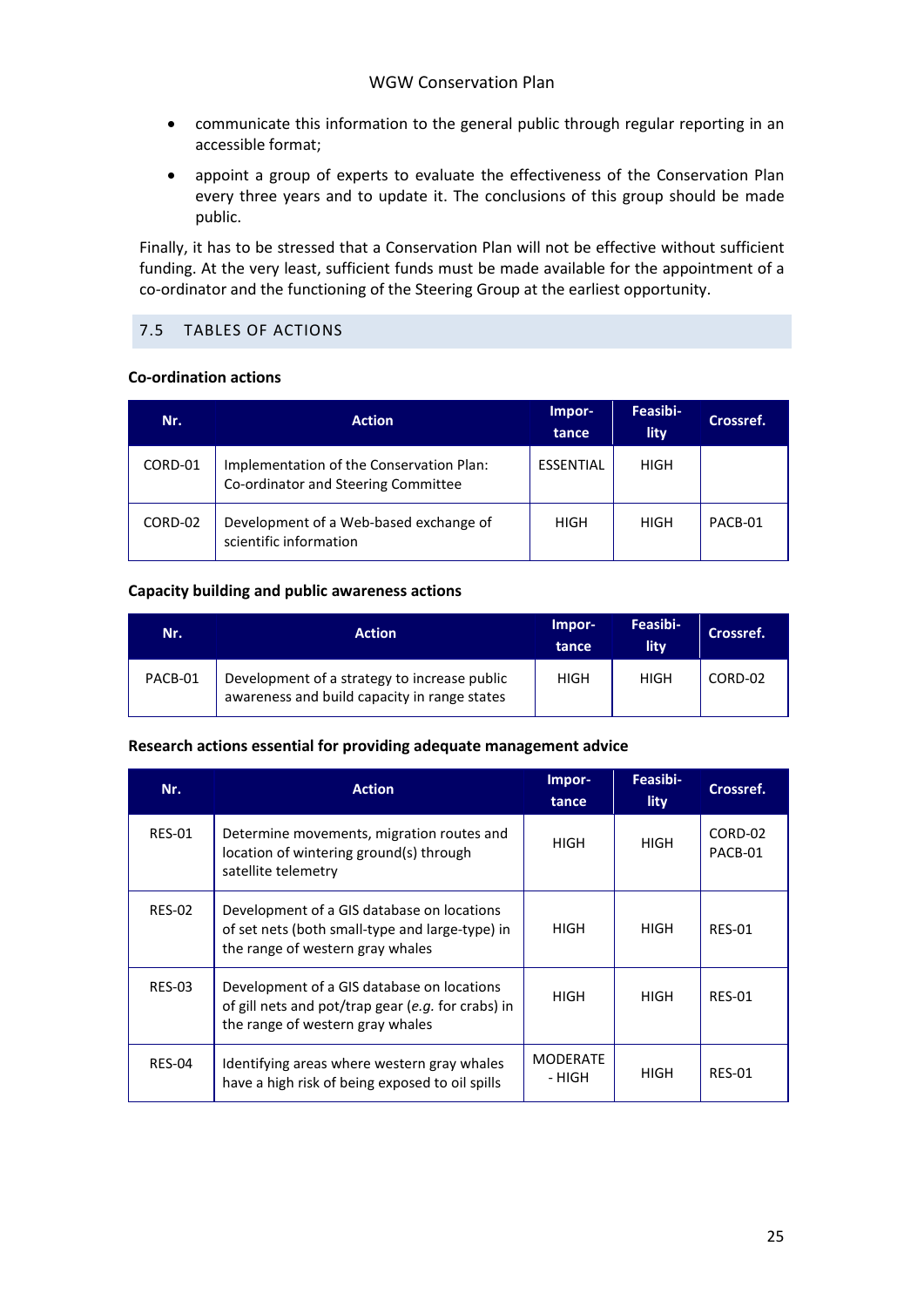- communicate this information to the general public through regular reporting in an accessible format;
- appoint a group of experts to evaluate the effectiveness of the Conservation Plan every three years and to update it. The conclusions of this group should be made public.

Finally, it has to be stressed that a Conservation Plan will not be effective without sufficient funding. At the very least, sufficient funds must be made available for the appointment of a co-ordinator and the functioning of the Steering Group at the earliest opportunity.

## 7.5 TABLES OF ACTIONS

**Co-ordination actions**

| Nr. | Action | Impor-tance | Feasibi-lity | Crossref. |
|---|---|---|---|---|
| CORD-01 | Implementation of the Conservation Plan: Co-ordinator and Steering Committee | ESSENTIAL | HIGH | |
| CORD-02 | Development of a Web-based exchange of scientific information | HIGH | HIGH | PACB-01 |

**Capacity building and public awareness actions**

| Nr. | Action | Impor-tance | Feasibi-lity | Crossref. |
|---|---|---|---|---|
| PACB-01 | Development of a strategy to increase public awareness and build capacity in range states | HIGH | HIGH | CORD-02 |

**Research actions essential for providing adequate management advice**

| Nr. | Action | Impor-tance | Feasibi-lity | Crossref. |
|---|---|---|---|---|
| RES-01 | Determine movements, migration routes and location of wintering ground(s) through satellite telemetry | HIGH | HIGH | CORD-02 PACB-01 |
| RES-02 | Development of a GIS database on locations of set nets (both small-type and large-type) in the range of western gray whales | HIGH | HIGH | RES-01 |
| RES-03 | Development of a GIS database on locations of gill nets and pot/trap gear (*e.g.* for crabs) in the range of western gray whales | HIGH | HIGH | RES-01 |
| RES-04 | Identifying areas where western gray whales have a high risk of being exposed to oil spills | MODERATE - HIGH | HIGH | RES-01 |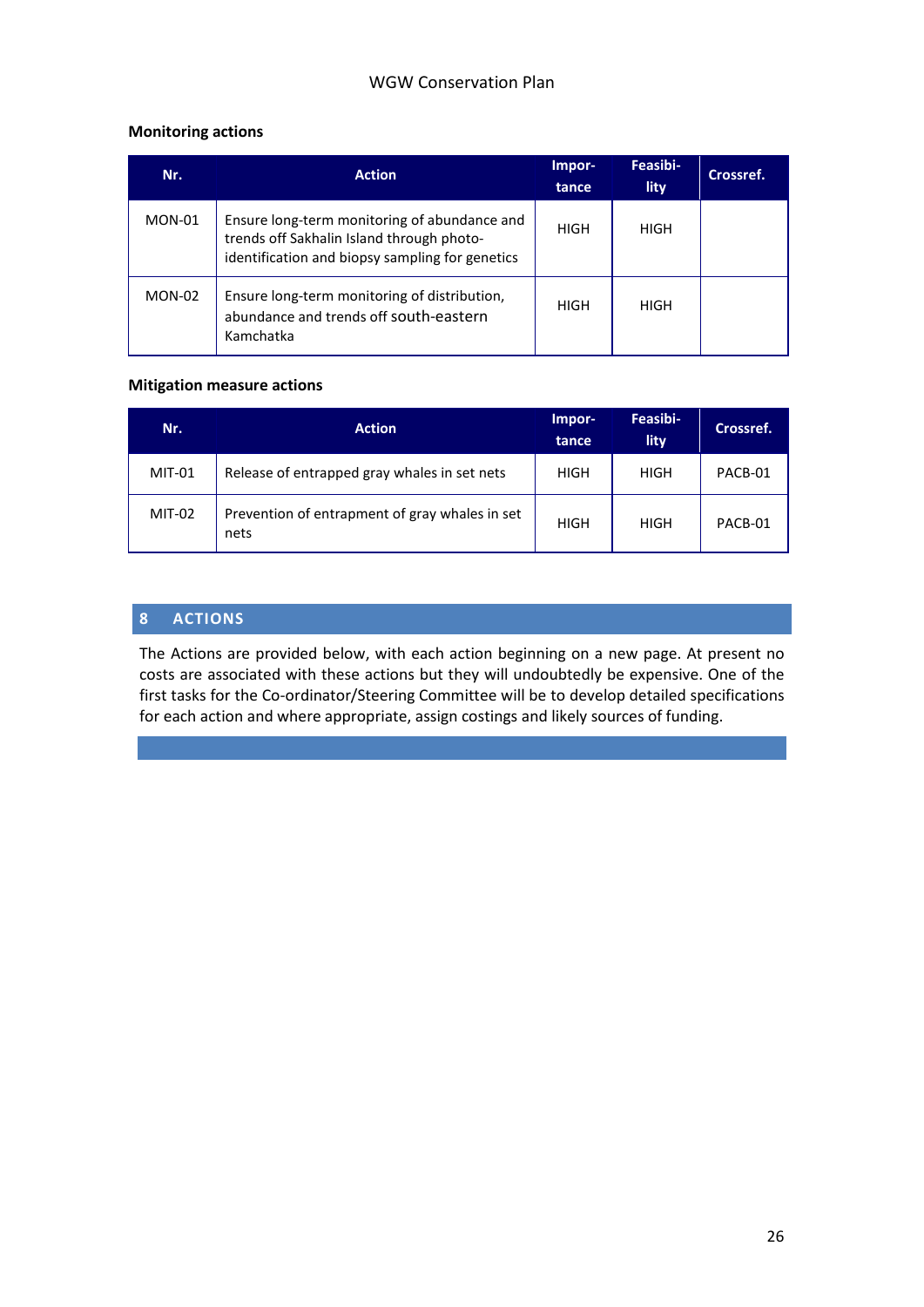**Monitoring actions**

| Nr. | Action | Impor-tance | Feasibi-lity | Crossref. |
|---|---|---|---|---|
| MON-01 | Ensure long-term monitoring of abundance and trends off Sakhalin Island through photo-identification and biopsy sampling for genetics | HIGH | HIGH | |
| MON-02 | Ensure long-term monitoring of distribution, abundance and trends off south-eastern Kamchatka | HIGH | HIGH | |

**Mitigation measure actions**

| Nr. | Action | Impor-tance | Feasibi-lity | Crossref. |
|---|---|---|---|---|
| MIT-01 | Release of entrapped gray whales in set nets | HIGH | HIGH | PACB-01 |
| MIT-02 | Prevention of entrapment of gray whales in set nets | HIGH | HIGH | PACB-01 |

## 8 ACTIONS

The Actions are provided below, with each action beginning on a new page. At present no costs are associated with these actions but they will undoubtedly be expensive. One of the first tasks for the Co-ordinator/Steering Committee will be to develop detailed specifications for each action and where appropriate, assign costings and likely sources of funding.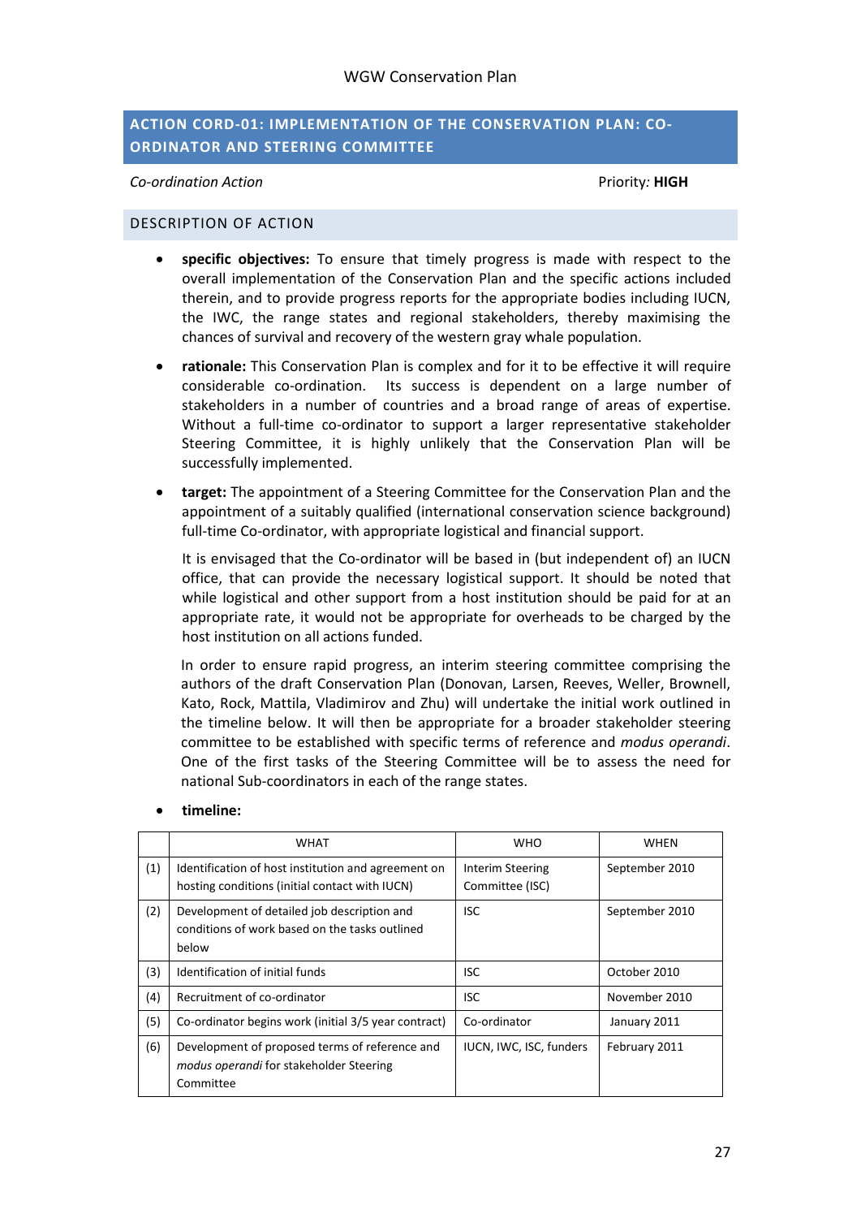## ACTION CORD-01: IMPLEMENTATION OF THE CONSERVATION PLAN: CO-ORDINATOR AND STEERING COMMITTEE

*Co-ordination Action* Priority: **HIGH**

### DESCRIPTION OF ACTION

- **specific objectives:** To ensure that timely progress is made with respect to the overall implementation of the Conservation Plan and the specific actions included therein, and to provide progress reports for the appropriate bodies including IUCN, the IWC, the range states and regional stakeholders, thereby maximising the chances of survival and recovery of the western gray whale population.
- **rationale:** This Conservation Plan is complex and for it to be effective it will require considerable co-ordination. Its success is dependent on a large number of stakeholders in a number of countries and a broad range of areas of expertise. Without a full-time co-ordinator to support a larger representative stakeholder Steering Committee, it is highly unlikely that the Conservation Plan will be successfully implemented.
- **target:** The appointment of a Steering Committee for the Conservation Plan and the appointment of a suitably qualified (international conservation science background) full-time Co-ordinator, with appropriate logistical and financial support.

  It is envisaged that the Co-ordinator will be based in (but independent of) an IUCN office, that can provide the necessary logistical support. It should be noted that while logistical and other support from a host institution should be paid for at an appropriate rate, it would not be appropriate for overheads to be charged by the host institution on all actions funded.

  In order to ensure rapid progress, an interim steering committee comprising the authors of the draft Conservation Plan (Donovan, Larsen, Reeves, Weller, Brownell, Kato, Rock, Mattila, Vladimirov and Zhu) will undertake the initial work outlined in the timeline below. It will then be appropriate for a broader stakeholder steering committee to be established with specific terms of reference and *modus operandi*. One of the first tasks of the Steering Committee will be to assess the need for national Sub-coordinators in each of the range states.

- **timeline:**

| | WHAT | WHO | WHEN |
|---|---|---|---|
| (1) | Identification of host institution and agreement on hosting conditions (initial contact with IUCN) | Interim Steering Committee (ISC) | September 2010 |
| (2) | Development of detailed job description and conditions of work based on the tasks outlined below | ISC | September 2010 |
| (3) | Identification of initial funds | ISC | October 2010 |
| (4) | Recruitment of co-ordinator | ISC | November 2010 |
| (5) | Co-ordinator begins work (initial 3/5 year contract) | Co-ordinator | January 2011 |
| (6) | Development of proposed terms of reference and *modus operandi* for stakeholder Steering Committee | IUCN, IWC, ISC, funders | February 2011 |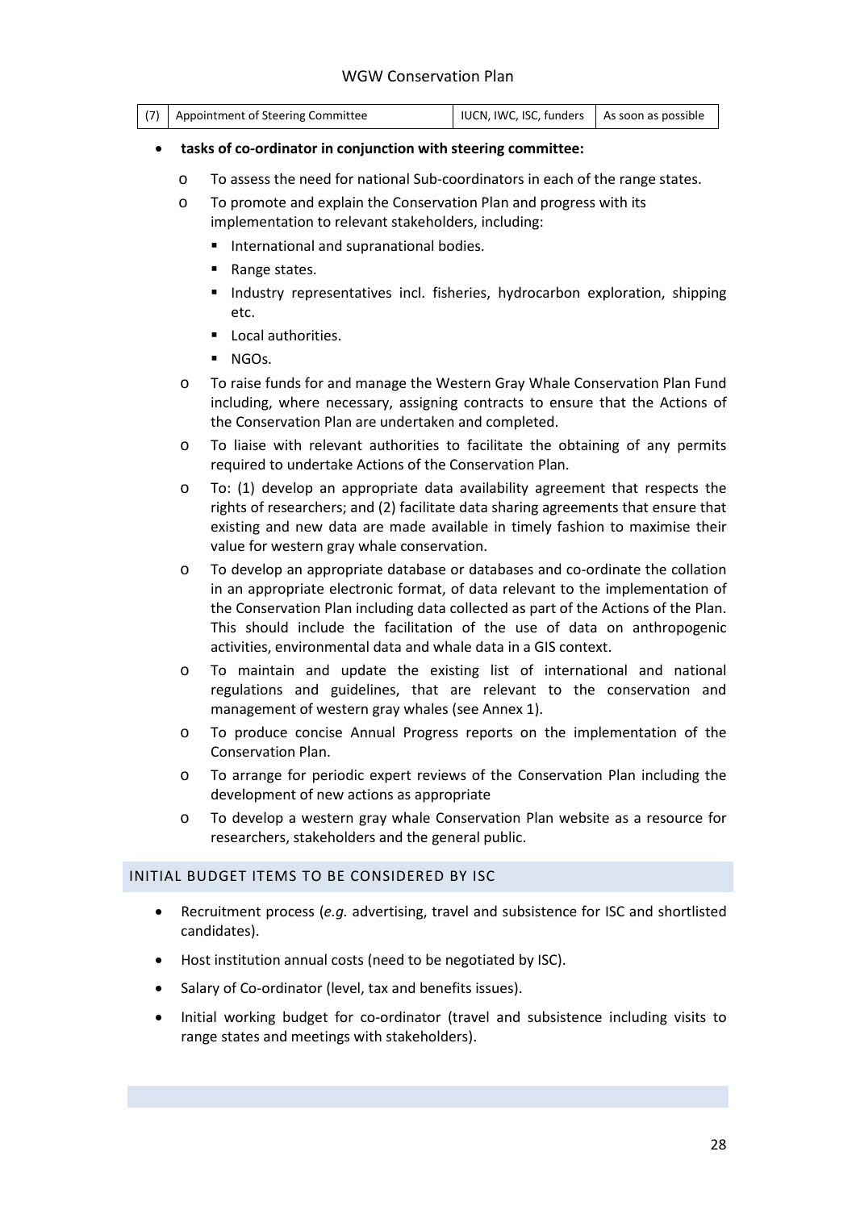| (7) | Appointment of Steering Committee | IUCN, IWC, ISC, funders | As soon as possible |
|---|---|---|---|

- **tasks of co-ordinator in conjunction with steering committee:**
  - To assess the need for national Sub-coordinators in each of the range states.
  - To promote and explain the Conservation Plan and progress with its implementation to relevant stakeholders, including:
    - International and supranational bodies.
    - Range states.
    - Industry representatives incl. fisheries, hydrocarbon exploration, shipping etc.
    - Local authorities.
    - NGOs.
  - To raise funds for and manage the Western Gray Whale Conservation Plan Fund including, where necessary, assigning contracts to ensure that the Actions of the Conservation Plan are undertaken and completed.
  - To liaise with relevant authorities to facilitate the obtaining of any permits required to undertake Actions of the Conservation Plan.
  - To: (1) develop an appropriate data availability agreement that respects the rights of researchers; and (2) facilitate data sharing agreements that ensure that existing and new data are made available in timely fashion to maximise their value for western gray whale conservation.
  - To develop an appropriate database or databases and co-ordinate the collation in an appropriate electronic format, of data relevant to the implementation of the Conservation Plan including data collected as part of the Actions of the Plan. This should include the facilitation of the use of data on anthropogenic activities, environmental data and whale data in a GIS context.
  - To maintain and update the existing list of international and national regulations and guidelines, that are relevant to the conservation and management of western gray whales (see Annex 1).
  - To produce concise Annual Progress reports on the implementation of the Conservation Plan.
  - To arrange for periodic expert reviews of the Conservation Plan including the development of new actions as appropriate
  - To develop a western gray whale Conservation Plan website as a resource for researchers, stakeholders and the general public.

## INITIAL BUDGET ITEMS TO BE CONSIDERED BY ISC

- Recruitment process (*e.g.* advertising, travel and subsistence for ISC and shortlisted candidates).
- Host institution annual costs (need to be negotiated by ISC).
- Salary of Co-ordinator (level, tax and benefits issues).
- Initial working budget for co-ordinator (travel and subsistence including visits to range states and meetings with stakeholders).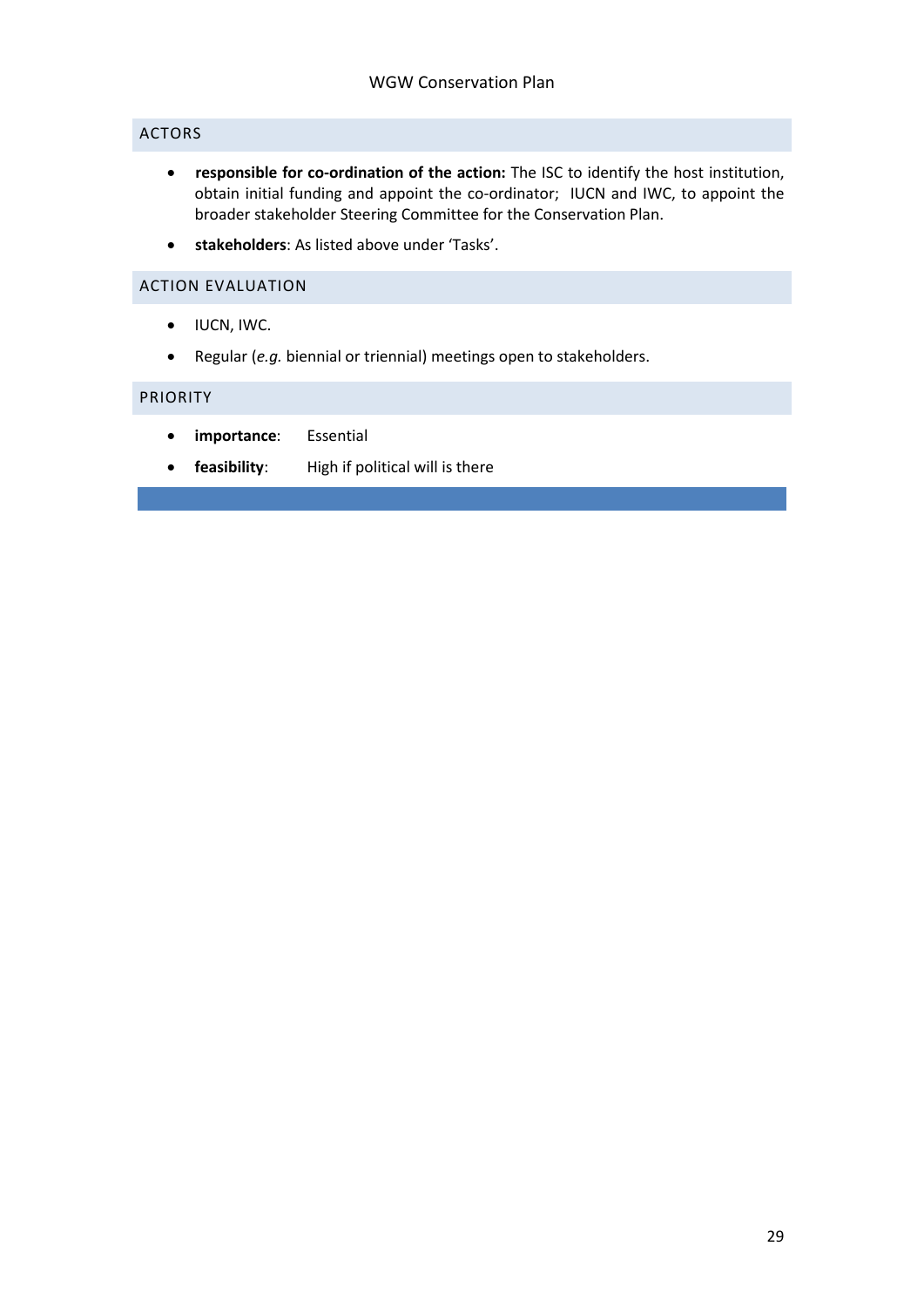### ACTORS

- **responsible for co-ordination of the action:** The ISC to identify the host institution, obtain initial funding and appoint the co-ordinator; IUCN and IWC, to appoint the broader stakeholder Steering Committee for the Conservation Plan.
- **stakeholders**: As listed above under 'Tasks'.

### ACTION EVALUATION

- IUCN, IWC.
- Regular (*e.g.* biennial or triennial) meetings open to stakeholders.

### PRIORITY

- **importance**: Essential
- **feasibility**: High if political will is there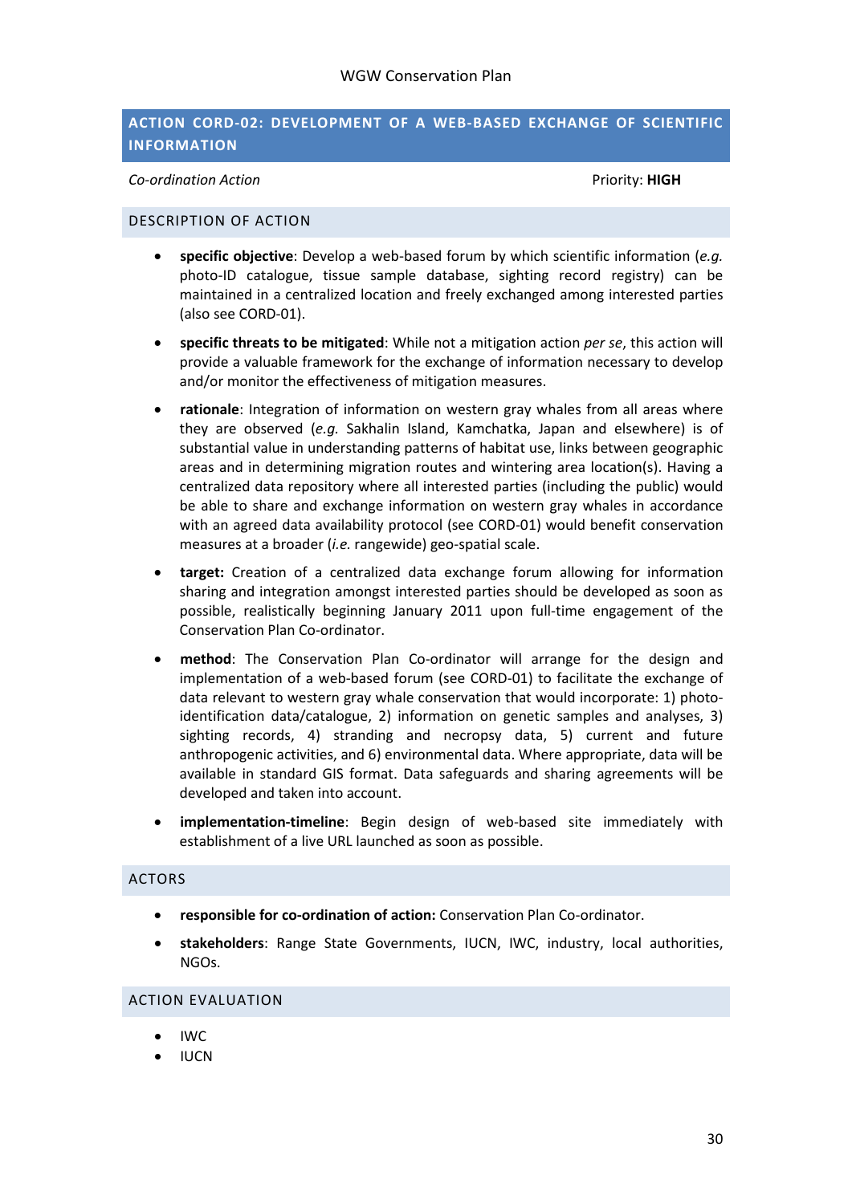## ACTION CORD-02: DEVELOPMENT OF A WEB-BASED EXCHANGE OF SCIENTIFIC INFORMATION

*Co-ordination Action* Priority: **HIGH**

### DESCRIPTION OF ACTION

- **specific objective**: Develop a web-based forum by which scientific information (*e.g.* photo-ID catalogue, tissue sample database, sighting record registry) can be maintained in a centralized location and freely exchanged among interested parties (also see CORD-01).
- **specific threats to be mitigated**: While not a mitigation action *per se*, this action will provide a valuable framework for the exchange of information necessary to develop and/or monitor the effectiveness of mitigation measures.
- **rationale**: Integration of information on western gray whales from all areas where they are observed (*e.g.* Sakhalin Island, Kamchatka, Japan and elsewhere) is of substantial value in understanding patterns of habitat use, links between geographic areas and in determining migration routes and wintering area location(s). Having a centralized data repository where all interested parties (including the public) would be able to share and exchange information on western gray whales in accordance with an agreed data availability protocol (see CORD-01) would benefit conservation measures at a broader (*i.e.* rangewide) geo-spatial scale.
- **target:** Creation of a centralized data exchange forum allowing for information sharing and integration amongst interested parties should be developed as soon as possible, realistically beginning January 2011 upon full-time engagement of the Conservation Plan Co-ordinator.
- **method**: The Conservation Plan Co-ordinator will arrange for the design and implementation of a web-based forum (see CORD-01) to facilitate the exchange of data relevant to western gray whale conservation that would incorporate: 1) photo-identification data/catalogue, 2) information on genetic samples and analyses, 3) sighting records, 4) stranding and necropsy data, 5) current and future anthropogenic activities, and 6) environmental data. Where appropriate, data will be available in standard GIS format. Data safeguards and sharing agreements will be developed and taken into account.
- **implementation-timeline**: Begin design of web-based site immediately with establishment of a live URL launched as soon as possible.

### ACTORS

- **responsible for co-ordination of action:** Conservation Plan Co-ordinator.
- **stakeholders**: Range State Governments, IUCN, IWC, industry, local authorities, NGOs.

### ACTION EVALUATION

- IWC
- IUCN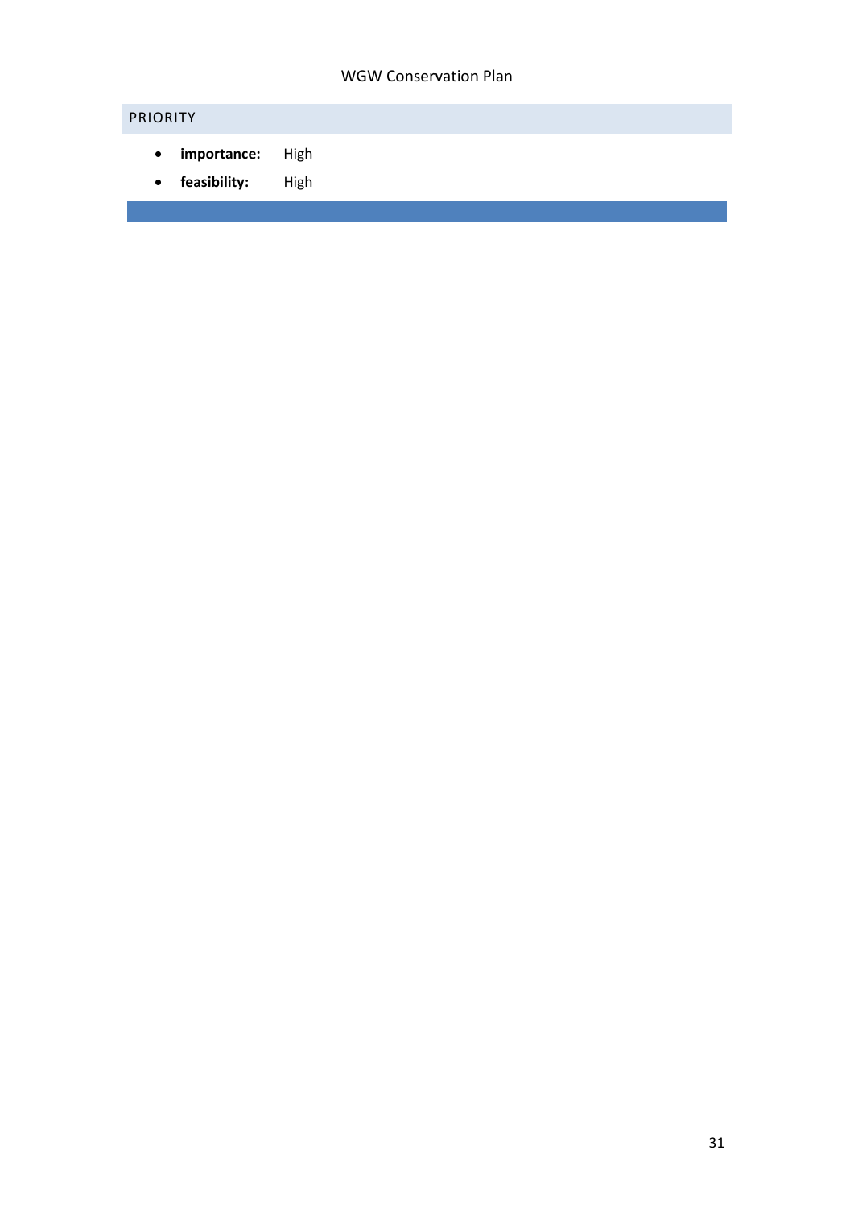### PRIORITY

- **importance:** High
- **feasibility:** High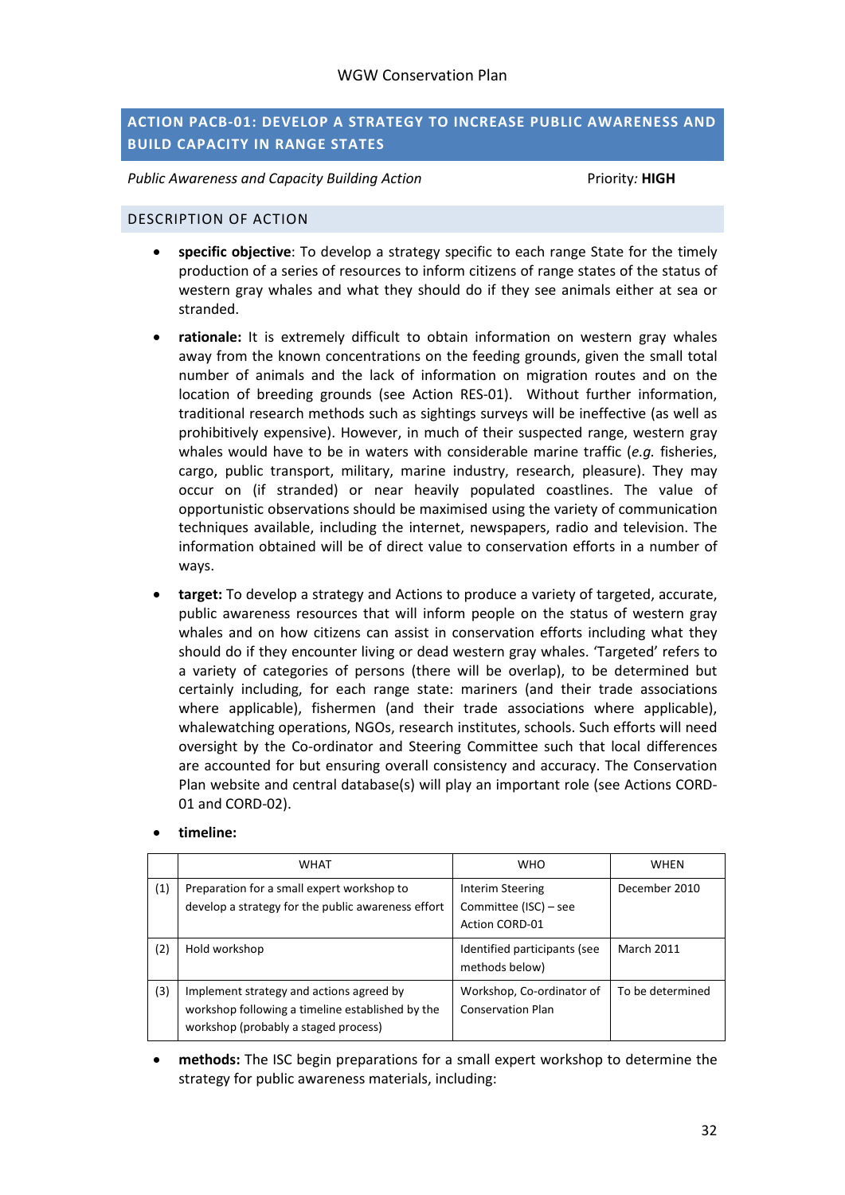## ACTION PACB-01: DEVELOP A STRATEGY TO INCREASE PUBLIC AWARENESS AND BUILD CAPACITY IN RANGE STATES

*Public Awareness and Capacity Building Action* Priority*:* **HIGH**

### DESCRIPTION OF ACTION

- **specific objective**: To develop a strategy specific to each range State for the timely production of a series of resources to inform citizens of range states of the status of western gray whales and what they should do if they see animals either at sea or stranded.
- **rationale:** It is extremely difficult to obtain information on western gray whales away from the known concentrations on the feeding grounds, given the small total number of animals and the lack of information on migration routes and on the location of breeding grounds (see Action RES-01). Without further information, traditional research methods such as sightings surveys will be ineffective (as well as prohibitively expensive). However, in much of their suspected range, western gray whales would have to be in waters with considerable marine traffic (*e.g.* fisheries, cargo, public transport, military, marine industry, research, pleasure). They may occur on (if stranded) or near heavily populated coastlines. The value of opportunistic observations should be maximised using the variety of communication techniques available, including the internet, newspapers, radio and television. The information obtained will be of direct value to conservation efforts in a number of ways.
- **target:** To develop a strategy and Actions to produce a variety of targeted, accurate, public awareness resources that will inform people on the status of western gray whales and on how citizens can assist in conservation efforts including what they should do if they encounter living or dead western gray whales. 'Targeted' refers to a variety of categories of persons (there will be overlap), to be determined but certainly including, for each range state: mariners (and their trade associations where applicable), fishermen (and their trade associations where applicable), whalewatching operations, NGOs, research institutes, schools. Such efforts will need oversight by the Co-ordinator and Steering Committee such that local differences are accounted for but ensuring overall consistency and accuracy. The Conservation Plan website and central database(s) will play an important role (see Actions CORD-01 and CORD-02).
- **timeline:**

| | WHAT | WHO | WHEN |
|---|---|---|---|
| (1) | Preparation for a small expert workshop to develop a strategy for the public awareness effort | Interim Steering Committee (ISC) – see Action CORD-01 | December 2010 |
| (2) | Hold workshop | Identified participants (see methods below) | March 2011 |
| (3) | Implement strategy and actions agreed by workshop following a timeline established by the workshop (probably a staged process) | Workshop, Co-ordinator of Conservation Plan | To be determined |

- **methods:** The ISC begin preparations for a small expert workshop to determine the strategy for public awareness materials, including: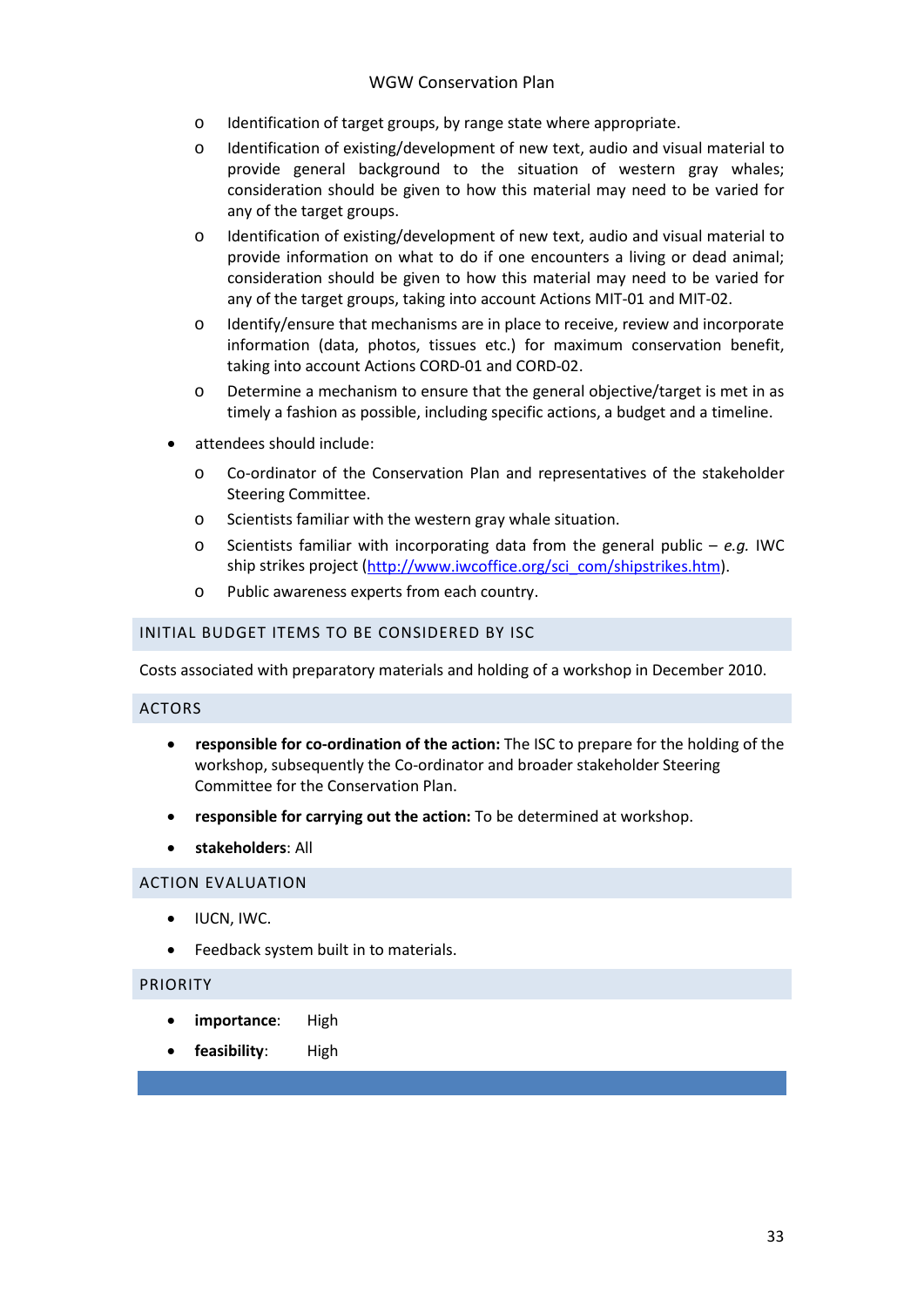- Identification of target groups, by range state where appropriate.
- Identification of existing/development of new text, audio and visual material to provide general background to the situation of western gray whales; consideration should be given to how this material may need to be varied for any of the target groups.
- Identification of existing/development of new text, audio and visual material to provide information on what to do if one encounters a living or dead animal; consideration should be given to how this material may need to be varied for any of the target groups, taking into account Actions MIT-01 and MIT-02.
- Identify/ensure that mechanisms are in place to receive, review and incorporate information (data, photos, tissues etc.) for maximum conservation benefit, taking into account Actions CORD-01 and CORD-02.
- Determine a mechanism to ensure that the general objective/target is met in as timely a fashion as possible, including specific actions, a budget and a timeline.

- attendees should include:
  - Co-ordinator of the Conservation Plan and representatives of the stakeholder Steering Committee.
  - Scientists familiar with the western gray whale situation.
  - Scientists familiar with incorporating data from the general public – *e.g.* IWC ship strikes project (http://www.iwcoffice.org/sci_com/shipstrikes.htm).
  - Public awareness experts from each country.

## INITIAL BUDGET ITEMS TO BE CONSIDERED BY ISC

Costs associated with preparatory materials and holding of a workshop in December 2010.

## ACTORS

- **responsible for co-ordination of the action:** The ISC to prepare for the holding of the workshop, subsequently the Co-ordinator and broader stakeholder Steering Committee for the Conservation Plan.
- **responsible for carrying out the action:** To be determined at workshop.
- **stakeholders**: All

## ACTION EVALUATION

- IUCN, IWC.
- Feedback system built in to materials.

## PRIORITY

- **importance**: High
- **feasibility**: High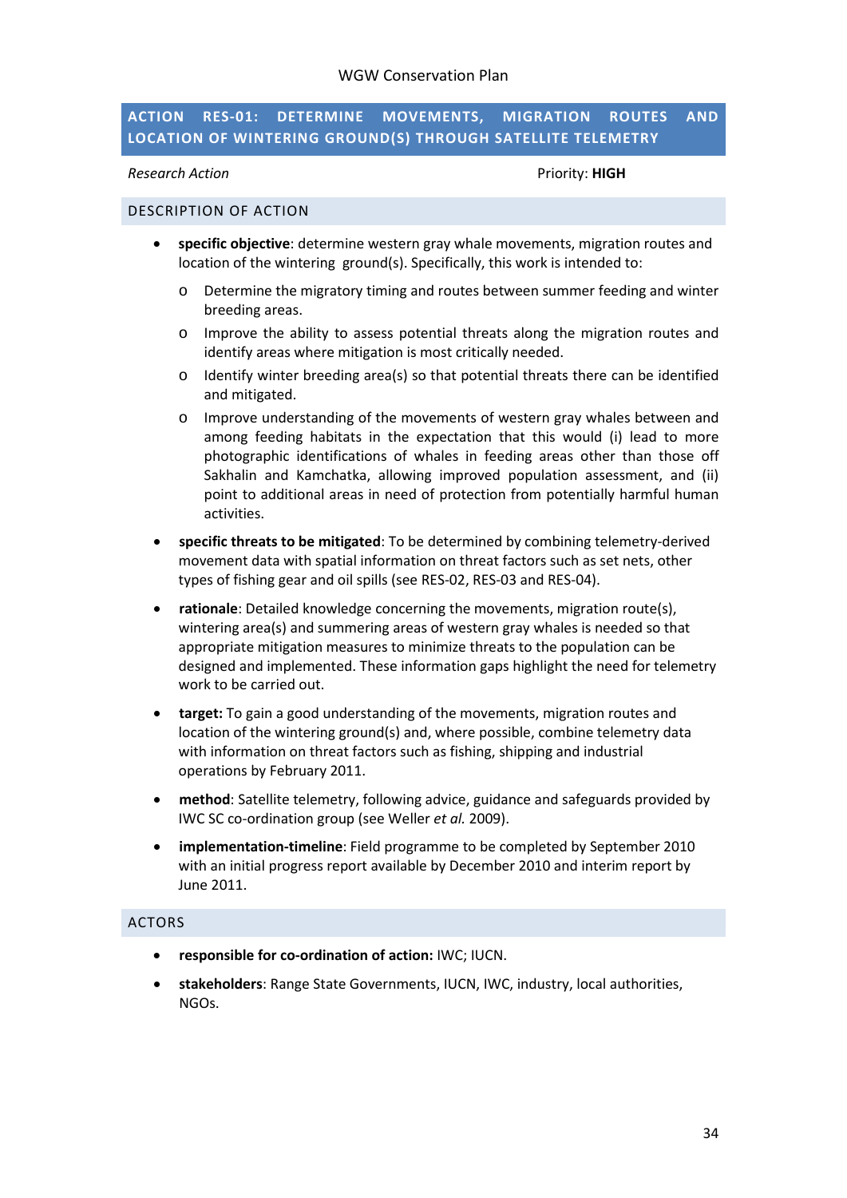## ACTION RES-01: DETERMINE MOVEMENTS, MIGRATION ROUTES AND LOCATION OF WINTERING GROUND(S) THROUGH SATELLITE TELEMETRY

*Research Action* Priority: **HIGH**

### DESCRIPTION OF ACTION

- **specific objective**: determine western gray whale movements, migration routes and location of the wintering ground(s). Specifically, this work is intended to:
  - Determine the migratory timing and routes between summer feeding and winter breeding areas.
  - Improve the ability to assess potential threats along the migration routes and identify areas where mitigation is most critically needed.
  - Identify winter breeding area(s) so that potential threats there can be identified and mitigated.
  - Improve understanding of the movements of western gray whales between and among feeding habitats in the expectation that this would (i) lead to more photographic identifications of whales in feeding areas other than those off Sakhalin and Kamchatka, allowing improved population assessment, and (ii) point to additional areas in need of protection from potentially harmful human activities.
- **specific threats to be mitigated**: To be determined by combining telemetry-derived movement data with spatial information on threat factors such as set nets, other types of fishing gear and oil spills (see RES-02, RES-03 and RES-04).
- **rationale**: Detailed knowledge concerning the movements, migration route(s), wintering area(s) and summering areas of western gray whales is needed so that appropriate mitigation measures to minimize threats to the population can be designed and implemented. These information gaps highlight the need for telemetry work to be carried out.
- **target:** To gain a good understanding of the movements, migration routes and location of the wintering ground(s) and, where possible, combine telemetry data with information on threat factors such as fishing, shipping and industrial operations by February 2011.
- **method**: Satellite telemetry, following advice, guidance and safeguards provided by IWC SC co-ordination group (see Weller *et al.* 2009).
- **implementation-timeline**: Field programme to be completed by September 2010 with an initial progress report available by December 2010 and interim report by June 2011.

### ACTORS

- **responsible for co-ordination of action:** IWC; IUCN.
- **stakeholders**: Range State Governments, IUCN, IWC, industry, local authorities, NGOs.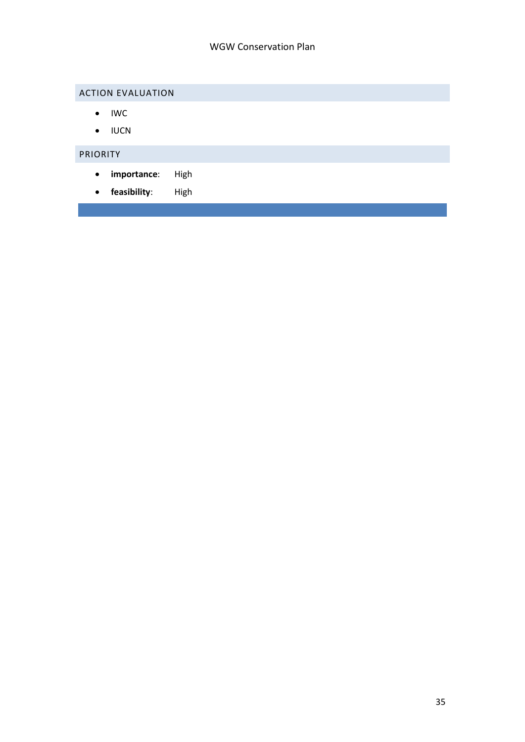## ACTION EVALUATION

- IWC
- IUCN

## PRIORITY

- **importance**: High
- **feasibility**: High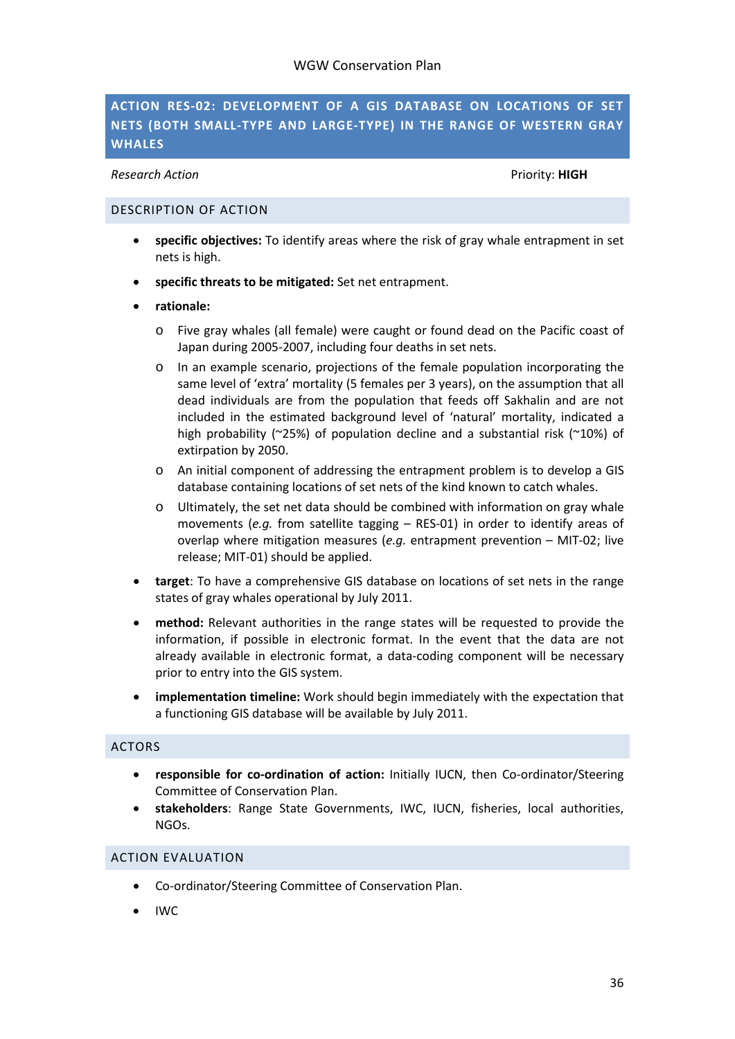## ACTION RES-02: DEVELOPMENT OF A GIS DATABASE ON LOCATIONS OF SET NETS (BOTH SMALL-TYPE AND LARGE-TYPE) IN THE RANGE OF WESTERN GRAY WHALES

*Research Action* Priority: **HIGH**

### DESCRIPTION OF ACTION

- **specific objectives:** To identify areas where the risk of gray whale entrapment in set nets is high.
- **specific threats to be mitigated:** Set net entrapment.
- **rationale:**
  - Five gray whales (all female) were caught or found dead on the Pacific coast of Japan during 2005-2007, including four deaths in set nets.
  - In an example scenario, projections of the female population incorporating the same level of 'extra' mortality (5 females per 3 years), on the assumption that all dead individuals are from the population that feeds off Sakhalin and are not included in the estimated background level of 'natural' mortality, indicated a high probability (~25%) of population decline and a substantial risk (~10%) of extirpation by 2050.
  - An initial component of addressing the entrapment problem is to develop a GIS database containing locations of set nets of the kind known to catch whales.
  - Ultimately, the set net data should be combined with information on gray whale movements (*e.g.* from satellite tagging – RES-01) in order to identify areas of overlap where mitigation measures (*e.g.* entrapment prevention – MIT-02; live release; MIT-01) should be applied.
- **target**: To have a comprehensive GIS database on locations of set nets in the range states of gray whales operational by July 2011.
- **method:** Relevant authorities in the range states will be requested to provide the information, if possible in electronic format. In the event that the data are not already available in electronic format, a data-coding component will be necessary prior to entry into the GIS system.
- **implementation timeline:** Work should begin immediately with the expectation that a functioning GIS database will be available by July 2011.

### ACTORS

- **responsible for co-ordination of action:** Initially IUCN, then Co-ordinator/Steering Committee of Conservation Plan.
- **stakeholders**: Range State Governments, IWC, IUCN, fisheries, local authorities, NGOs.

### ACTION EVALUATION

- Co-ordinator/Steering Committee of Conservation Plan.
- IWC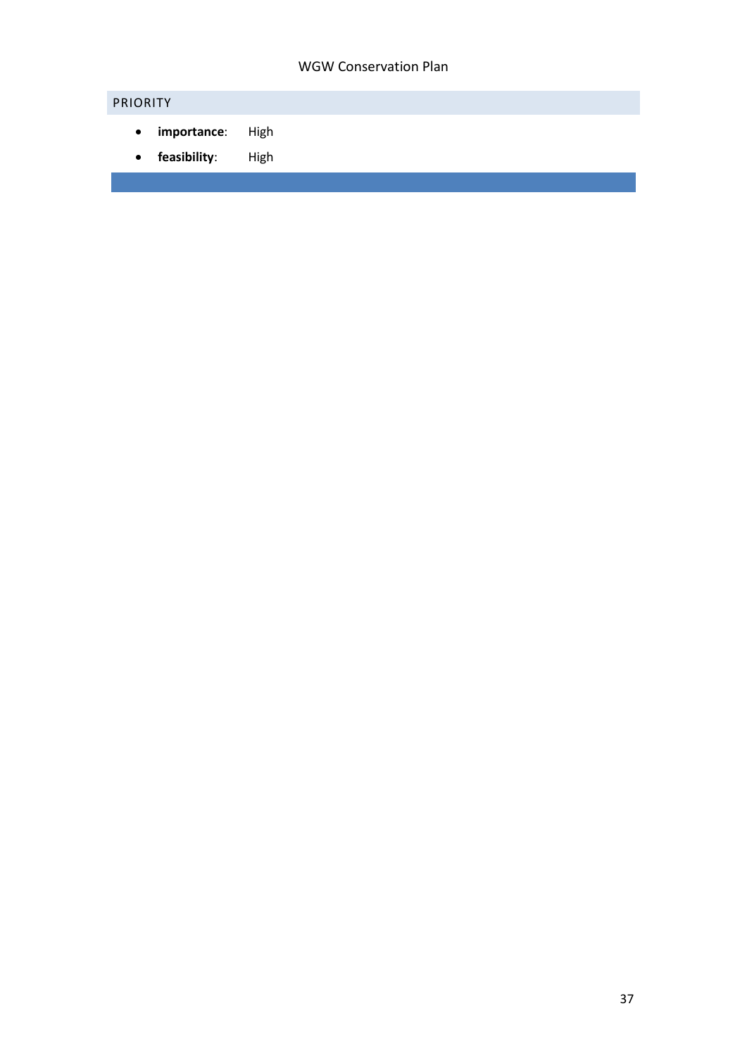## PRIORITY

- **importance**: High
- **feasibility**: High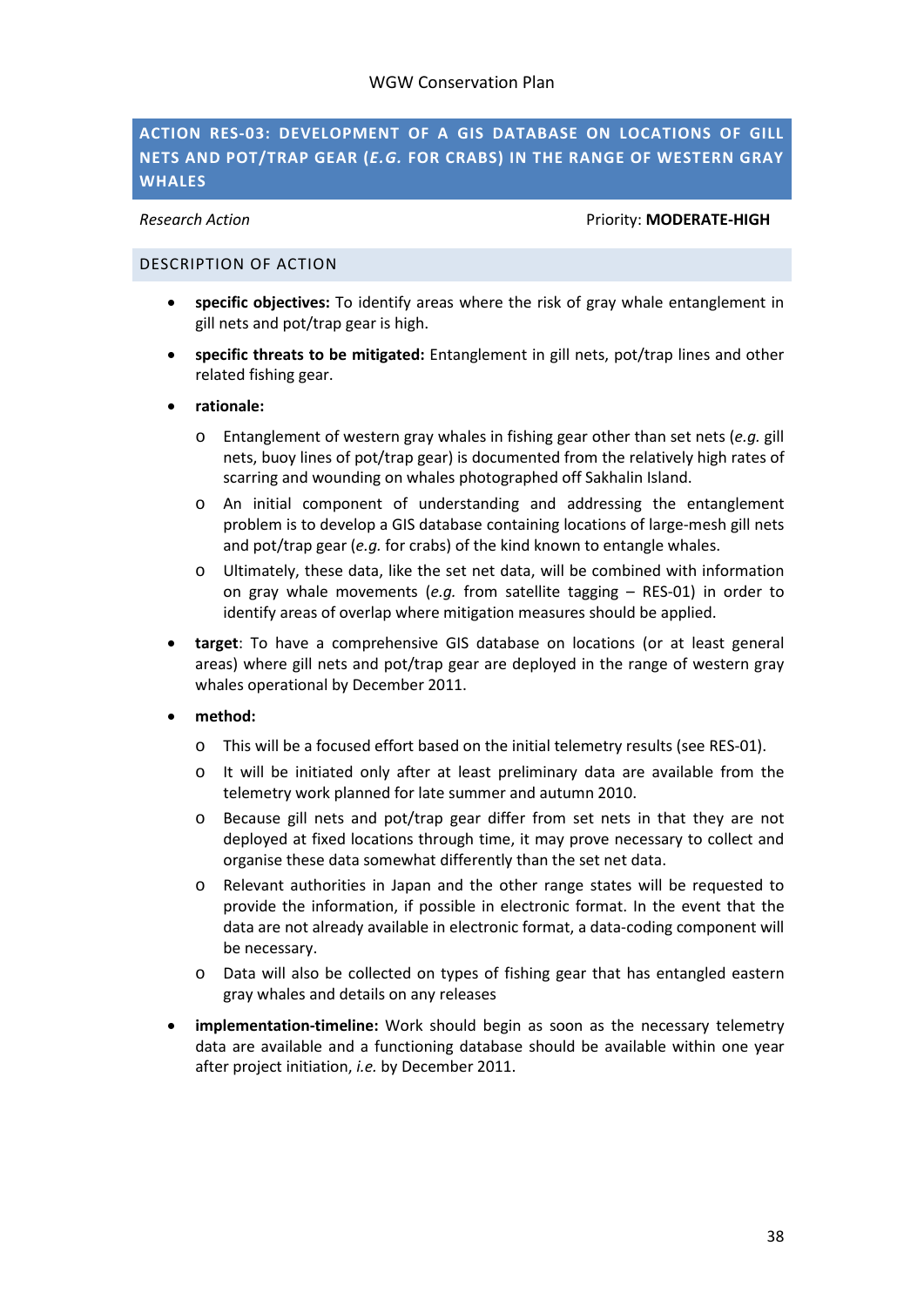## ACTION RES-03: DEVELOPMENT OF A GIS DATABASE ON LOCATIONS OF GILL NETS AND POT/TRAP GEAR (*E.G.* FOR CRABS) IN THE RANGE OF WESTERN GRAY WHALES

*Research Action* Priority: **MODERATE-HIGH**

### DESCRIPTION OF ACTION

- **specific objectives:** To identify areas where the risk of gray whale entanglement in gill nets and pot/trap gear is high.
- **specific threats to be mitigated:** Entanglement in gill nets, pot/trap lines and other related fishing gear.
- **rationale:**
  - Entanglement of western gray whales in fishing gear other than set nets (*e.g.* gill nets, buoy lines of pot/trap gear) is documented from the relatively high rates of scarring and wounding on whales photographed off Sakhalin Island.
  - An initial component of understanding and addressing the entanglement problem is to develop a GIS database containing locations of large-mesh gill nets and pot/trap gear (*e.g.* for crabs) of the kind known to entangle whales.
  - Ultimately, these data, like the set net data, will be combined with information on gray whale movements (*e.g.* from satellite tagging – RES-01) in order to identify areas of overlap where mitigation measures should be applied.
- **target**: To have a comprehensive GIS database on locations (or at least general areas) where gill nets and pot/trap gear are deployed in the range of western gray whales operational by December 2011.
- **method:**
  - This will be a focused effort based on the initial telemetry results (see RES-01).
  - It will be initiated only after at least preliminary data are available from the telemetry work planned for late summer and autumn 2010.
  - Because gill nets and pot/trap gear differ from set nets in that they are not deployed at fixed locations through time, it may prove necessary to collect and organise these data somewhat differently than the set net data.
  - Relevant authorities in Japan and the other range states will be requested to provide the information, if possible in electronic format. In the event that the data are not already available in electronic format, a data-coding component will be necessary.
  - Data will also be collected on types of fishing gear that has entangled eastern gray whales and details on any releases
- **implementation-timeline:** Work should begin as soon as the necessary telemetry data are available and a functioning database should be available within one year after project initiation, *i.e.* by December 2011.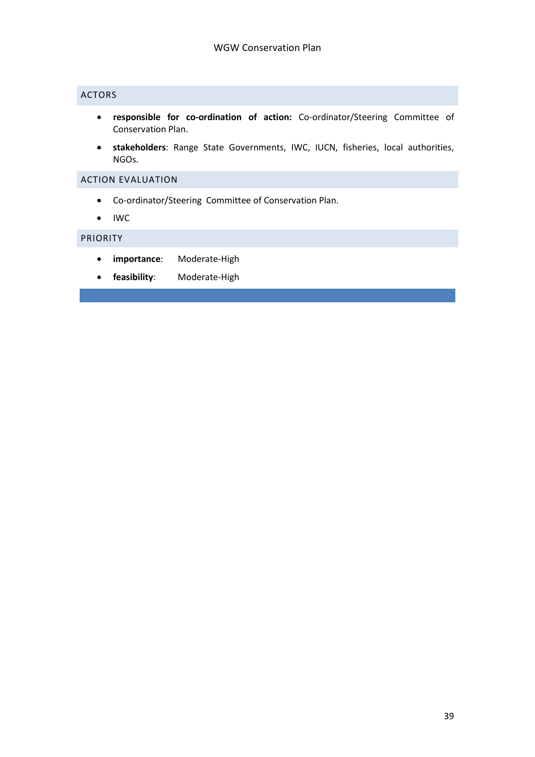## ACTORS

- **responsible for co-ordination of action:** Co-ordinator/Steering Committee of Conservation Plan.
- **stakeholders**: Range State Governments, IWC, IUCN, fisheries, local authorities, NGOs.

## ACTION EVALUATION

- Co-ordinator/Steering Committee of Conservation Plan.
- IWC

## PRIORITY

- **importance**: Moderate-High
- **feasibility**: Moderate-High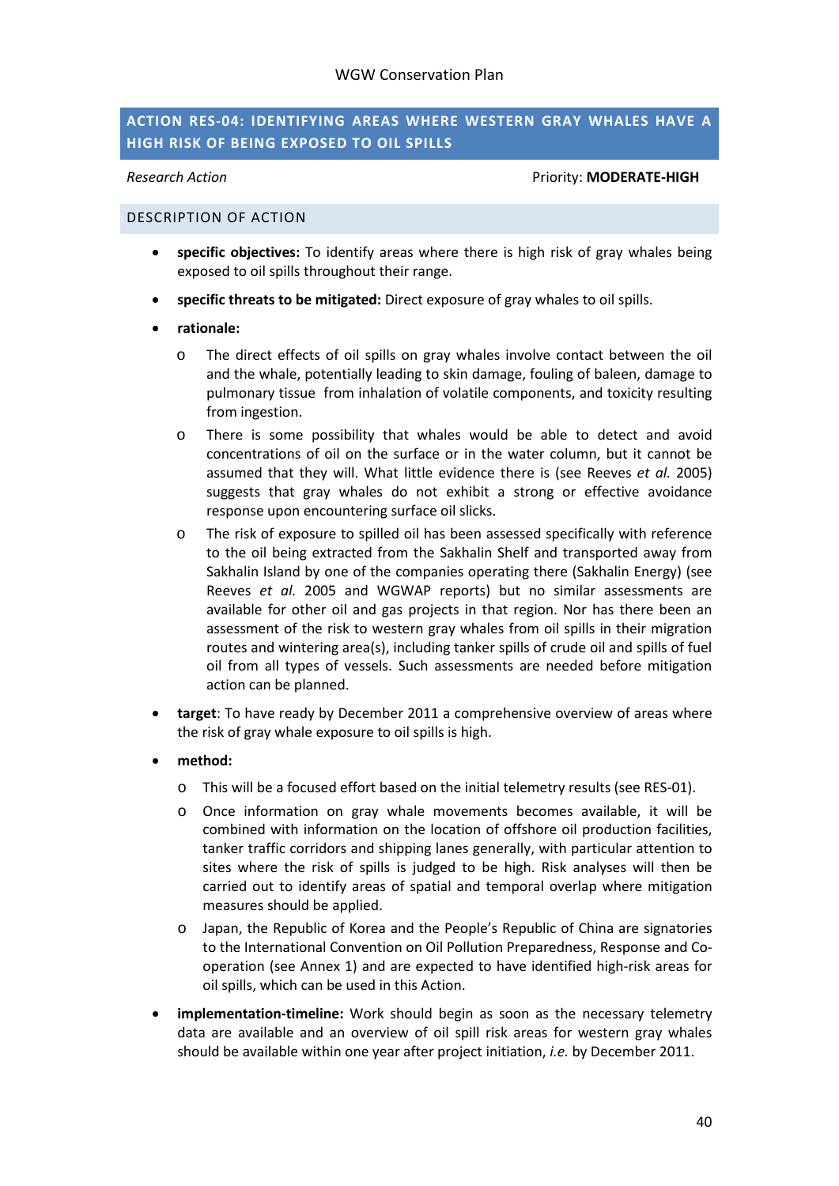## ACTION RES-04: IDENTIFYING AREAS WHERE WESTERN GRAY WHALES HAVE A HIGH RISK OF BEING EXPOSED TO OIL SPILLS

*Research Action* Priority: **MODERATE-HIGH**

### DESCRIPTION OF ACTION

- **specific objectives:** To identify areas where there is high risk of gray whales being exposed to oil spills throughout their range.
- **specific threats to be mitigated:** Direct exposure of gray whales to oil spills.
- **rationale:**
  - The direct effects of oil spills on gray whales involve contact between the oil and the whale, potentially leading to skin damage, fouling of baleen, damage to pulmonary tissue from inhalation of volatile components, and toxicity resulting from ingestion.
  - There is some possibility that whales would be able to detect and avoid concentrations of oil on the surface or in the water column, but it cannot be assumed that they will. What little evidence there is (see Reeves *et al.* 2005) suggests that gray whales do not exhibit a strong or effective avoidance response upon encountering surface oil slicks.
  - The risk of exposure to spilled oil has been assessed specifically with reference to the oil being extracted from the Sakhalin Shelf and transported away from Sakhalin Island by one of the companies operating there (Sakhalin Energy) (see Reeves *et al.* 2005 and WGWAP reports) but no similar assessments are available for other oil and gas projects in that region. Nor has there been an assessment of the risk to western gray whales from oil spills in their migration routes and wintering area(s), including tanker spills of crude oil and spills of fuel oil from all types of vessels. Such assessments are needed before mitigation action can be planned.
- **target**: To have ready by December 2011 a comprehensive overview of areas where the risk of gray whale exposure to oil spills is high.
- **method:**
  - This will be a focused effort based on the initial telemetry results (see RES-01).
  - Once information on gray whale movements becomes available, it will be combined with information on the location of offshore oil production facilities, tanker traffic corridors and shipping lanes generally, with particular attention to sites where the risk of spills is judged to be high. Risk analyses will then be carried out to identify areas of spatial and temporal overlap where mitigation measures should be applied.
  - Japan, the Republic of Korea and the People's Republic of China are signatories to the International Convention on Oil Pollution Preparedness, Response and Co-operation (see Annex 1) and are expected to have identified high-risk areas for oil spills, which can be used in this Action.
- **implementation-timeline:** Work should begin as soon as the necessary telemetry data are available and an overview of oil spill risk areas for western gray whales should be available within one year after project initiation, *i.e.* by December 2011.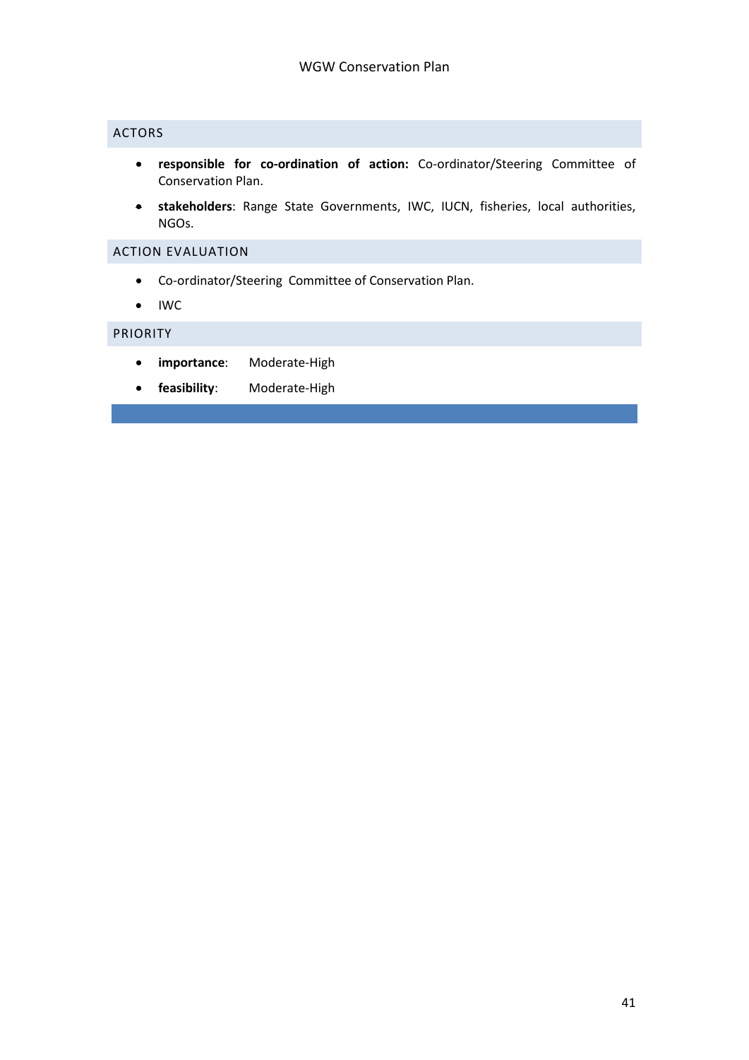## ACTORS

- **responsible for co-ordination of action:** Co-ordinator/Steering Committee of Conservation Plan.
- **stakeholders**: Range State Governments, IWC, IUCN, fisheries, local authorities, NGOs.

## ACTION EVALUATION

- Co-ordinator/Steering Committee of Conservation Plan.
- IWC

## PRIORITY

- **importance**: Moderate-High
- **feasibility**: Moderate-High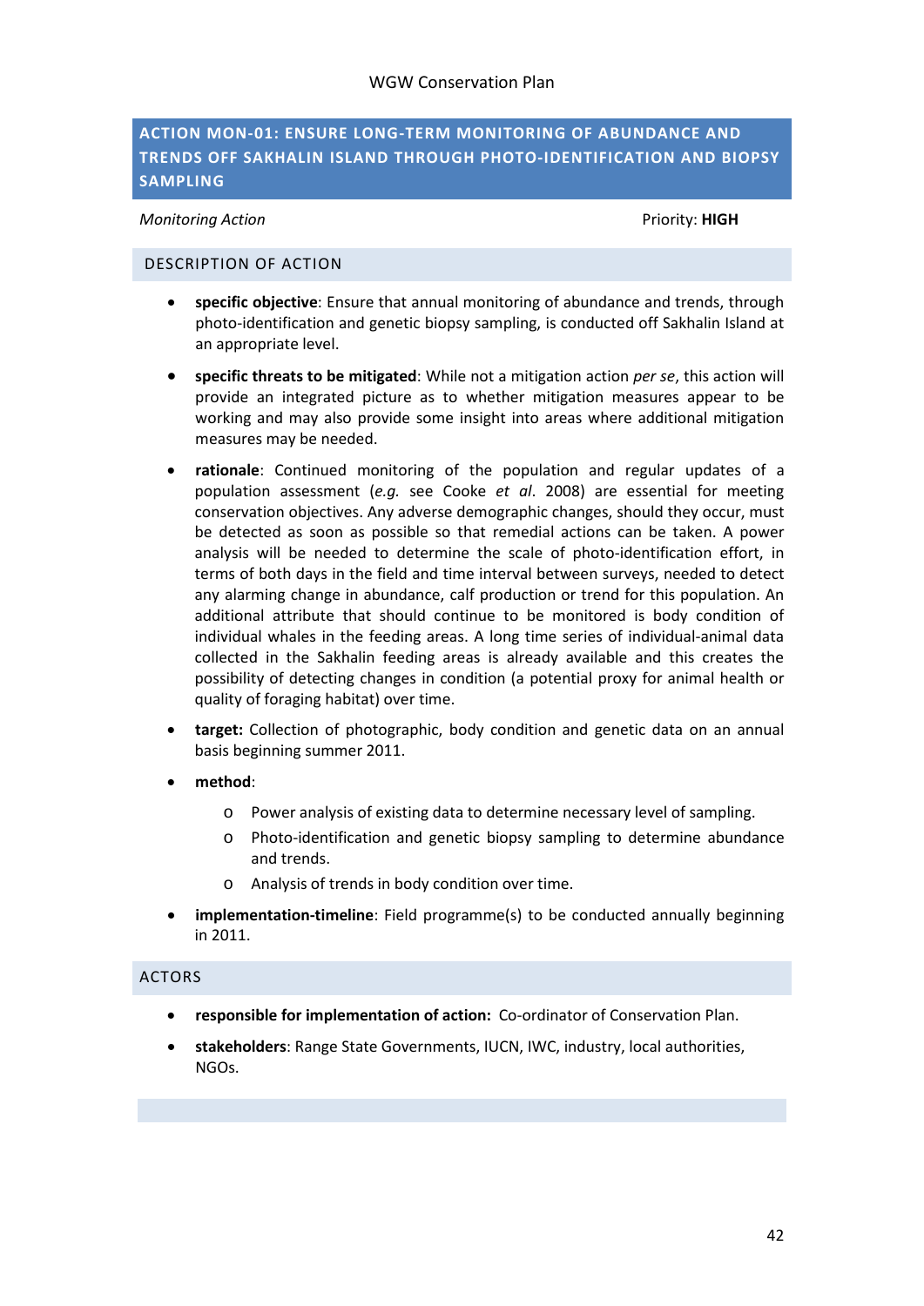## ACTION MON-01: ENSURE LONG-TERM MONITORING OF ABUNDANCE AND TRENDS OFF SAKHALIN ISLAND THROUGH PHOTO-IDENTIFICATION AND BIOPSY SAMPLING

*Monitoring Action* Priority: **HIGH**

### DESCRIPTION OF ACTION

- **specific objective**: Ensure that annual monitoring of abundance and trends, through photo-identification and genetic biopsy sampling, is conducted off Sakhalin Island at an appropriate level.
- **specific threats to be mitigated**: While not a mitigation action *per se*, this action will provide an integrated picture as to whether mitigation measures appear to be working and may also provide some insight into areas where additional mitigation measures may be needed.
- **rationale**: Continued monitoring of the population and regular updates of a population assessment (*e.g.* see Cooke *et al*. 2008) are essential for meeting conservation objectives. Any adverse demographic changes, should they occur, must be detected as soon as possible so that remedial actions can be taken. A power analysis will be needed to determine the scale of photo-identification effort, in terms of both days in the field and time interval between surveys, needed to detect any alarming change in abundance, calf production or trend for this population. An additional attribute that should continue to be monitored is body condition of individual whales in the feeding areas. A long time series of individual-animal data collected in the Sakhalin feeding areas is already available and this creates the possibility of detecting changes in condition (a potential proxy for animal health or quality of foraging habitat) over time.
- **target:** Collection of photographic, body condition and genetic data on an annual basis beginning summer 2011.
- **method**:
  - Power analysis of existing data to determine necessary level of sampling.
  - Photo-identification and genetic biopsy sampling to determine abundance and trends.
  - Analysis of trends in body condition over time.
- **implementation-timeline**: Field programme(s) to be conducted annually beginning in 2011.

### ACTORS

- **responsible for implementation of action:** Co-ordinator of Conservation Plan.
- **stakeholders**: Range State Governments, IUCN, IWC, industry, local authorities, NGOs.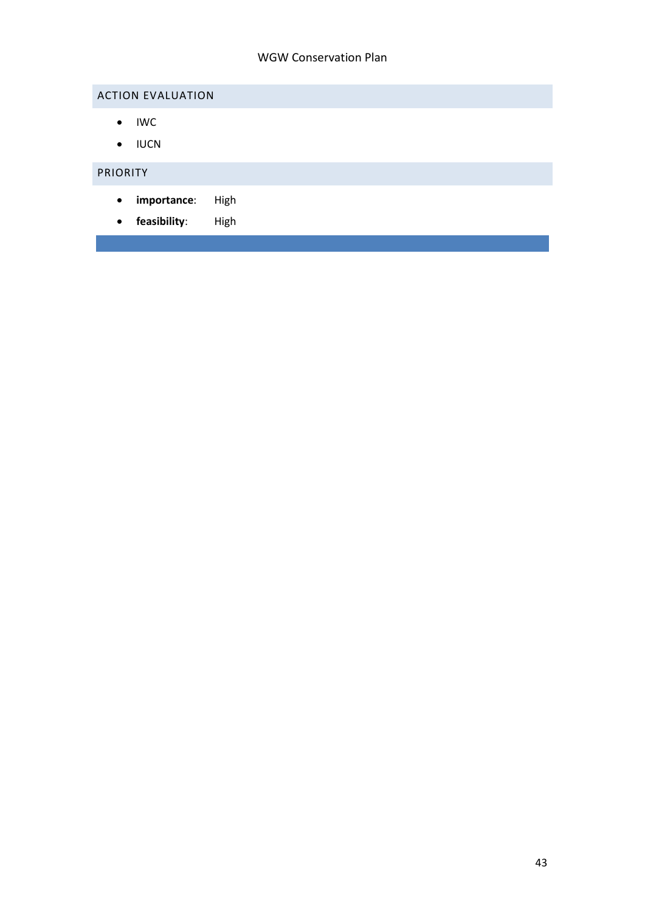## ACTION EVALUATION

- IWC
- IUCN

## PRIORITY

- **importance**: High
- **feasibility**: High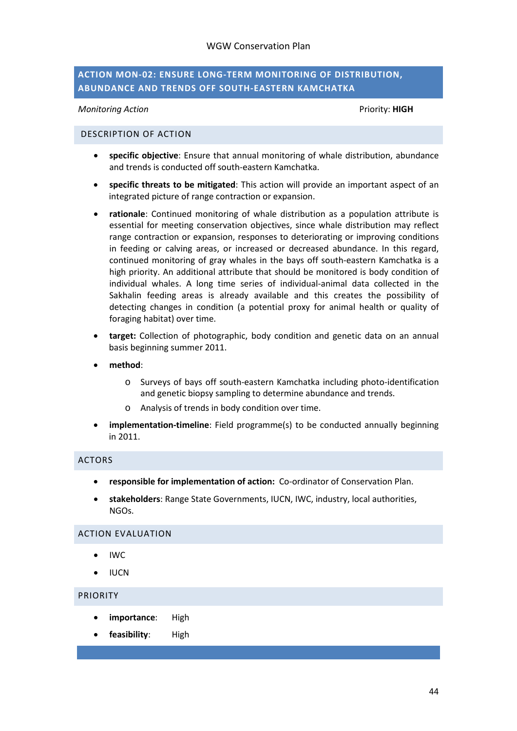## ACTION MON-02: ENSURE LONG-TERM MONITORING OF DISTRIBUTION, ABUNDANCE AND TRENDS OFF SOUTH-EASTERN KAMCHATKA

*Monitoring Action* Priority: **HIGH**

### DESCRIPTION OF ACTION

- **specific objective**: Ensure that annual monitoring of whale distribution, abundance and trends is conducted off south-eastern Kamchatka.
- **specific threats to be mitigated**: This action will provide an important aspect of an integrated picture of range contraction or expansion.
- **rationale**: Continued monitoring of whale distribution as a population attribute is essential for meeting conservation objectives, since whale distribution may reflect range contraction or expansion, responses to deteriorating or improving conditions in feeding or calving areas, or increased or decreased abundance. In this regard, continued monitoring of gray whales in the bays off south-eastern Kamchatka is a high priority. An additional attribute that should be monitored is body condition of individual whales. A long time series of individual-animal data collected in the Sakhalin feeding areas is already available and this creates the possibility of detecting changes in condition (a potential proxy for animal health or quality of foraging habitat) over time.
- **target:** Collection of photographic, body condition and genetic data on an annual basis beginning summer 2011.
- **method**:
  - Surveys of bays off south-eastern Kamchatka including photo-identification and genetic biopsy sampling to determine abundance and trends.
  - Analysis of trends in body condition over time.
- **implementation-timeline**: Field programme(s) to be conducted annually beginning in 2011.

### ACTORS

- **responsible for implementation of action:** Co-ordinator of Conservation Plan.
- **stakeholders**: Range State Governments, IUCN, IWC, industry, local authorities, NGOs.

### ACTION EVALUATION

- IWC
- IUCN

### PRIORITY

- **importance**: High
- **feasibility**: High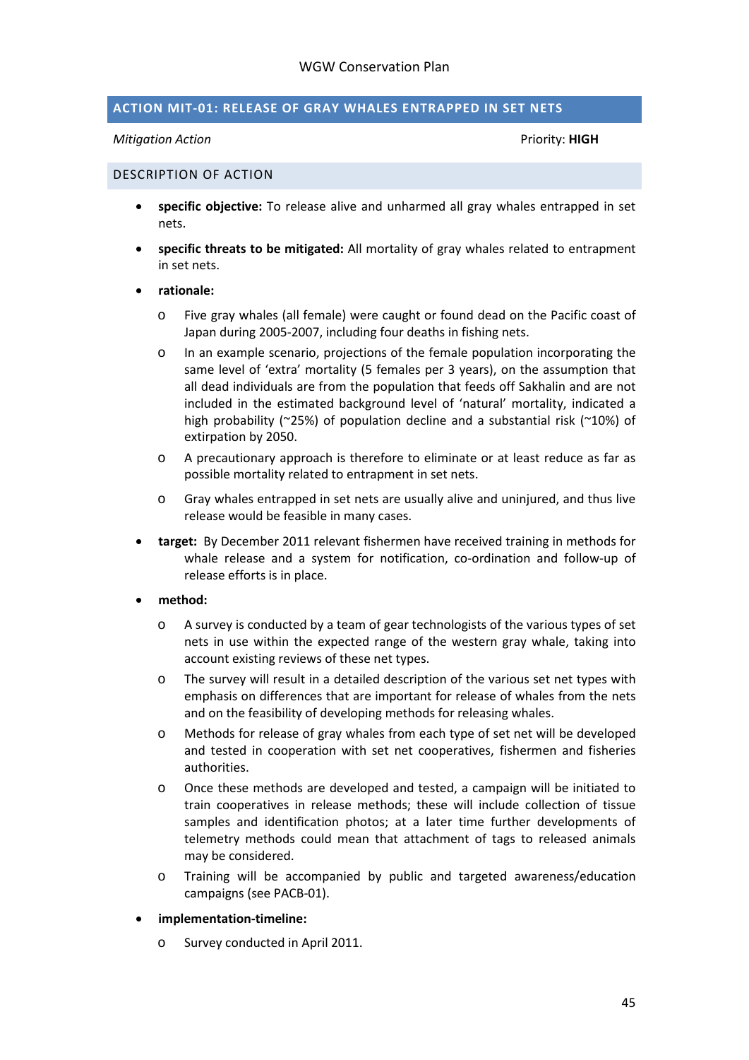## ACTION MIT-01: RELEASE OF GRAY WHALES ENTRAPPED IN SET NETS

*Mitigation Action* Priority: **HIGH**

### DESCRIPTION OF ACTION

- **specific objective:** To release alive and unharmed all gray whales entrapped in set nets.
- **specific threats to be mitigated:** All mortality of gray whales related to entrapment in set nets.
- **rationale:**
  - Five gray whales (all female) were caught or found dead on the Pacific coast of Japan during 2005-2007, including four deaths in fishing nets.
  - In an example scenario, projections of the female population incorporating the same level of 'extra' mortality (5 females per 3 years), on the assumption that all dead individuals are from the population that feeds off Sakhalin and are not included in the estimated background level of 'natural' mortality, indicated a high probability (~25%) of population decline and a substantial risk (~10%) of extirpation by 2050.
  - A precautionary approach is therefore to eliminate or at least reduce as far as possible mortality related to entrapment in set nets.
  - Gray whales entrapped in set nets are usually alive and uninjured, and thus live release would be feasible in many cases.
- **target:** By December 2011 relevant fishermen have received training in methods for whale release and a system for notification, co-ordination and follow-up of release efforts is in place.
- **method:**
  - A survey is conducted by a team of gear technologists of the various types of set nets in use within the expected range of the western gray whale, taking into account existing reviews of these net types.
  - The survey will result in a detailed description of the various set net types with emphasis on differences that are important for release of whales from the nets and on the feasibility of developing methods for releasing whales.
  - Methods for release of gray whales from each type of set net will be developed and tested in cooperation with set net cooperatives, fishermen and fisheries authorities.
  - Once these methods are developed and tested, a campaign will be initiated to train cooperatives in release methods; these will include collection of tissue samples and identification photos; at a later time further developments of telemetry methods could mean that attachment of tags to released animals may be considered.
  - Training will be accompanied by public and targeted awareness/education campaigns (see PACB-01).
- **implementation-timeline:**
  - Survey conducted in April 2011.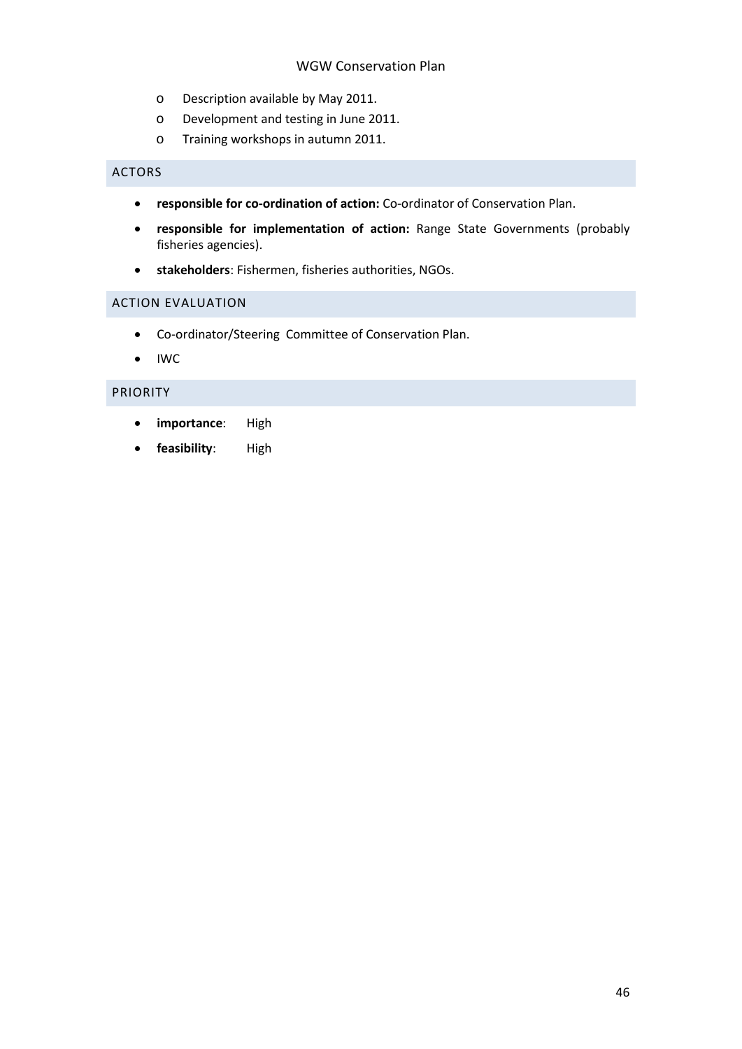- Description available by May 2011.
- Development and testing in June 2011.
- Training workshops in autumn 2011.

## ACTORS

- **responsible for co-ordination of action:** Co-ordinator of Conservation Plan.
- **responsible for implementation of action:** Range State Governments (probably fisheries agencies).
- **stakeholders**: Fishermen, fisheries authorities, NGOs.

## ACTION EVALUATION

- Co-ordinator/Steering Committee of Conservation Plan.
- IWC

## PRIORITY

- **importance**: High
- **feasibility**: High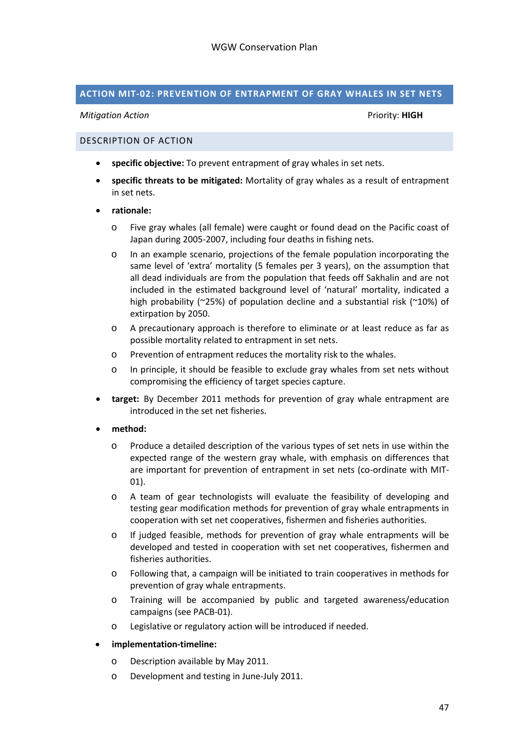## ACTION MIT-02: PREVENTION OF ENTRAPMENT OF GRAY WHALES IN SET NETS

*Mitigation Action* Priority: **HIGH**

### DESCRIPTION OF ACTION

- **specific objective:** To prevent entrapment of gray whales in set nets.
- **specific threats to be mitigated:** Mortality of gray whales as a result of entrapment in set nets.
- **rationale:**
    - Five gray whales (all female) were caught or found dead on the Pacific coast of Japan during 2005-2007, including four deaths in fishing nets.
    - In an example scenario, projections of the female population incorporating the same level of 'extra' mortality (5 females per 3 years), on the assumption that all dead individuals are from the population that feeds off Sakhalin and are not included in the estimated background level of 'natural' mortality, indicated a high probability (~25%) of population decline and a substantial risk (~10%) of extirpation by 2050.
    - A precautionary approach is therefore to eliminate or at least reduce as far as possible mortality related to entrapment in set nets.
    - Prevention of entrapment reduces the mortality risk to the whales.
    - In principle, it should be feasible to exclude gray whales from set nets without compromising the efficiency of target species capture.
- **target:** By December 2011 methods for prevention of gray whale entrapment are introduced in the set net fisheries.
- **method:**
    - Produce a detailed description of the various types of set nets in use within the expected range of the western gray whale, with emphasis on differences that are important for prevention of entrapment in set nets (co-ordinate with MIT-01).
    - A team of gear technologists will evaluate the feasibility of developing and testing gear modification methods for prevention of gray whale entrapments in cooperation with set net cooperatives, fishermen and fisheries authorities.
    - If judged feasible, methods for prevention of gray whale entrapments will be developed and tested in cooperation with set net cooperatives, fishermen and fisheries authorities.
    - Following that, a campaign will be initiated to train cooperatives in methods for prevention of gray whale entrapments.
    - Training will be accompanied by public and targeted awareness/education campaigns (see PACB-01).
    - Legislative or regulatory action will be introduced if needed.
- **implementation-timeline:**
    - Description available by May 2011.
    - Development and testing in June-July 2011.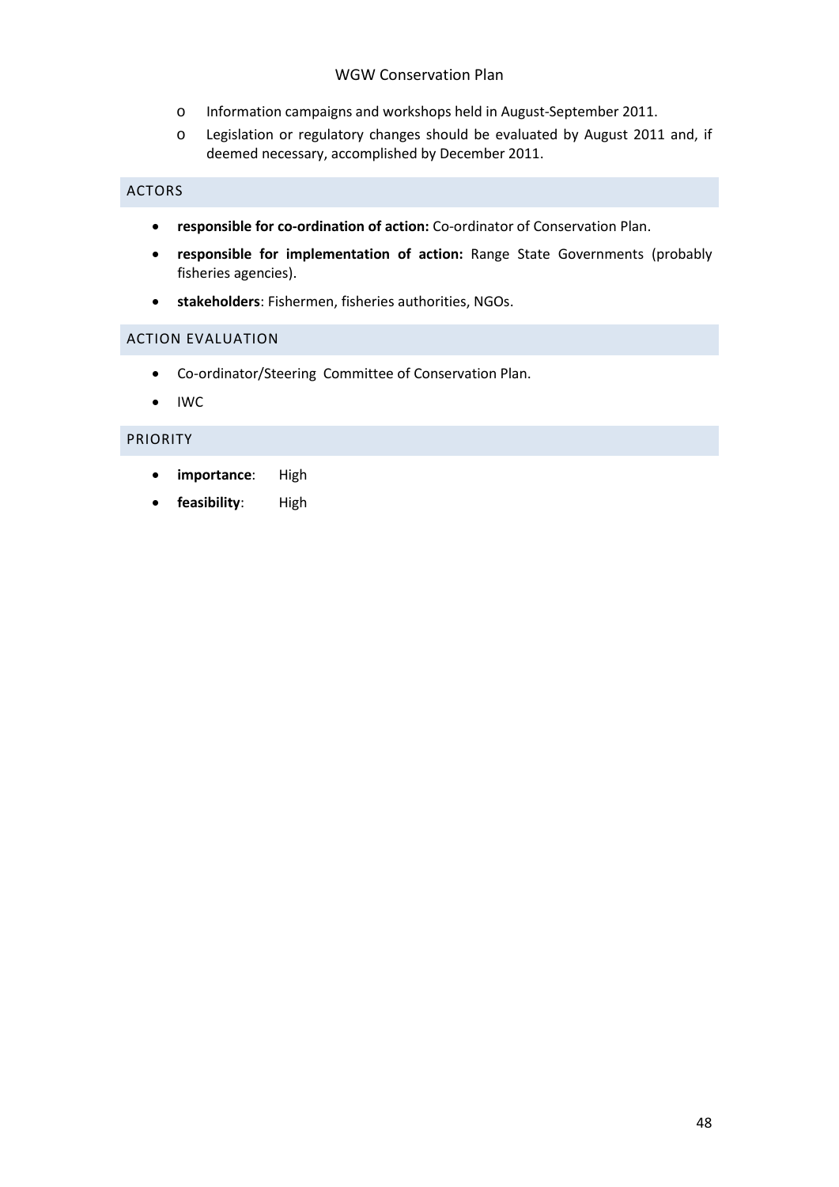- Information campaigns and workshops held in August-September 2011.
- Legislation or regulatory changes should be evaluated by August 2011 and, if deemed necessary, accomplished by December 2011.

### ACTORS

- **responsible for co-ordination of action:** Co-ordinator of Conservation Plan.
- **responsible for implementation of action:** Range State Governments (probably fisheries agencies).
- **stakeholders**: Fishermen, fisheries authorities, NGOs.

### ACTION EVALUATION

- Co-ordinator/Steering Committee of Conservation Plan.
- IWC

### PRIORITY

- **importance**: High
- **feasibility**: High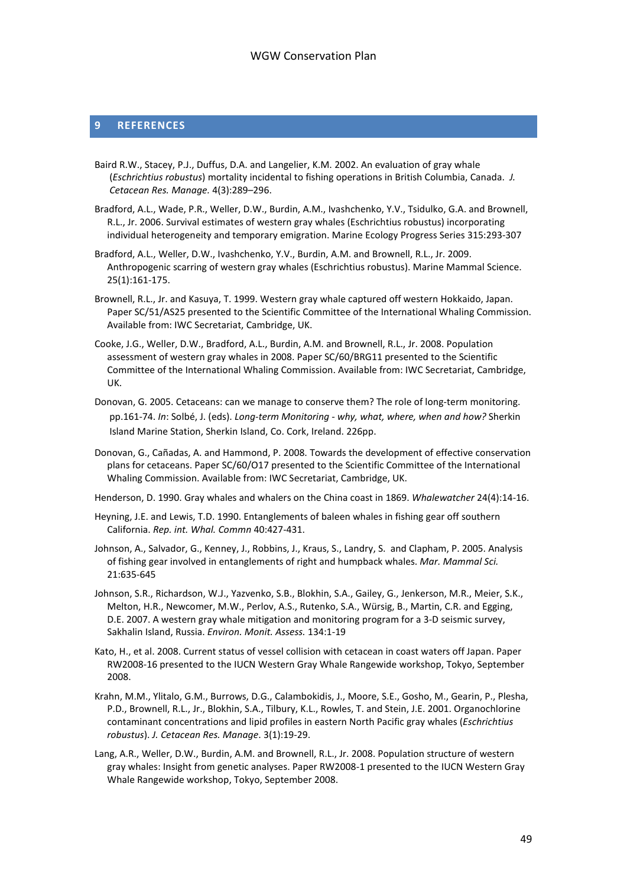# 9 REFERENCES

Baird R.W., Stacey, P.J., Duffus, D.A. and Langelier, K.M. 2002. An evaluation of gray whale (*Eschrichtius robustus*) mortality incidental to fishing operations in British Columbia, Canada. *J. Cetacean Res. Manage.* 4(3):289–296.

Bradford, A.L., Wade, P.R., Weller, D.W., Burdin, A.M., Ivashchenko, Y.V., Tsidulko, G.A. and Brownell, R.L., Jr. 2006. Survival estimates of western gray whales (Eschrichtius robustus) incorporating individual heterogeneity and temporary emigration. Marine Ecology Progress Series 315:293-307

Bradford, A.L., Weller, D.W., Ivashchenko, Y.V., Burdin, A.M. and Brownell, R.L., Jr. 2009. Anthropogenic scarring of western gray whales (Eschrichtius robustus). Marine Mammal Science. 25(1):161-175.

Brownell, R.L., Jr. and Kasuya, T. 1999. Western gray whale captured off western Hokkaido, Japan. Paper SC/51/AS25 presented to the Scientific Committee of the International Whaling Commission. Available from: IWC Secretariat, Cambridge, UK.

Cooke, J.G., Weller, D.W., Bradford, A.L., Burdin, A.M. and Brownell, R.L., Jr. 2008. Population assessment of western gray whales in 2008. Paper SC/60/BRG11 presented to the Scientific Committee of the International Whaling Commission. Available from: IWC Secretariat, Cambridge, UK.

Donovan, G. 2005. Cetaceans: can we manage to conserve them? The role of long-term monitoring. pp.161-74. *In*: Solbé, J. (eds). *Long-term Monitoring - why, what, where, when and how?* Sherkin Island Marine Station, Sherkin Island, Co. Cork, Ireland. 226pp.

Donovan, G., Cañadas, A. and Hammond, P. 2008. Towards the development of effective conservation plans for cetaceans. Paper SC/60/O17 presented to the Scientific Committee of the International Whaling Commission. Available from: IWC Secretariat, Cambridge, UK.

Henderson, D. 1990. Gray whales and whalers on the China coast in 1869. *Whalewatcher* 24(4):14-16.

Heyning, J.E. and Lewis, T.D. 1990. Entanglements of baleen whales in fishing gear off southern California. *Rep. int. Whal. Commn* 40:427-431.

Johnson, A., Salvador, G., Kenney, J., Robbins, J., Kraus, S., Landry, S. and Clapham, P. 2005. Analysis of fishing gear involved in entanglements of right and humpback whales. *Mar. Mammal Sci.* 21:635-645

Johnson, S.R., Richardson, W.J., Yazvenko, S.B., Blokhin, S.A., Gailey, G., Jenkerson, M.R., Meier, S.K., Melton, H.R., Newcomer, M.W., Perlov, A.S., Rutenko, S.A., Würsig, B., Martin, C.R. and Egging, D.E. 2007. A western gray whale mitigation and monitoring program for a 3-D seismic survey, Sakhalin Island, Russia. *Environ. Monit. Assess.* 134:1-19

Kato, H., et al. 2008. Current status of vessel collision with cetacean in coast waters off Japan. Paper RW2008-16 presented to the IUCN Western Gray Whale Rangewide workshop, Tokyo, September 2008.

Krahn, M.M., Ylitalo, G.M., Burrows, D.G., Calambokidis, J., Moore, S.E., Gosho, M., Gearin, P., Plesha, P.D., Brownell, R.L., Jr., Blokhin, S.A., Tilbury, K.L., Rowles, T. and Stein, J.E. 2001. Organochlorine contaminant concentrations and lipid profiles in eastern North Pacific gray whales (*Eschrichtius robustus*). *J. Cetacean Res. Manage*. 3(1):19-29.

Lang, A.R., Weller, D.W., Burdin, A.M. and Brownell, R.L., Jr. 2008. Population structure of western gray whales: Insight from genetic analyses. Paper RW2008-1 presented to the IUCN Western Gray Whale Rangewide workshop, Tokyo, September 2008.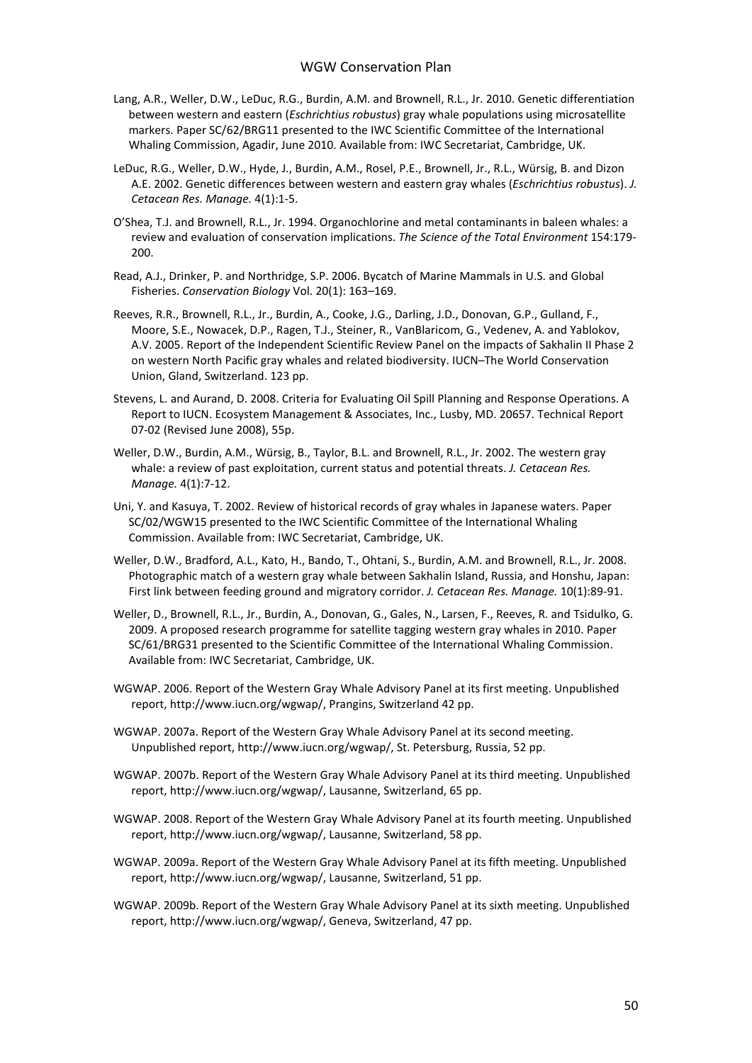Lang, A.R., Weller, D.W., LeDuc, R.G., Burdin, A.M. and Brownell, R.L., Jr. 2010. Genetic differentiation between western and eastern (*Eschrichtius robustus*) gray whale populations using microsatellite markers. Paper SC/62/BRG11 presented to the IWC Scientific Committee of the International Whaling Commission, Agadir, June 2010. Available from: IWC Secretariat, Cambridge, UK.

LeDuc, R.G., Weller, D.W., Hyde, J., Burdin, A.M., Rosel, P.E., Brownell, Jr., R.L., Würsig, B. and Dizon A.E. 2002. Genetic differences between western and eastern gray whales (*Eschrichtius robustus*). *J. Cetacean Res. Manage.* 4(1):1-5.

O'Shea, T.J. and Brownell, R.L., Jr. 1994. Organochlorine and metal contaminants in baleen whales: a review and evaluation of conservation implications. *The Science of the Total Environment* 154:179-200.

Read, A.J., Drinker, P. and Northridge, S.P. 2006. Bycatch of Marine Mammals in U.S. and Global Fisheries. *Conservation Biology* Vol. 20(1): 163–169.

Reeves, R.R., Brownell, R.L., Jr., Burdin, A., Cooke, J.G., Darling, J.D., Donovan, G.P., Gulland, F., Moore, S.E., Nowacek, D.P., Ragen, T.J., Steiner, R., VanBlaricom, G., Vedenev, A. and Yablokov, A.V. 2005. Report of the Independent Scientific Review Panel on the impacts of Sakhalin II Phase 2 on western North Pacific gray whales and related biodiversity. IUCN–The World Conservation Union, Gland, Switzerland. 123 pp.

Stevens, L. and Aurand, D. 2008. Criteria for Evaluating Oil Spill Planning and Response Operations. A Report to IUCN. Ecosystem Management & Associates, Inc., Lusby, MD. 20657. Technical Report 07-02 (Revised June 2008), 55p.

Weller, D.W., Burdin, A.M., Würsig, B., Taylor, B.L. and Brownell, R.L., Jr. 2002. The western gray whale: a review of past exploitation, current status and potential threats. *J. Cetacean Res. Manage.* 4(1):7-12.

Uni, Y. and Kasuya, T. 2002. Review of historical records of gray whales in Japanese waters. Paper SC/02/WGW15 presented to the IWC Scientific Committee of the International Whaling Commission. Available from: IWC Secretariat, Cambridge, UK.

Weller, D.W., Bradford, A.L., Kato, H., Bando, T., Ohtani, S., Burdin, A.M. and Brownell, R.L., Jr. 2008. Photographic match of a western gray whale between Sakhalin Island, Russia, and Honshu, Japan: First link between feeding ground and migratory corridor. *J. Cetacean Res. Manage.* 10(1):89-91.

Weller, D., Brownell, R.L., Jr., Burdin, A., Donovan, G., Gales, N., Larsen, F., Reeves, R. and Tsidulko, G. 2009. A proposed research programme for satellite tagging western gray whales in 2010. Paper SC/61/BRG31 presented to the Scientific Committee of the International Whaling Commission. Available from: IWC Secretariat, Cambridge, UK.

WGWAP. 2006. Report of the Western Gray Whale Advisory Panel at its first meeting. Unpublished report, http://www.iucn.org/wgwap/, Prangins, Switzerland 42 pp.

WGWAP. 2007a. Report of the Western Gray Whale Advisory Panel at its second meeting. Unpublished report, http://www.iucn.org/wgwap/, St. Petersburg, Russia, 52 pp.

WGWAP. 2007b. Report of the Western Gray Whale Advisory Panel at its third meeting. Unpublished report, http://www.iucn.org/wgwap/, Lausanne, Switzerland, 65 pp.

WGWAP. 2008. Report of the Western Gray Whale Advisory Panel at its fourth meeting. Unpublished report, http://www.iucn.org/wgwap/, Lausanne, Switzerland, 58 pp.

WGWAP. 2009a. Report of the Western Gray Whale Advisory Panel at its fifth meeting. Unpublished report, http://www.iucn.org/wgwap/, Lausanne, Switzerland, 51 pp.

WGWAP. 2009b. Report of the Western Gray Whale Advisory Panel at its sixth meeting. Unpublished report, http://www.iucn.org/wgwap/, Geneva, Switzerland, 47 pp.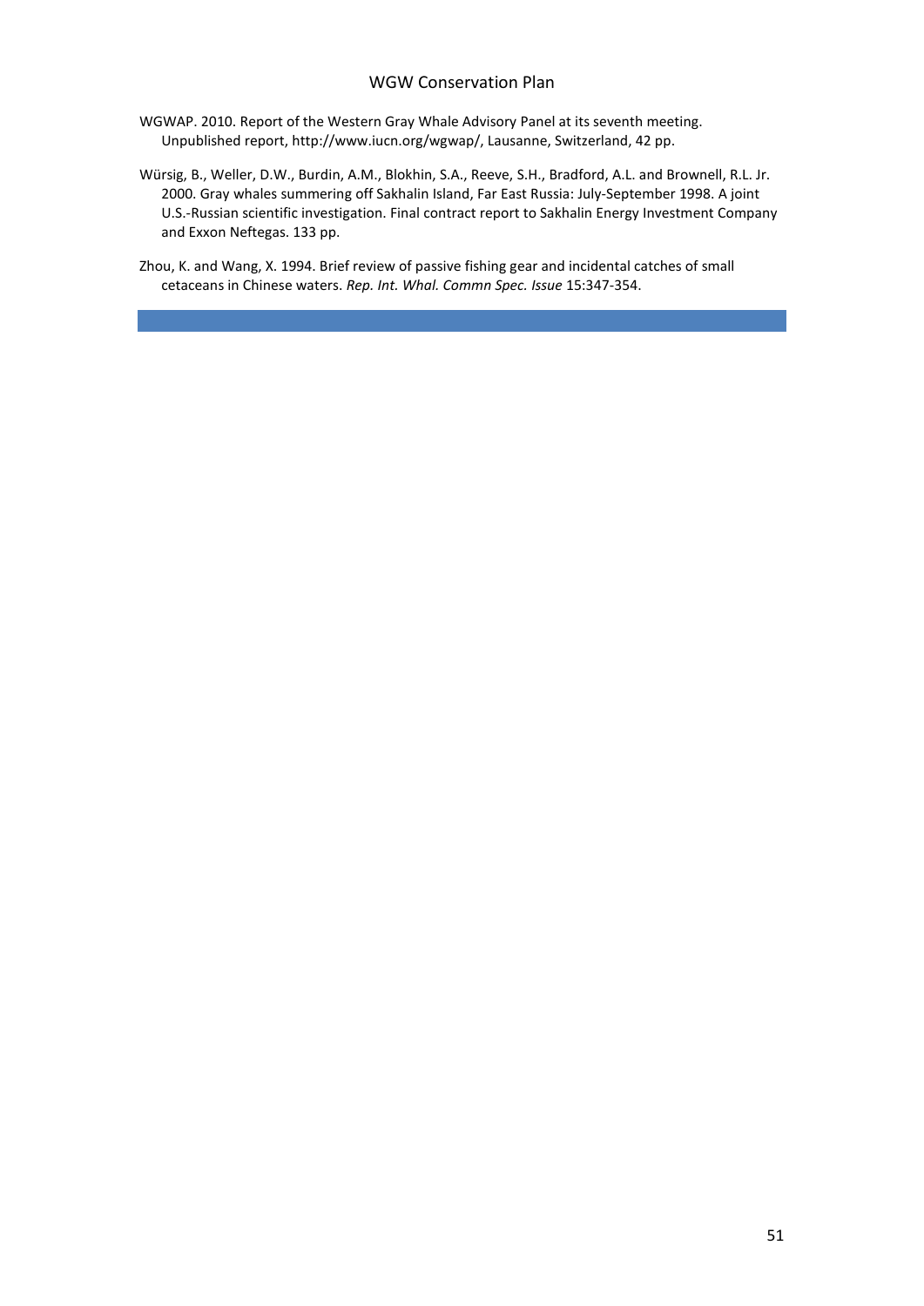WGWAP. 2010. Report of the Western Gray Whale Advisory Panel at its seventh meeting. Unpublished report, http://www.iucn.org/wgwap/, Lausanne, Switzerland, 42 pp.

Würsig, B., Weller, D.W., Burdin, A.M., Blokhin, S.A., Reeve, S.H., Bradford, A.L. and Brownell, R.L. Jr. 2000. Gray whales summering off Sakhalin Island, Far East Russia: July-September 1998. A joint U.S.-Russian scientific investigation. Final contract report to Sakhalin Energy Investment Company and Exxon Neftegas. 133 pp.

Zhou, K. and Wang, X. 1994. Brief review of passive fishing gear and incidental catches of small cetaceans in Chinese waters. *Rep. Int. Whal. Commn Spec. Issue* 15:347-354.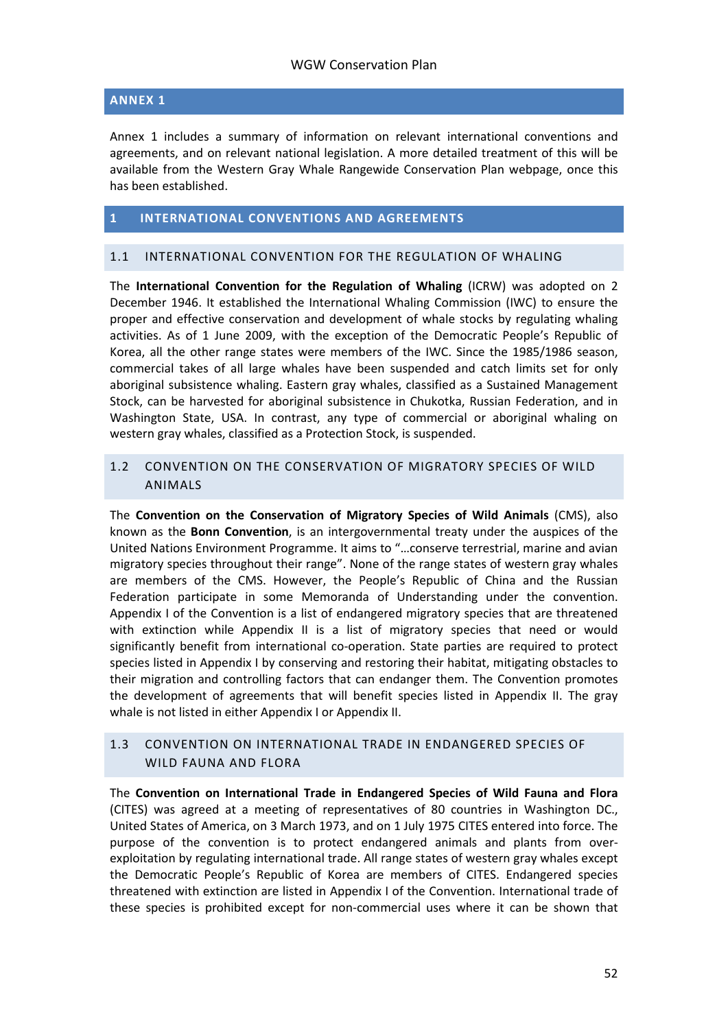## ANNEX 1

Annex 1 includes a summary of information on relevant international conventions and agreements, and on relevant national legislation. A more detailed treatment of this will be available from the Western Gray Whale Rangewide Conservation Plan webpage, once this has been established.

## 1 INTERNATIONAL CONVENTIONS AND AGREEMENTS

### 1.1 INTERNATIONAL CONVENTION FOR THE REGULATION OF WHALING

The **International Convention for the Regulation of Whaling** (ICRW) was adopted on 2 December 1946. It established the International Whaling Commission (IWC) to ensure the proper and effective conservation and development of whale stocks by regulating whaling activities. As of 1 June 2009, with the exception of the Democratic People's Republic of Korea, all the other range states were members of the IWC. Since the 1985/1986 season, commercial takes of all large whales have been suspended and catch limits set for only aboriginal subsistence whaling. Eastern gray whales, classified as a Sustained Management Stock, can be harvested for aboriginal subsistence in Chukotka, Russian Federation, and in Washington State, USA. In contrast, any type of commercial or aboriginal whaling on western gray whales, classified as a Protection Stock, is suspended.

### 1.2 CONVENTION ON THE CONSERVATION OF MIGRATORY SPECIES OF WILD ANIMALS

The **Convention on the Conservation of Migratory Species of Wild Animals** (CMS), also known as the **Bonn Convention**, is an intergovernmental treaty under the auspices of the United Nations Environment Programme. It aims to "…conserve terrestrial, marine and avian migratory species throughout their range". None of the range states of western gray whales are members of the CMS. However, the People's Republic of China and the Russian Federation participate in some Memoranda of Understanding under the convention. Appendix I of the Convention is a list of endangered migratory species that are threatened with extinction while Appendix II is a list of migratory species that need or would significantly benefit from international co-operation. State parties are required to protect species listed in Appendix I by conserving and restoring their habitat, mitigating obstacles to their migration and controlling factors that can endanger them. The Convention promotes the development of agreements that will benefit species listed in Appendix II. The gray whale is not listed in either Appendix I or Appendix II.

### 1.3 CONVENTION ON INTERNATIONAL TRADE IN ENDANGERED SPECIES OF WILD FAUNA AND FLORA

The **Convention on International Trade in Endangered Species of Wild Fauna and Flora** (CITES) was agreed at a meeting of representatives of 80 countries in Washington DC., United States of America, on 3 March 1973, and on 1 July 1975 CITES entered into force. The purpose of the convention is to protect endangered animals and plants from over-exploitation by regulating international trade. All range states of western gray whales except the Democratic People's Republic of Korea are members of CITES. Endangered species threatened with extinction are listed in Appendix I of the Convention. International trade of these species is prohibited except for non-commercial uses where it can be shown that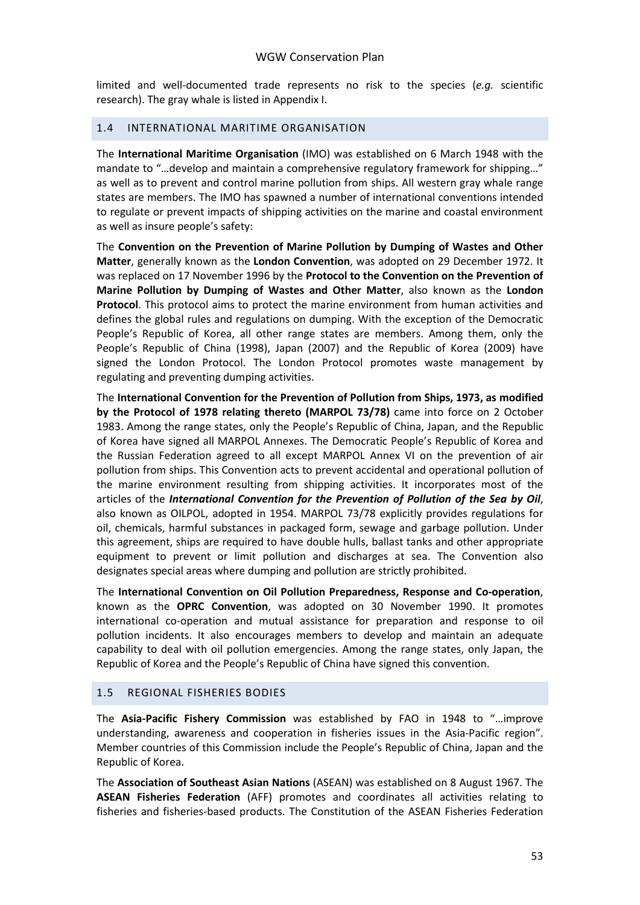limited and well-documented trade represents no risk to the species (*e.g.* scientific research). The gray whale is listed in Appendix I.

## 1.4 INTERNATIONAL MARITIME ORGANISATION

The **International Maritime Organisation** (IMO) was established on 6 March 1948 with the mandate to "…develop and maintain a comprehensive regulatory framework for shipping…" as well as to prevent and control marine pollution from ships. All western gray whale range states are members. The IMO has spawned a number of international conventions intended to regulate or prevent impacts of shipping activities on the marine and coastal environment as well as insure people's safety:

The **Convention on the Prevention of Marine Pollution by Dumping of Wastes and Other Matter**, generally known as the **London Convention**, was adopted on 29 December 1972. It was replaced on 17 November 1996 by the **Protocol to the Convention on the Prevention of Marine Pollution by Dumping of Wastes and Other Matter**, also known as the **London Protocol**. This protocol aims to protect the marine environment from human activities and defines the global rules and regulations on dumping. With the exception of the Democratic People's Republic of Korea, all other range states are members. Among them, only the People's Republic of China (1998), Japan (2007) and the Republic of Korea (2009) have signed the London Protocol. The London Protocol promotes waste management by regulating and preventing dumping activities.

The **International Convention for the Prevention of Pollution from Ships, 1973, as modified by the Protocol of 1978 relating thereto (MARPOL 73/78)** came into force on 2 October 1983. Among the range states, only the People's Republic of China, Japan, and the Republic of Korea have signed all MARPOL Annexes. The Democratic People's Republic of Korea and the Russian Federation agreed to all except MARPOL Annex VI on the prevention of air pollution from ships. This Convention acts to prevent accidental and operational pollution of the marine environment resulting from shipping activities. It incorporates most of the articles of the ***International Convention for the Prevention of Pollution of the Sea by Oil***, also known as OILPOL, adopted in 1954. MARPOL 73/78 explicitly provides regulations for oil, chemicals, harmful substances in packaged form, sewage and garbage pollution. Under this agreement, ships are required to have double hulls, ballast tanks and other appropriate equipment to prevent or limit pollution and discharges at sea. The Convention also designates special areas where dumping and pollution are strictly prohibited.

The **International Convention on Oil Pollution Preparedness, Response and Co-operation**, known as the **OPRC Convention**, was adopted on 30 November 1990. It promotes international co-operation and mutual assistance for preparation and response to oil pollution incidents. It also encourages members to develop and maintain an adequate capability to deal with oil pollution emergencies. Among the range states, only Japan, the Republic of Korea and the People's Republic of China have signed this convention.

## 1.5 REGIONAL FISHERIES BODIES

The **Asia-Pacific Fishery Commission** was established by FAO in 1948 to "…improve understanding, awareness and cooperation in fisheries issues in the Asia-Pacific region". Member countries of this Commission include the People's Republic of China, Japan and the Republic of Korea.

The **Association of Southeast Asian Nations** (ASEAN) was established on 8 August 1967. The **ASEAN Fisheries Federation** (AFF) promotes and coordinates all activities relating to fisheries and fisheries-based products. The Constitution of the ASEAN Fisheries Federation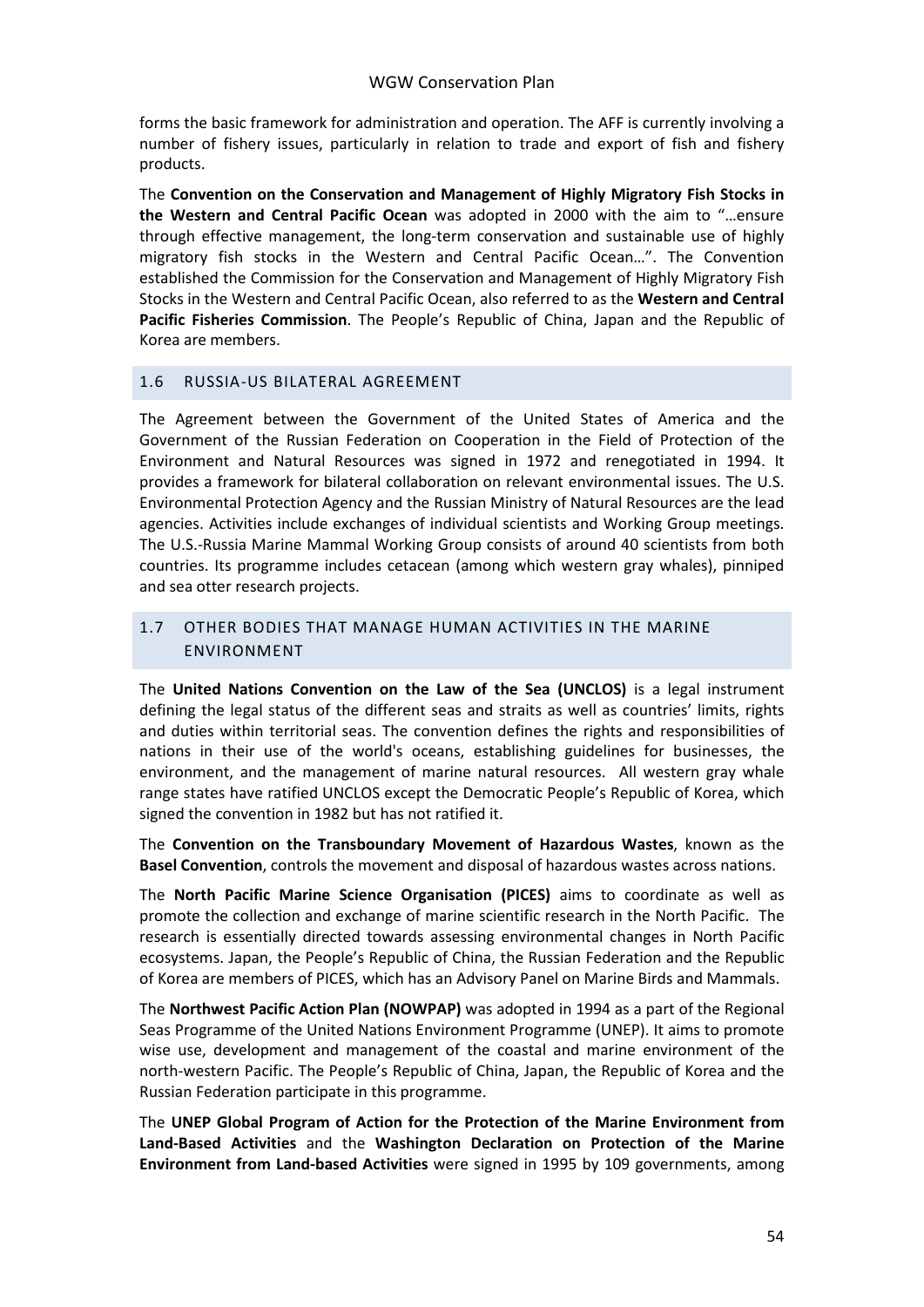forms the basic framework for administration and operation. The AFF is currently involving a number of fishery issues, particularly in relation to trade and export of fish and fishery products.

The **Convention on the Conservation and Management of Highly Migratory Fish Stocks in the Western and Central Pacific Ocean** was adopted in 2000 with the aim to "…ensure through effective management, the long-term conservation and sustainable use of highly migratory fish stocks in the Western and Central Pacific Ocean…". The Convention established the Commission for the Conservation and Management of Highly Migratory Fish Stocks in the Western and Central Pacific Ocean, also referred to as the **Western and Central Pacific Fisheries Commission**. The People's Republic of China, Japan and the Republic of Korea are members.

## 1.6 RUSSIA-US BILATERAL AGREEMENT

The Agreement between the Government of the United States of America and the Government of the Russian Federation on Cooperation in the Field of Protection of the Environment and Natural Resources was signed in 1972 and renegotiated in 1994. It provides a framework for bilateral collaboration on relevant environmental issues. The U.S. Environmental Protection Agency and the Russian Ministry of Natural Resources are the lead agencies. Activities include exchanges of individual scientists and Working Group meetings. The U.S.-Russia Marine Mammal Working Group consists of around 40 scientists from both countries. Its programme includes cetacean (among which western gray whales), pinniped and sea otter research projects.

## 1.7 OTHER BODIES THAT MANAGE HUMAN ACTIVITIES IN THE MARINE ENVIRONMENT

The **United Nations Convention on the Law of the Sea (UNCLOS)** is a legal instrument defining the legal status of the different seas and straits as well as countries' limits, rights and duties within territorial seas. The convention defines the rights and responsibilities of nations in their use of the world's oceans, establishing guidelines for businesses, the environment, and the management of marine natural resources. All western gray whale range states have ratified UNCLOS except the Democratic People's Republic of Korea, which signed the convention in 1982 but has not ratified it.

The **Convention on the Transboundary Movement of Hazardous Wastes**, known as the **Basel Convention**, controls the movement and disposal of hazardous wastes across nations.

The **North Pacific Marine Science Organisation (PICES)** aims to coordinate as well as promote the collection and exchange of marine scientific research in the North Pacific. The research is essentially directed towards assessing environmental changes in North Pacific ecosystems. Japan, the People's Republic of China, the Russian Federation and the Republic of Korea are members of PICES, which has an Advisory Panel on Marine Birds and Mammals.

The **Northwest Pacific Action Plan (NOWPAP)** was adopted in 1994 as a part of the Regional Seas Programme of the United Nations Environment Programme (UNEP). It aims to promote wise use, development and management of the coastal and marine environment of the north-western Pacific. The People's Republic of China, Japan, the Republic of Korea and the Russian Federation participate in this programme.

The **UNEP Global Program of Action for the Protection of the Marine Environment from Land-Based Activities** and the **Washington Declaration on Protection of the Marine Environment from Land-based Activities** were signed in 1995 by 109 governments, among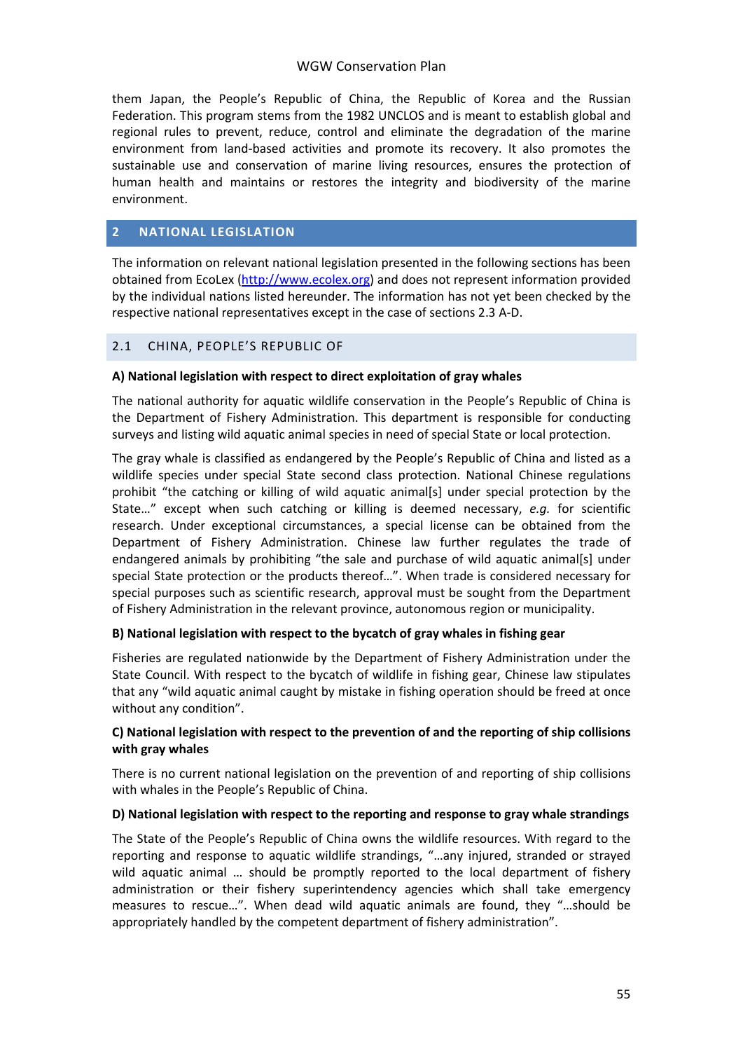them Japan, the People's Republic of China, the Republic of Korea and the Russian Federation. This program stems from the 1982 UNCLOS and is meant to establish global and regional rules to prevent, reduce, control and eliminate the degradation of the marine environment from land-based activities and promote its recovery. It also promotes the sustainable use and conservation of marine living resources, ensures the protection of human health and maintains or restores the integrity and biodiversity of the marine environment.

## 2 NATIONAL LEGISLATION

The information on relevant national legislation presented in the following sections has been obtained from EcoLex (http://www.ecolex.org) and does not represent information provided by the individual nations listed hereunder. The information has not yet been checked by the respective national representatives except in the case of sections 2.3 A-D.

### 2.1 CHINA, PEOPLE'S REPUBLIC OF

**A) National legislation with respect to direct exploitation of gray whales**

The national authority for aquatic wildlife conservation in the People's Republic of China is the Department of Fishery Administration. This department is responsible for conducting surveys and listing wild aquatic animal species in need of special State or local protection.

The gray whale is classified as endangered by the People's Republic of China and listed as a wildlife species under special State second class protection. National Chinese regulations prohibit "the catching or killing of wild aquatic animal[s] under special protection by the State…" except when such catching or killing is deemed necessary, *e.g.* for scientific research. Under exceptional circumstances, a special license can be obtained from the Department of Fishery Administration. Chinese law further regulates the trade of endangered animals by prohibiting "the sale and purchase of wild aquatic animal[s] under special State protection or the products thereof…". When trade is considered necessary for special purposes such as scientific research, approval must be sought from the Department of Fishery Administration in the relevant province, autonomous region or municipality.

**B) National legislation with respect to the bycatch of gray whales in fishing gear**

Fisheries are regulated nationwide by the Department of Fishery Administration under the State Council. With respect to the bycatch of wildlife in fishing gear, Chinese law stipulates that any "wild aquatic animal caught by mistake in fishing operation should be freed at once without any condition".

**C) National legislation with respect to the prevention of and the reporting of ship collisions with gray whales**

There is no current national legislation on the prevention of and reporting of ship collisions with whales in the People's Republic of China.

**D) National legislation with respect to the reporting and response to gray whale strandings**

The State of the People's Republic of China owns the wildlife resources. With regard to the reporting and response to aquatic wildlife strandings, "…any injured, stranded or strayed wild aquatic animal … should be promptly reported to the local department of fishery administration or their fishery superintendency agencies which shall take emergency measures to rescue…". When dead wild aquatic animals are found, they "…should be appropriately handled by the competent department of fishery administration".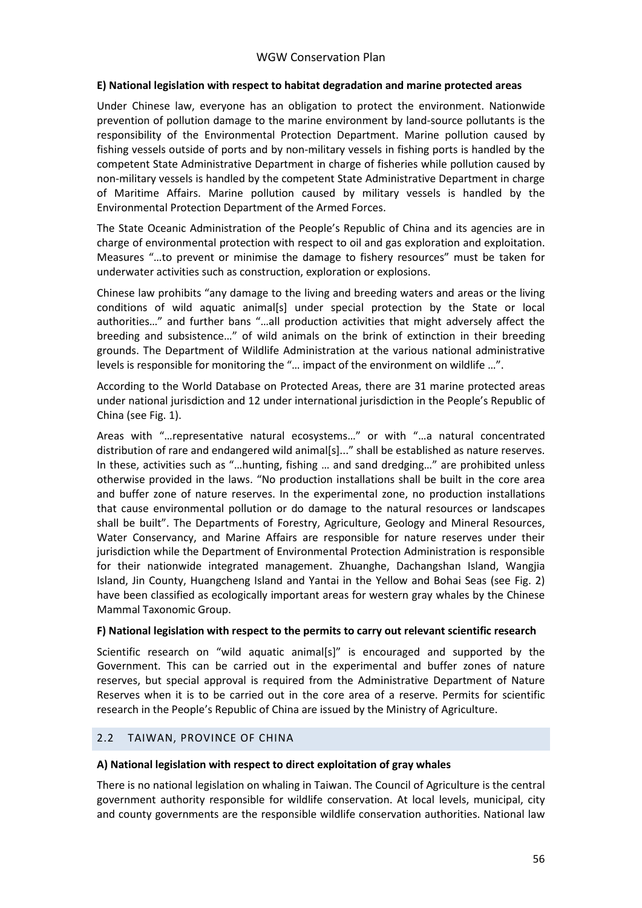**E) National legislation with respect to habitat degradation and marine protected areas**

Under Chinese law, everyone has an obligation to protect the environment. Nationwide prevention of pollution damage to the marine environment by land-source pollutants is the responsibility of the Environmental Protection Department. Marine pollution caused by fishing vessels outside of ports and by non-military vessels in fishing ports is handled by the competent State Administrative Department in charge of fisheries while pollution caused by non-military vessels is handled by the competent State Administrative Department in charge of Maritime Affairs. Marine pollution caused by military vessels is handled by the Environmental Protection Department of the Armed Forces.

The State Oceanic Administration of the People's Republic of China and its agencies are in charge of environmental protection with respect to oil and gas exploration and exploitation. Measures "…to prevent or minimise the damage to fishery resources" must be taken for underwater activities such as construction, exploration or explosions.

Chinese law prohibits "any damage to the living and breeding waters and areas or the living conditions of wild aquatic animal[s] under special protection by the State or local authorities…" and further bans "…all production activities that might adversely affect the breeding and subsistence…" of wild animals on the brink of extinction in their breeding grounds. The Department of Wildlife Administration at the various national administrative levels is responsible for monitoring the "… impact of the environment on wildlife …".

According to the World Database on Protected Areas, there are 31 marine protected areas under national jurisdiction and 12 under international jurisdiction in the People's Republic of China (see Fig. 1).

Areas with "…representative natural ecosystems…" or with "…a natural concentrated distribution of rare and endangered wild animal[s]..." shall be established as nature reserves. In these, activities such as "…hunting, fishing … and sand dredging…" are prohibited unless otherwise provided in the laws. "No production installations shall be built in the core area and buffer zone of nature reserves. In the experimental zone, no production installations that cause environmental pollution or do damage to the natural resources or landscapes shall be built". The Departments of Forestry, Agriculture, Geology and Mineral Resources, Water Conservancy, and Marine Affairs are responsible for nature reserves under their jurisdiction while the Department of Environmental Protection Administration is responsible for their nationwide integrated management. Zhuanghe, Dachangshan Island, Wangjia Island, Jin County, Huangcheng Island and Yantai in the Yellow and Bohai Seas (see Fig. 2) have been classified as ecologically important areas for western gray whales by the Chinese Mammal Taxonomic Group.

**F) National legislation with respect to the permits to carry out relevant scientific research**

Scientific research on "wild aquatic animal[s]" is encouraged and supported by the Government. This can be carried out in the experimental and buffer zones of nature reserves, but special approval is required from the Administrative Department of Nature Reserves when it is to be carried out in the core area of a reserve. Permits for scientific research in the People's Republic of China are issued by the Ministry of Agriculture.

## 2.2 TAIWAN, PROVINCE OF CHINA

**A) National legislation with respect to direct exploitation of gray whales**

There is no national legislation on whaling in Taiwan. The Council of Agriculture is the central government authority responsible for wildlife conservation. At local levels, municipal, city and county governments are the responsible wildlife conservation authorities. National law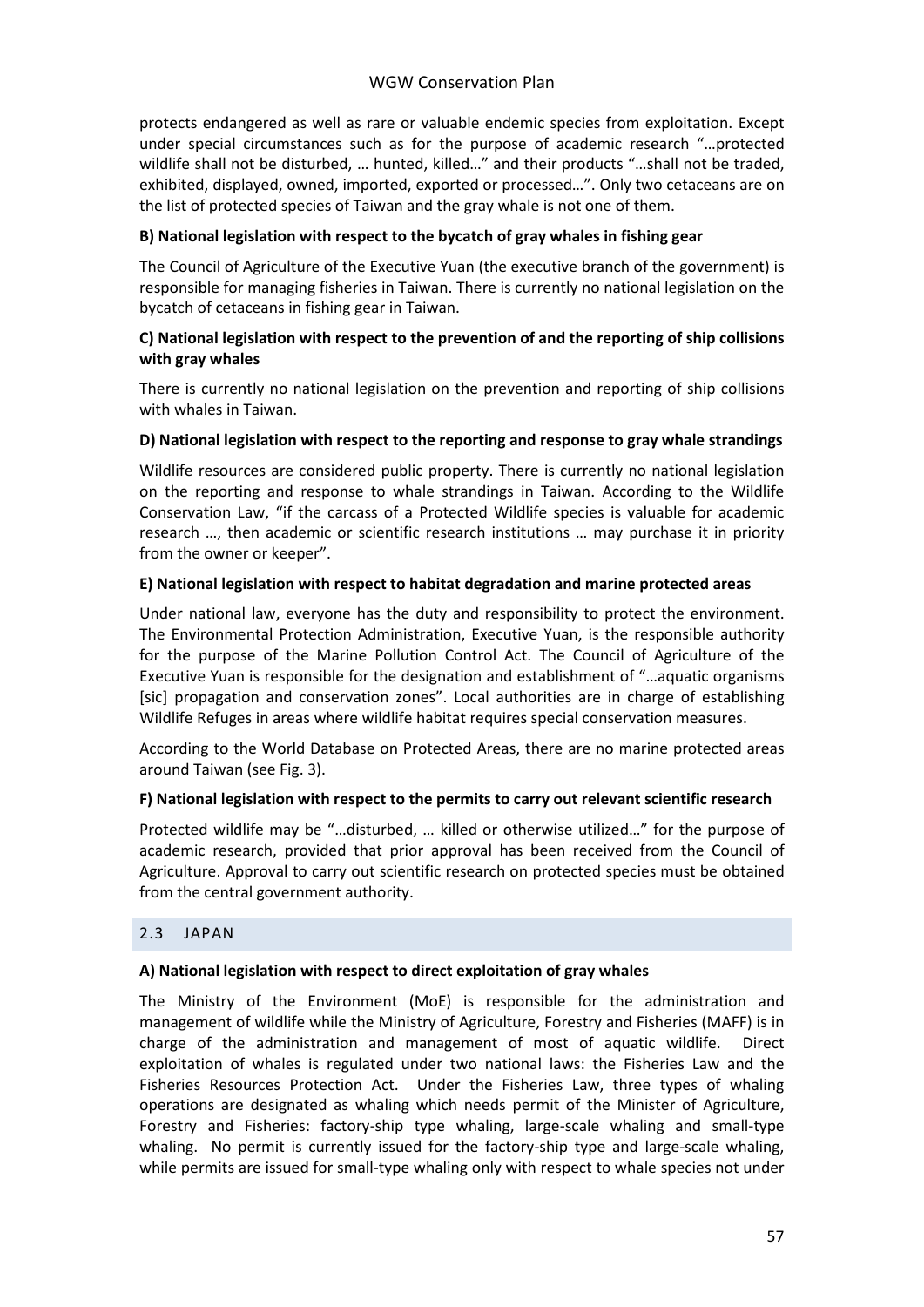protects endangered as well as rare or valuable endemic species from exploitation. Except under special circumstances such as for the purpose of academic research "…protected wildlife shall not be disturbed, … hunted, killed…" and their products "…shall not be traded, exhibited, displayed, owned, imported, exported or processed…". Only two cetaceans are on the list of protected species of Taiwan and the gray whale is not one of them.

**B) National legislation with respect to the bycatch of gray whales in fishing gear**

The Council of Agriculture of the Executive Yuan (the executive branch of the government) is responsible for managing fisheries in Taiwan. There is currently no national legislation on the bycatch of cetaceans in fishing gear in Taiwan.

**C) National legislation with respect to the prevention of and the reporting of ship collisions with gray whales**

There is currently no national legislation on the prevention and reporting of ship collisions with whales in Taiwan.

**D) National legislation with respect to the reporting and response to gray whale strandings**

Wildlife resources are considered public property. There is currently no national legislation on the reporting and response to whale strandings in Taiwan. According to the Wildlife Conservation Law, "if the carcass of a Protected Wildlife species is valuable for academic research …, then academic or scientific research institutions … may purchase it in priority from the owner or keeper".

**E) National legislation with respect to habitat degradation and marine protected areas**

Under national law, everyone has the duty and responsibility to protect the environment. The Environmental Protection Administration, Executive Yuan, is the responsible authority for the purpose of the Marine Pollution Control Act. The Council of Agriculture of the Executive Yuan is responsible for the designation and establishment of "…aquatic organisms [sic] propagation and conservation zones". Local authorities are in charge of establishing Wildlife Refuges in areas where wildlife habitat requires special conservation measures.

According to the World Database on Protected Areas, there are no marine protected areas around Taiwan (see Fig. 3).

**F) National legislation with respect to the permits to carry out relevant scientific research**

Protected wildlife may be "…disturbed, … killed or otherwise utilized…" for the purpose of academic research, provided that prior approval has been received from the Council of Agriculture. Approval to carry out scientific research on protected species must be obtained from the central government authority.

## 2.3 JAPAN

**A) National legislation with respect to direct exploitation of gray whales**

The Ministry of the Environment (MoE) is responsible for the administration and management of wildlife while the Ministry of Agriculture, Forestry and Fisheries (MAFF) is in charge of the administration and management of most of aquatic wildlife. Direct exploitation of whales is regulated under two national laws: the Fisheries Law and the Fisheries Resources Protection Act. Under the Fisheries Law, three types of whaling operations are designated as whaling which needs permit of the Minister of Agriculture, Forestry and Fisheries: factory-ship type whaling, large-scale whaling and small-type whaling. No permit is currently issued for the factory-ship type and large-scale whaling, while permits are issued for small-type whaling only with respect to whale species not under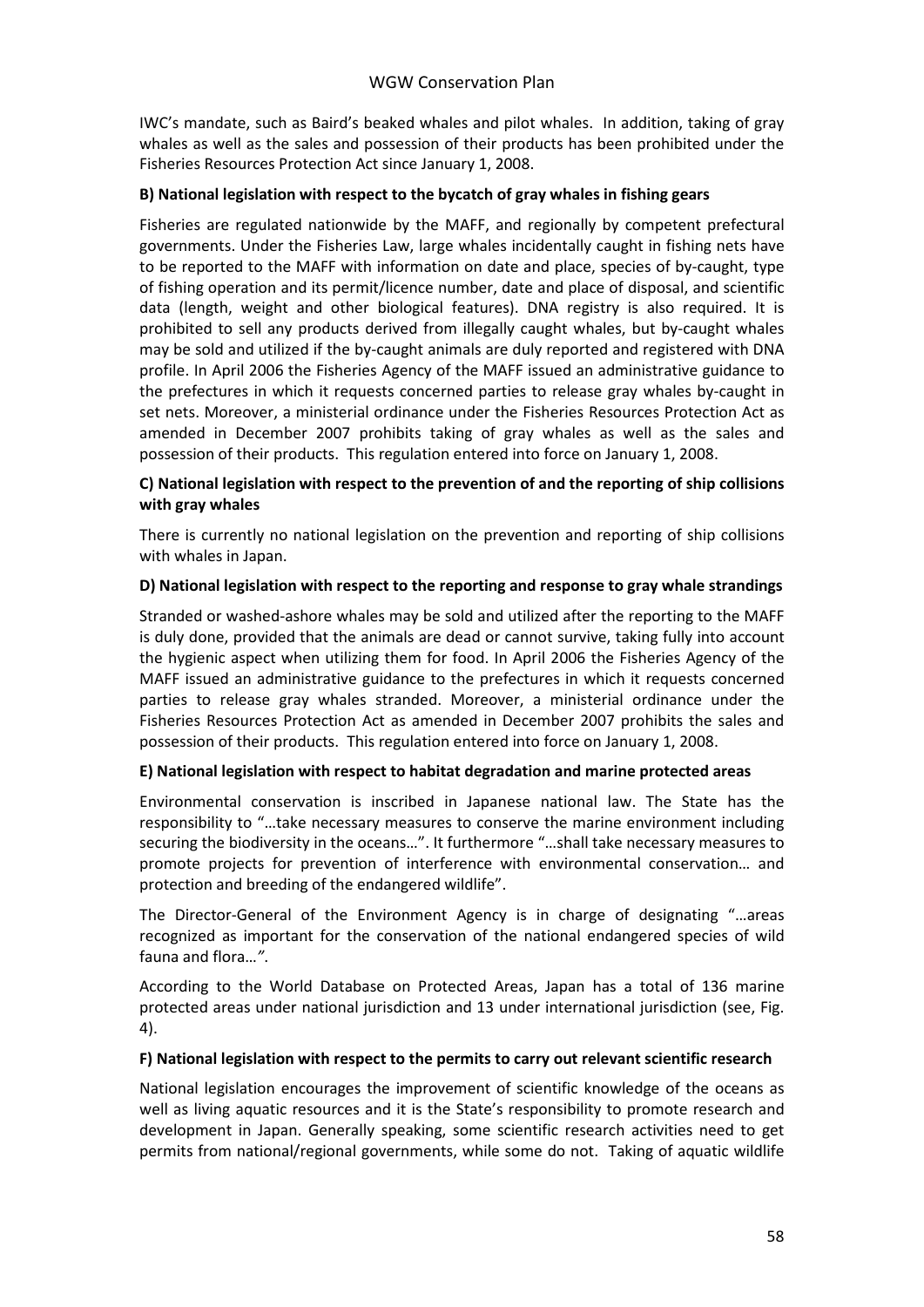IWC's mandate, such as Baird's beaked whales and pilot whales. In addition, taking of gray whales as well as the sales and possession of their products has been prohibited under the Fisheries Resources Protection Act since January 1, 2008.

**B) National legislation with respect to the bycatch of gray whales in fishing gears**

Fisheries are regulated nationwide by the MAFF, and regionally by competent prefectural governments. Under the Fisheries Law, large whales incidentally caught in fishing nets have to be reported to the MAFF with information on date and place, species of by-caught, type of fishing operation and its permit/licence number, date and place of disposal, and scientific data (length, weight and other biological features). DNA registry is also required. It is prohibited to sell any products derived from illegally caught whales, but by-caught whales may be sold and utilized if the by-caught animals are duly reported and registered with DNA profile. In April 2006 the Fisheries Agency of the MAFF issued an administrative guidance to the prefectures in which it requests concerned parties to release gray whales by-caught in set nets. Moreover, a ministerial ordinance under the Fisheries Resources Protection Act as amended in December 2007 prohibits taking of gray whales as well as the sales and possession of their products. This regulation entered into force on January 1, 2008.

**C) National legislation with respect to the prevention of and the reporting of ship collisions with gray whales**

There is currently no national legislation on the prevention and reporting of ship collisions with whales in Japan.

**D) National legislation with respect to the reporting and response to gray whale strandings**

Stranded or washed-ashore whales may be sold and utilized after the reporting to the MAFF is duly done, provided that the animals are dead or cannot survive, taking fully into account the hygienic aspect when utilizing them for food. In April 2006 the Fisheries Agency of the MAFF issued an administrative guidance to the prefectures in which it requests concerned parties to release gray whales stranded. Moreover, a ministerial ordinance under the Fisheries Resources Protection Act as amended in December 2007 prohibits the sales and possession of their products. This regulation entered into force on January 1, 2008.

**E) National legislation with respect to habitat degradation and marine protected areas**

Environmental conservation is inscribed in Japanese national law. The State has the responsibility to "…take necessary measures to conserve the marine environment including securing the biodiversity in the oceans…". It furthermore "…shall take necessary measures to promote projects for prevention of interference with environmental conservation… and protection and breeding of the endangered wildlife".

The Director-General of the Environment Agency is in charge of designating "…areas recognized as important for the conservation of the national endangered species of wild fauna and flora…*"*.

According to the World Database on Protected Areas, Japan has a total of 136 marine protected areas under national jurisdiction and 13 under international jurisdiction (see, Fig. 4).

**F) National legislation with respect to the permits to carry out relevant scientific research**

National legislation encourages the improvement of scientific knowledge of the oceans as well as living aquatic resources and it is the State's responsibility to promote research and development in Japan. Generally speaking, some scientific research activities need to get permits from national/regional governments, while some do not. Taking of aquatic wildlife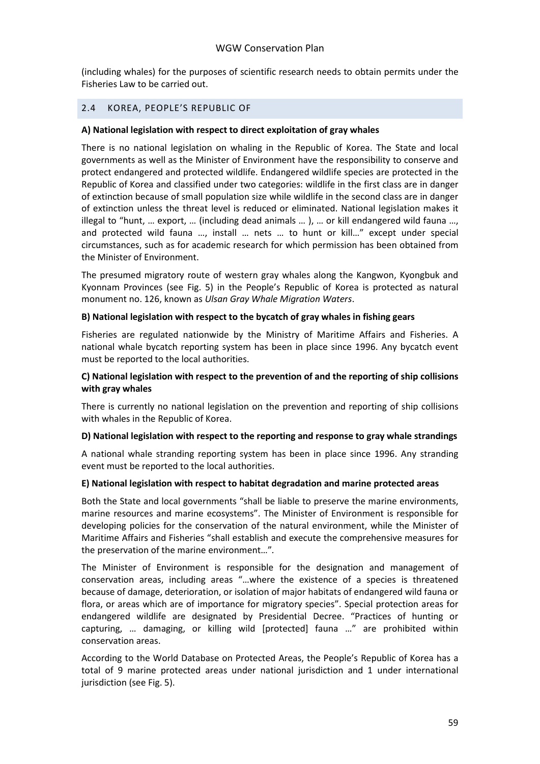(including whales) for the purposes of scientific research needs to obtain permits under the Fisheries Law to be carried out.

## 2.4 KOREA, PEOPLE'S REPUBLIC OF

**A) National legislation with respect to direct exploitation of gray whales**

There is no national legislation on whaling in the Republic of Korea. The State and local governments as well as the Minister of Environment have the responsibility to conserve and protect endangered and protected wildlife. Endangered wildlife species are protected in the Republic of Korea and classified under two categories: wildlife in the first class are in danger of extinction because of small population size while wildlife in the second class are in danger of extinction unless the threat level is reduced or eliminated. National legislation makes it illegal to "hunt, … export, … (including dead animals … ), … or kill endangered wild fauna …, and protected wild fauna …, install … nets … to hunt or kill…" except under special circumstances, such as for academic research for which permission has been obtained from the Minister of Environment.

The presumed migratory route of western gray whales along the Kangwon, Kyongbuk and Kyonnam Provinces (see Fig. 5) in the People's Republic of Korea is protected as natural monument no. 126, known as *Ulsan Gray Whale Migration Waters*.

**B) National legislation with respect to the bycatch of gray whales in fishing gears**

Fisheries are regulated nationwide by the Ministry of Maritime Affairs and Fisheries. A national whale bycatch reporting system has been in place since 1996. Any bycatch event must be reported to the local authorities.

**C) National legislation with respect to the prevention of and the reporting of ship collisions with gray whales**

There is currently no national legislation on the prevention and reporting of ship collisions with whales in the Republic of Korea.

**D) National legislation with respect to the reporting and response to gray whale strandings**

A national whale stranding reporting system has been in place since 1996. Any stranding event must be reported to the local authorities.

**E) National legislation with respect to habitat degradation and marine protected areas**

Both the State and local governments "shall be liable to preserve the marine environments, marine resources and marine ecosystems". The Minister of Environment is responsible for developing policies for the conservation of the natural environment, while the Minister of Maritime Affairs and Fisheries "shall establish and execute the comprehensive measures for the preservation of the marine environment…".

The Minister of Environment is responsible for the designation and management of conservation areas, including areas "…where the existence of a species is threatened because of damage, deterioration, or isolation of major habitats of endangered wild fauna or flora, or areas which are of importance for migratory species". Special protection areas for endangered wildlife are designated by Presidential Decree. "Practices of hunting or capturing, … damaging, or killing wild [protected] fauna …" are prohibited within conservation areas.

According to the World Database on Protected Areas, the People's Republic of Korea has a total of 9 marine protected areas under national jurisdiction and 1 under international jurisdiction (see Fig. 5).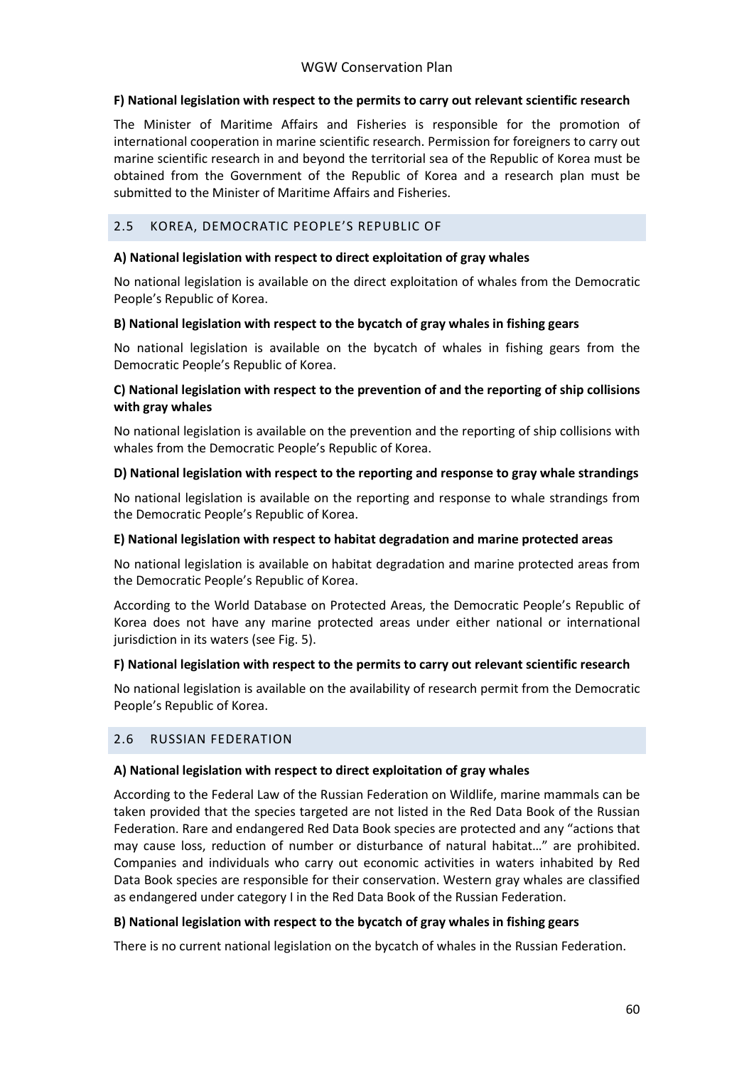**F) National legislation with respect to the permits to carry out relevant scientific research**

The Minister of Maritime Affairs and Fisheries is responsible for the promotion of international cooperation in marine scientific research. Permission for foreigners to carry out marine scientific research in and beyond the territorial sea of the Republic of Korea must be obtained from the Government of the Republic of Korea and a research plan must be submitted to the Minister of Maritime Affairs and Fisheries.

## 2.5 KOREA, DEMOCRATIC PEOPLE'S REPUBLIC OF

**A) National legislation with respect to direct exploitation of gray whales**

No national legislation is available on the direct exploitation of whales from the Democratic People's Republic of Korea.

**B) National legislation with respect to the bycatch of gray whales in fishing gears**

No national legislation is available on the bycatch of whales in fishing gears from the Democratic People's Republic of Korea.

**C) National legislation with respect to the prevention of and the reporting of ship collisions with gray whales**

No national legislation is available on the prevention and the reporting of ship collisions with whales from the Democratic People's Republic of Korea.

**D) National legislation with respect to the reporting and response to gray whale strandings**

No national legislation is available on the reporting and response to whale strandings from the Democratic People's Republic of Korea.

**E) National legislation with respect to habitat degradation and marine protected areas**

No national legislation is available on habitat degradation and marine protected areas from the Democratic People's Republic of Korea.

According to the World Database on Protected Areas, the Democratic People's Republic of Korea does not have any marine protected areas under either national or international jurisdiction in its waters (see Fig. 5).

**F) National legislation with respect to the permits to carry out relevant scientific research**

No national legislation is available on the availability of research permit from the Democratic People's Republic of Korea.

## 2.6 RUSSIAN FEDERATION

**A) National legislation with respect to direct exploitation of gray whales**

According to the Federal Law of the Russian Federation on Wildlife, marine mammals can be taken provided that the species targeted are not listed in the Red Data Book of the Russian Federation. Rare and endangered Red Data Book species are protected and any "actions that may cause loss, reduction of number or disturbance of natural habitat…" are prohibited. Companies and individuals who carry out economic activities in waters inhabited by Red Data Book species are responsible for their conservation. Western gray whales are classified as endangered under category I in the Red Data Book of the Russian Federation.

**B) National legislation with respect to the bycatch of gray whales in fishing gears**

There is no current national legislation on the bycatch of whales in the Russian Federation.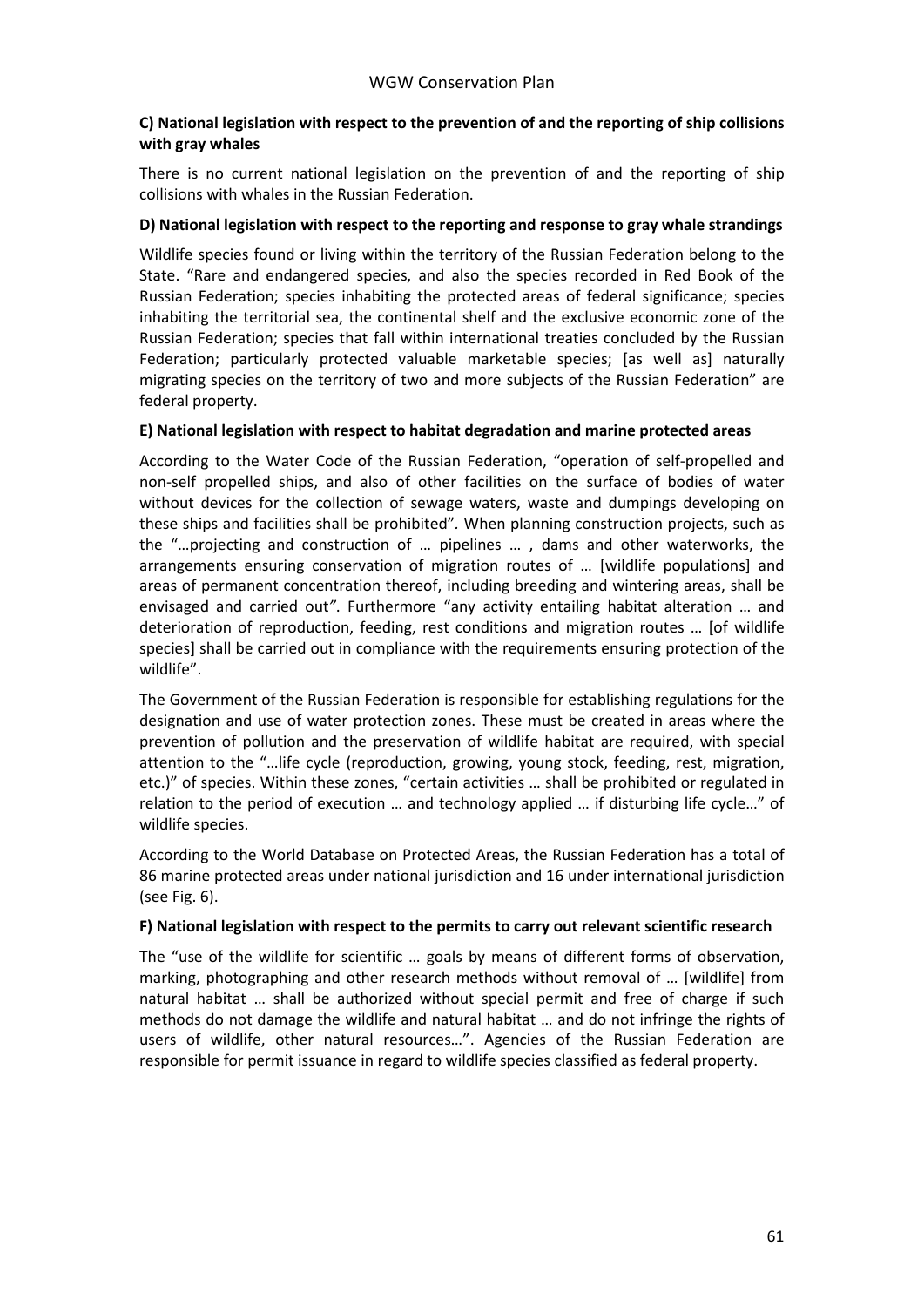**C) National legislation with respect to the prevention of and the reporting of ship collisions with gray whales**

There is no current national legislation on the prevention of and the reporting of ship collisions with whales in the Russian Federation.

**D) National legislation with respect to the reporting and response to gray whale strandings**

Wildlife species found or living within the territory of the Russian Federation belong to the State. "Rare and endangered species, and also the species recorded in Red Book of the Russian Federation; species inhabiting the protected areas of federal significance; species inhabiting the territorial sea, the continental shelf and the exclusive economic zone of the Russian Federation; species that fall within international treaties concluded by the Russian Federation; particularly protected valuable marketable species; [as well as] naturally migrating species on the territory of two and more subjects of the Russian Federation" are federal property.

**E) National legislation with respect to habitat degradation and marine protected areas**

According to the Water Code of the Russian Federation, "operation of self-propelled and non-self propelled ships, and also of other facilities on the surface of bodies of water without devices for the collection of sewage waters, waste and dumpings developing on these ships and facilities shall be prohibited". When planning construction projects, such as the "…projecting and construction of … pipelines … , dams and other waterworks, the arrangements ensuring conservation of migration routes of … [wildlife populations] and areas of permanent concentration thereof, including breeding and wintering areas, shall be envisaged and carried out". Furthermore "any activity entailing habitat alteration … and deterioration of reproduction, feeding, rest conditions and migration routes … [of wildlife species] shall be carried out in compliance with the requirements ensuring protection of the wildlife".

The Government of the Russian Federation is responsible for establishing regulations for the designation and use of water protection zones. These must be created in areas where the prevention of pollution and the preservation of wildlife habitat are required, with special attention to the "…life cycle (reproduction, growing, young stock, feeding, rest, migration, etc.)" of species. Within these zones, "certain activities … shall be prohibited or regulated in relation to the period of execution … and technology applied … if disturbing life cycle…" of wildlife species.

According to the World Database on Protected Areas, the Russian Federation has a total of 86 marine protected areas under national jurisdiction and 16 under international jurisdiction (see Fig. 6).

**F) National legislation with respect to the permits to carry out relevant scientific research**

The "use of the wildlife for scientific … goals by means of different forms of observation, marking, photographing and other research methods without removal of … [wildlife] from natural habitat … shall be authorized without special permit and free of charge if such methods do not damage the wildlife and natural habitat … and do not infringe the rights of users of wildlife, other natural resources…". Agencies of the Russian Federation are responsible for permit issuance in regard to wildlife species classified as federal property.